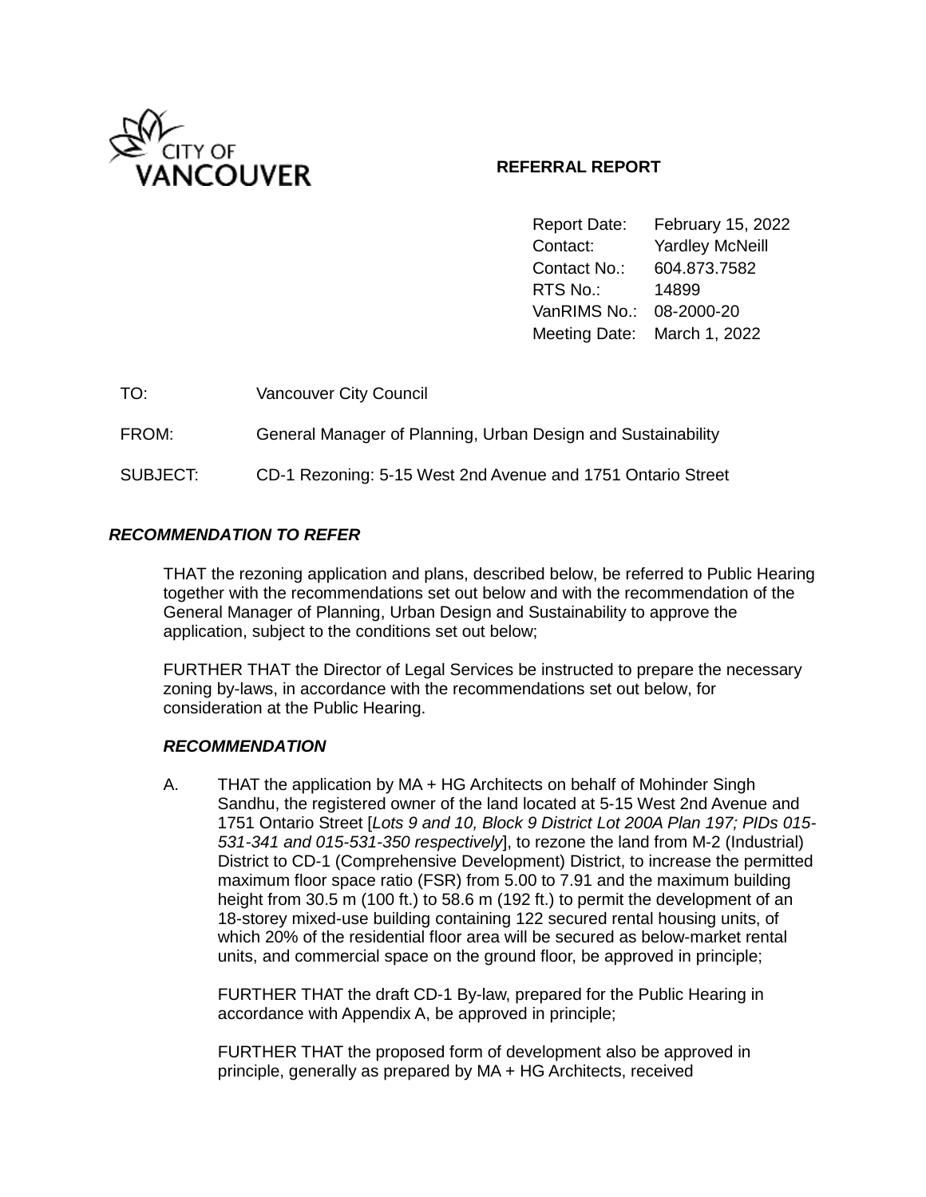CITY OF VANCOUVER

**REFERRAL REPORT**

| | |
|---|---|
| Report Date: | February 15, 2022 |
| Contact: | Yardley McNeill |
| Contact No.: | 604.873.7582 |
| RTS No.: | 14899 |
| VanRIMS No.: | 08-2000-20 |
| Meeting Date: | March 1, 2022 |

| | |
|---|---|
| TO: | Vancouver City Council |
| FROM: | General Manager of Planning, Urban Design and Sustainability |
| SUBJECT: | CD-1 Rezoning: 5-15 West 2nd Avenue and 1751 Ontario Street |

### *RECOMMENDATION TO REFER*

THAT the rezoning application and plans, described below, be referred to Public Hearing together with the recommendations set out below and with the recommendation of the General Manager of Planning, Urban Design and Sustainability to approve the application, subject to the conditions set out below;

FURTHER THAT the Director of Legal Services be instructed to prepare the necessary zoning by-laws, in accordance with the recommendations set out below, for consideration at the Public Hearing.

### *RECOMMENDATION*

A. THAT the application by MA + HG Architects on behalf of Mohinder Singh Sandhu, the registered owner of the land located at 5-15 West 2nd Avenue and 1751 Ontario Street [*Lots 9 and 10, Block 9 District Lot 200A Plan 197; PIDs 015-531-341 and 015-531-350 respectively*], to rezone the land from M-2 (Industrial) District to CD-1 (Comprehensive Development) District, to increase the permitted maximum floor space ratio (FSR) from 5.00 to 7.91 and the maximum building height from 30.5 m (100 ft.) to 58.6 m (192 ft.) to permit the development of an 18-storey mixed-use building containing 122 secured rental housing units, of which 20% of the residential floor area will be secured as below-market rental units, and commercial space on the ground floor, be approved in principle;

FURTHER THAT the draft CD-1 By-law, prepared for the Public Hearing in accordance with Appendix A, be approved in principle;

FURTHER THAT the proposed form of development also be approved in principle, generally as prepared by MA + HG Architects, received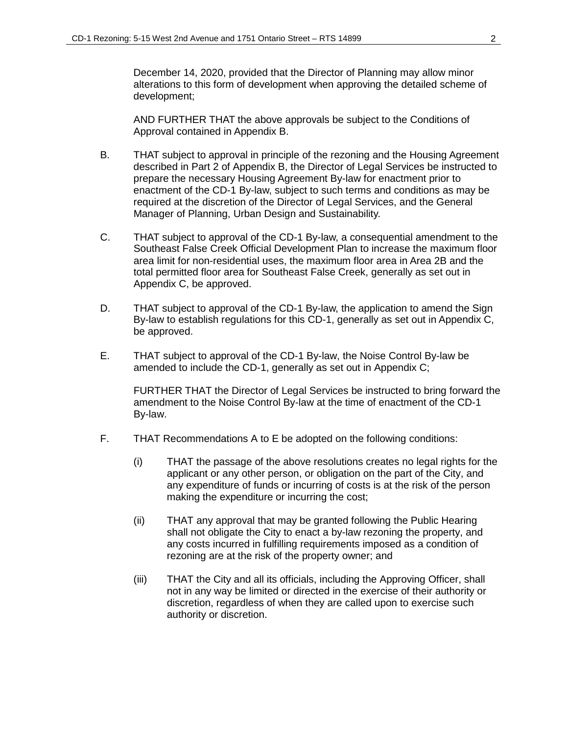December 14, 2020, provided that the Director of Planning may allow minor alterations to this form of development when approving the detailed scheme of development;

AND FURTHER THAT the above approvals be subject to the Conditions of Approval contained in Appendix B.

B. THAT subject to approval in principle of the rezoning and the Housing Agreement described in Part 2 of Appendix B, the Director of Legal Services be instructed to prepare the necessary Housing Agreement By-law for enactment prior to enactment of the CD-1 By-law, subject to such terms and conditions as may be required at the discretion of the Director of Legal Services, and the General Manager of Planning, Urban Design and Sustainability.

C. THAT subject to approval of the CD-1 By-law, a consequential amendment to the Southeast False Creek Official Development Plan to increase the maximum floor area limit for non-residential uses, the maximum floor area in Area 2B and the total permitted floor area for Southeast False Creek, generally as set out in Appendix C, be approved.

D. THAT subject to approval of the CD-1 By-law, the application to amend the Sign By-law to establish regulations for this CD-1, generally as set out in Appendix C, be approved.

E. THAT subject to approval of the CD-1 By-law, the Noise Control By-law be amended to include the CD-1, generally as set out in Appendix C;

FURTHER THAT the Director of Legal Services be instructed to bring forward the amendment to the Noise Control By-law at the time of enactment of the CD-1 By-law.

F. THAT Recommendations A to E be adopted on the following conditions:

(i) THAT the passage of the above resolutions creates no legal rights for the applicant or any other person, or obligation on the part of the City, and any expenditure of funds or incurring of costs is at the risk of the person making the expenditure or incurring the cost;

(ii) THAT any approval that may be granted following the Public Hearing shall not obligate the City to enact a by-law rezoning the property, and any costs incurred in fulfilling requirements imposed as a condition of rezoning are at the risk of the property owner; and

(iii) THAT the City and all its officials, including the Approving Officer, shall not in any way be limited or directed in the exercise of their authority or discretion, regardless of when they are called upon to exercise such authority or discretion.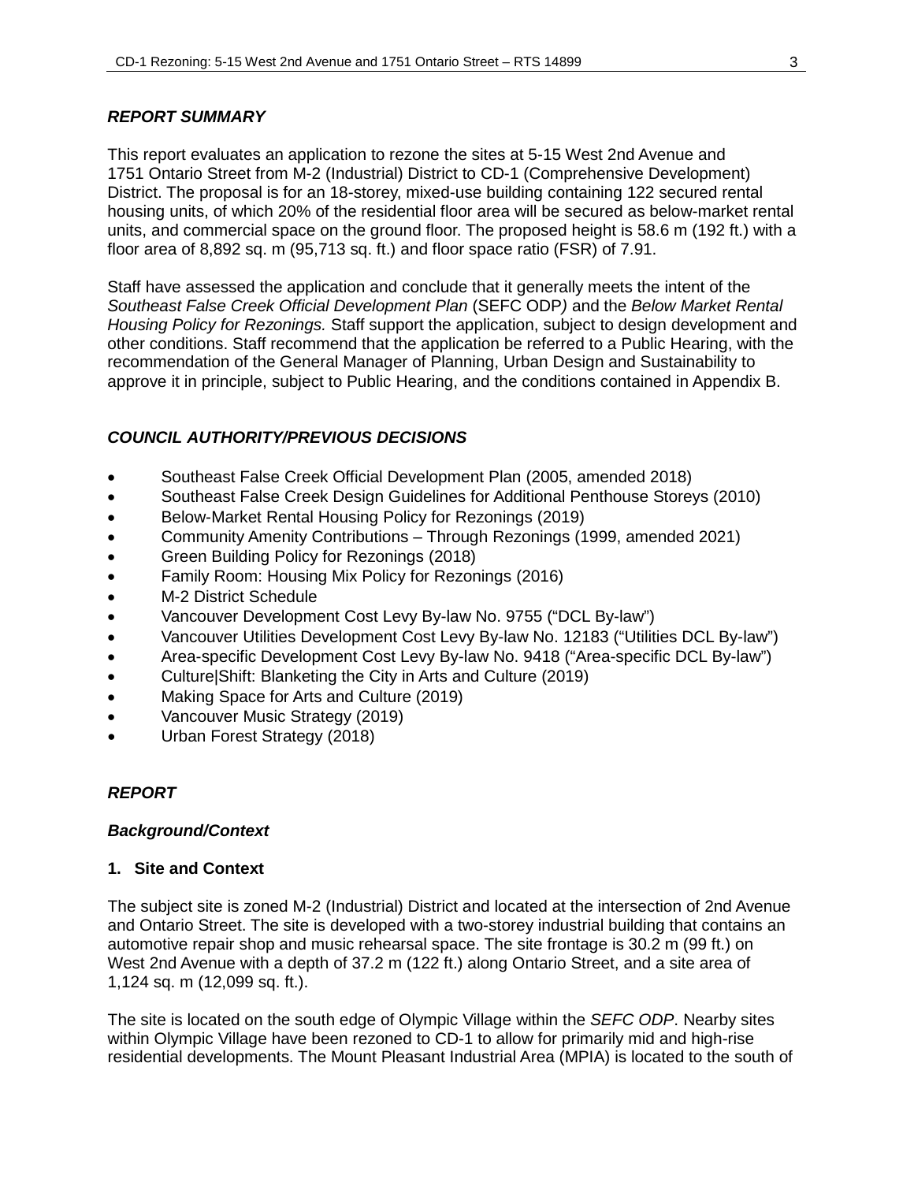## *REPORT SUMMARY*

This report evaluates an application to rezone the sites at 5-15 West 2nd Avenue and 1751 Ontario Street from M-2 (Industrial) District to CD-1 (Comprehensive Development) District. The proposal is for an 18-storey, mixed-use building containing 122 secured rental housing units, of which 20% of the residential floor area will be secured as below-market rental units, and commercial space on the ground floor. The proposed height is 58.6 m (192 ft.) with a floor area of 8,892 sq. m (95,713 sq. ft.) and floor space ratio (FSR) of 7.91.

Staff have assessed the application and conclude that it generally meets the intent of the *Southeast False Creek Official Development Plan* (SEFC ODP*)* and the *Below Market Rental Housing Policy for Rezonings.* Staff support the application, subject to design development and other conditions. Staff recommend that the application be referred to a Public Hearing, with the recommendation of the General Manager of Planning, Urban Design and Sustainability to approve it in principle, subject to Public Hearing, and the conditions contained in Appendix B.

## *COUNCIL AUTHORITY/PREVIOUS DECISIONS*

- Southeast False Creek Official Development Plan (2005, amended 2018)
- Southeast False Creek Design Guidelines for Additional Penthouse Storeys (2010)
- Below-Market Rental Housing Policy for Rezonings (2019)
- Community Amenity Contributions – Through Rezonings (1999, amended 2021)
- Green Building Policy for Rezonings (2018)
- Family Room: Housing Mix Policy for Rezonings (2016)
- M-2 District Schedule
- Vancouver Development Cost Levy By-law No. 9755 ("DCL By-law")
- Vancouver Utilities Development Cost Levy By-law No. 12183 ("Utilities DCL By-law")
- Area-specific Development Cost Levy By-law No. 9418 ("Area-specific DCL By-law")
- Culture|Shift: Blanketing the City in Arts and Culture (2019)
- Making Space for Arts and Culture (2019)
- Vancouver Music Strategy (2019)
- Urban Forest Strategy (2018)

## *REPORT*

### *Background/Context*

#### 1. Site and Context

The subject site is zoned M-2 (Industrial) District and located at the intersection of 2nd Avenue and Ontario Street. The site is developed with a two-storey industrial building that contains an automotive repair shop and music rehearsal space. The site frontage is 30.2 m (99 ft.) on West 2nd Avenue with a depth of 37.2 m (122 ft.) along Ontario Street, and a site area of 1,124 sq. m (12,099 sq. ft.).

The site is located on the south edge of Olympic Village within the *SEFC ODP*. Nearby sites within Olympic Village have been rezoned to CD-1 to allow for primarily mid and high-rise residential developments. The Mount Pleasant Industrial Area (MPIA) is located to the south of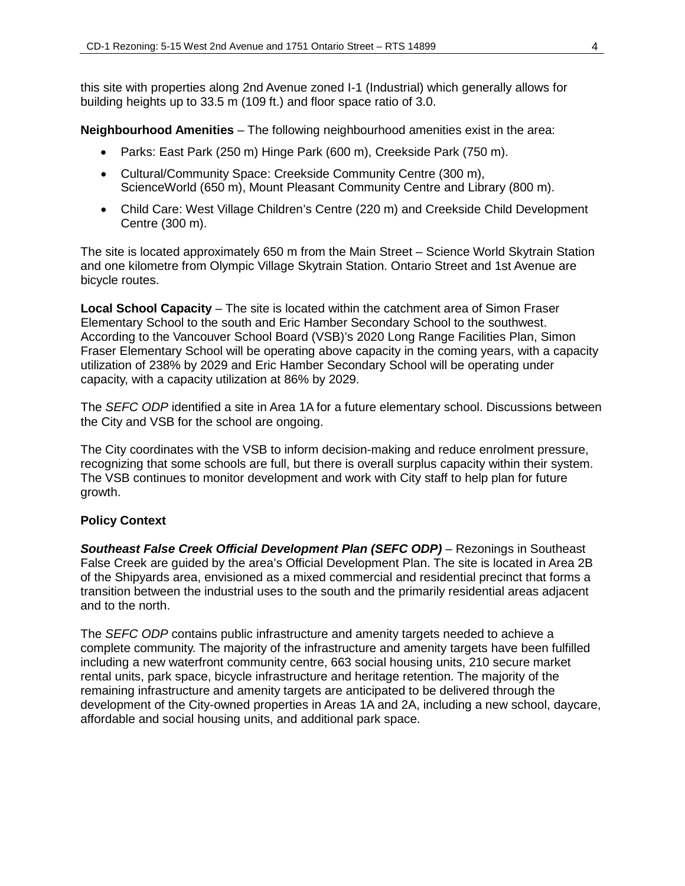this site with properties along 2nd Avenue zoned I-1 (Industrial) which generally allows for building heights up to 33.5 m (109 ft.) and floor space ratio of 3.0.

**Neighbourhood Amenities** – The following neighbourhood amenities exist in the area:

- Parks: East Park (250 m) Hinge Park (600 m), Creekside Park (750 m).
- Cultural/Community Space: Creekside Community Centre (300 m), ScienceWorld (650 m), Mount Pleasant Community Centre and Library (800 m).
- Child Care: West Village Children's Centre (220 m) and Creekside Child Development Centre (300 m).

The site is located approximately 650 m from the Main Street – Science World Skytrain Station and one kilometre from Olympic Village Skytrain Station. Ontario Street and 1st Avenue are bicycle routes.

**Local School Capacity** – The site is located within the catchment area of Simon Fraser Elementary School to the south and Eric Hamber Secondary School to the southwest. According to the Vancouver School Board (VSB)'s 2020 Long Range Facilities Plan, Simon Fraser Elementary School will be operating above capacity in the coming years, with a capacity utilization of 238% by 2029 and Eric Hamber Secondary School will be operating under capacity, with a capacity utilization at 86% by 2029.

The *SEFC ODP* identified a site in Area 1A for a future elementary school. Discussions between the City and VSB for the school are ongoing.

The City coordinates with the VSB to inform decision-making and reduce enrolment pressure, recognizing that some schools are full, but there is overall surplus capacity within their system. The VSB continues to monitor development and work with City staff to help plan for future growth.

**Policy Context**

***Southeast False Creek Official Development Plan (SEFC ODP)*** – Rezonings in Southeast False Creek are guided by the area's Official Development Plan. The site is located in Area 2B of the Shipyards area, envisioned as a mixed commercial and residential precinct that forms a transition between the industrial uses to the south and the primarily residential areas adjacent and to the north.

The *SEFC ODP* contains public infrastructure and amenity targets needed to achieve a complete community. The majority of the infrastructure and amenity targets have been fulfilled including a new waterfront community centre, 663 social housing units, 210 secure market rental units, park space, bicycle infrastructure and heritage retention. The majority of the remaining infrastructure and amenity targets are anticipated to be delivered through the development of the City-owned properties in Areas 1A and 2A, including a new school, daycare, affordable and social housing units, and additional park space.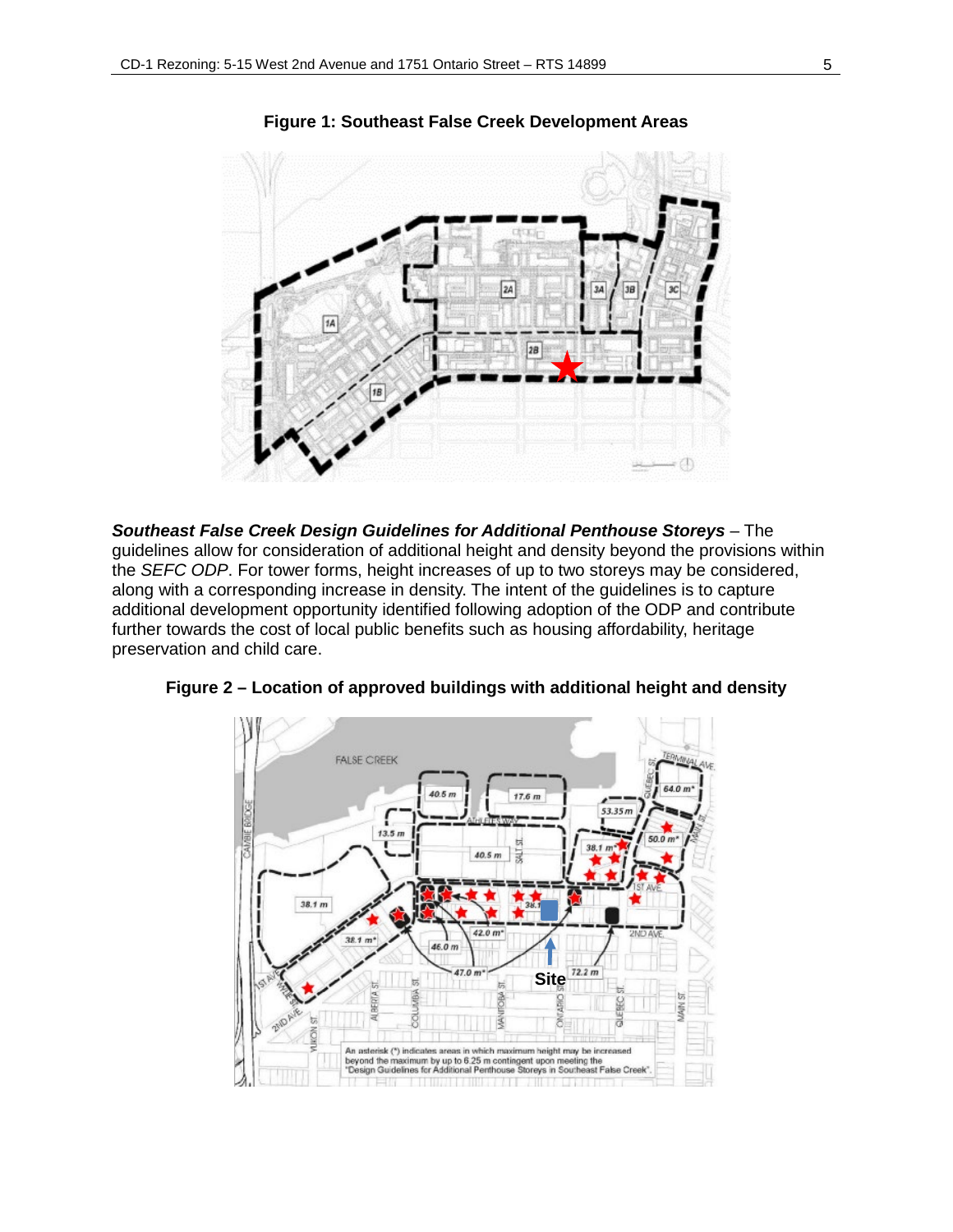**Figure 1: Southeast False Creek Development Areas**

***Southeast False Creek Design Guidelines for Additional Penthouse Storeys*** – The guidelines allow for consideration of additional height and density beyond the provisions within the *SEFC ODP*. For tower forms, height increases of up to two storeys may be considered, along with a corresponding increase in density. The intent of the guidelines is to capture additional development opportunity identified following adoption of the ODP and contribute further towards the cost of local public benefits such as housing affordability, heritage preservation and child care.

**Figure 2 – Location of approved buildings with additional height and density**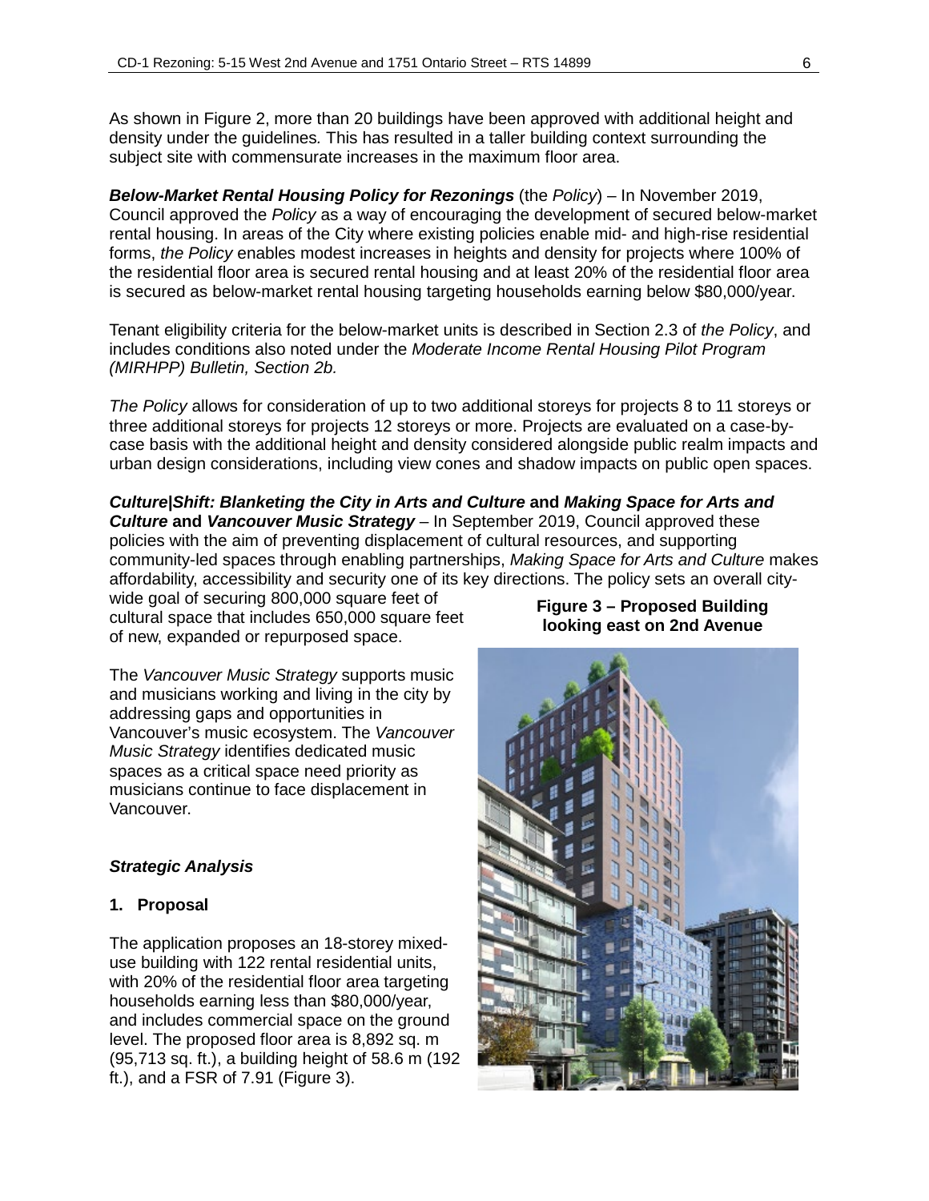As shown in Figure 2, more than 20 buildings have been approved with additional height and density under the guidelines. This has resulted in a taller building context surrounding the subject site with commensurate increases in the maximum floor area.

***Below-Market Rental Housing Policy for Rezonings*** (the *Policy*) – In November 2019, Council approved the *Policy* as a way of encouraging the development of secured below-market rental housing. In areas of the City where existing policies enable mid- and high-rise residential forms, *the Policy* enables modest increases in heights and density for projects where 100% of the residential floor area is secured rental housing and at least 20% of the residential floor area is secured as below-market rental housing targeting households earning below $80,000/year.

Tenant eligibility criteria for the below-market units is described in Section 2.3 of *the Policy*, and includes conditions also noted under the *Moderate Income Rental Housing Pilot Program (MIRHPP) Bulletin, Section 2b.*

*The Policy* allows for consideration of up to two additional storeys for projects 8 to 11 storeys or three additional storeys for projects 12 storeys or more. Projects are evaluated on a case-by-case basis with the additional height and density considered alongside public realm impacts and urban design considerations, including view cones and shadow impacts on public open spaces.

***Culture|Shift: Blanketing the City in Arts and Culture* and *Making Space for Arts and Culture* and *Vancouver Music Strategy*** – In September 2019, Council approved these policies with the aim of preventing displacement of cultural resources, and supporting community-led spaces through enabling partnerships, *Making Space for Arts and Culture* makes affordability, accessibility and security one of its key directions. The policy sets an overall city-wide goal of securing 800,000 square feet of cultural space that includes 650,000 square feet of new, expanded or repurposed space.

The *Vancouver Music Strategy* supports music and musicians working and living in the city by addressing gaps and opportunities in Vancouver's music ecosystem. The *Vancouver Music Strategy* identifies dedicated music spaces as a critical space need priority as musicians continue to face displacement in Vancouver.

***Strategic Analysis***

**1. Proposal**

The application proposes an 18-storey mixed-use building with 122 rental residential units, with 20% of the residential floor area targeting households earning less than $80,000/year, and includes commercial space on the ground level. The proposed floor area is 8,892 sq. m (95,713 sq. ft.), a building height of 58.6 m (192 ft.), and a FSR of 7.91 (Figure 3).

**Figure 3 – Proposed Building looking east on 2nd Avenue**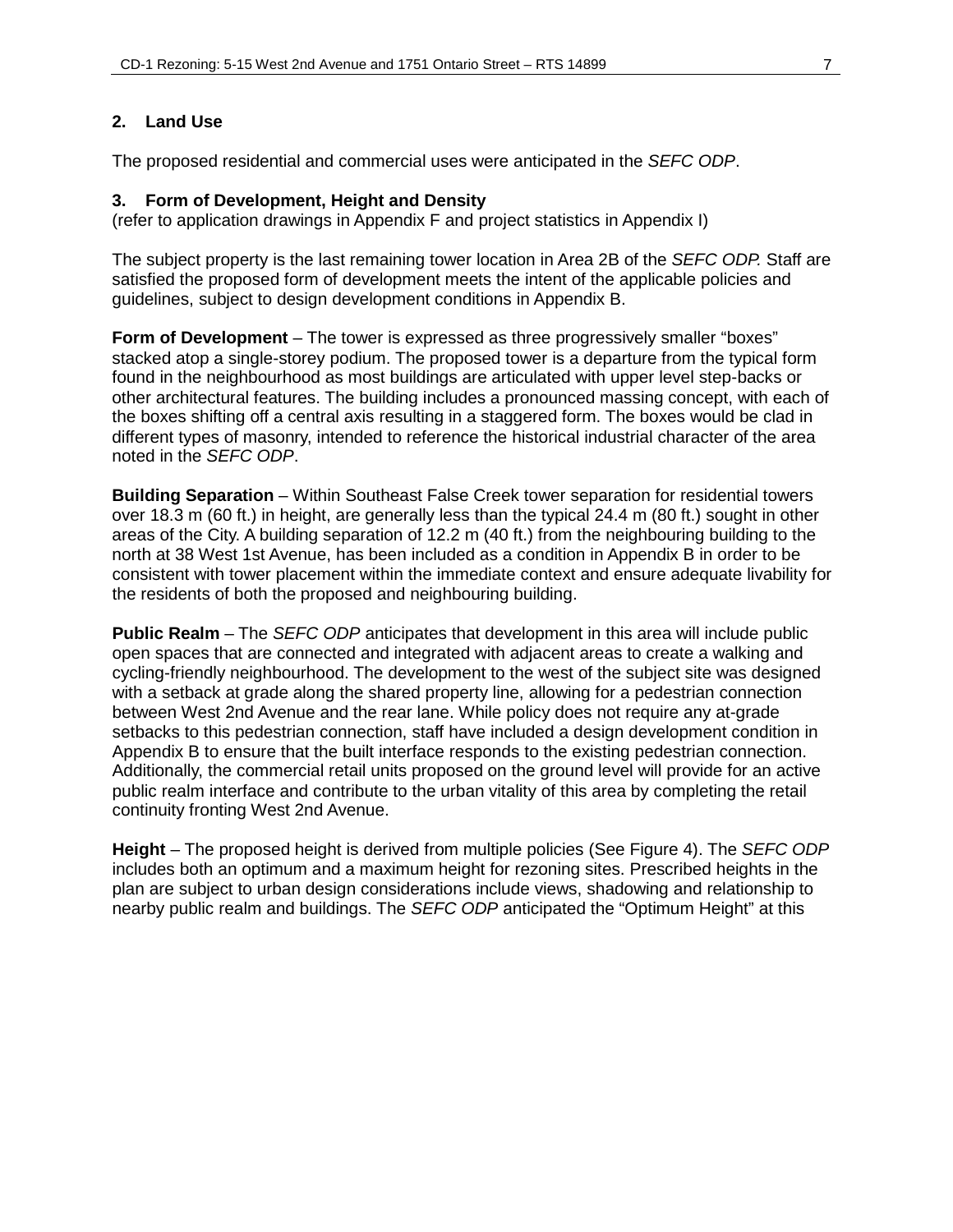## 2. Land Use

The proposed residential and commercial uses were anticipated in the *SEFC ODP*.

## 3. Form of Development, Height and Density

(refer to application drawings in Appendix F and project statistics in Appendix I)

The subject property is the last remaining tower location in Area 2B of the *SEFC ODP.* Staff are satisfied the proposed form of development meets the intent of the applicable policies and guidelines, subject to design development conditions in Appendix B.

**Form of Development** – The tower is expressed as three progressively smaller "boxes" stacked atop a single-storey podium. The proposed tower is a departure from the typical form found in the neighbourhood as most buildings are articulated with upper level step-backs or other architectural features. The building includes a pronounced massing concept, with each of the boxes shifting off a central axis resulting in a staggered form. The boxes would be clad in different types of masonry, intended to reference the historical industrial character of the area noted in the *SEFC ODP*.

**Building Separation** – Within Southeast False Creek tower separation for residential towers over 18.3 m (60 ft.) in height, are generally less than the typical 24.4 m (80 ft.) sought in other areas of the City. A building separation of 12.2 m (40 ft.) from the neighbouring building to the north at 38 West 1st Avenue, has been included as a condition in Appendix B in order to be consistent with tower placement within the immediate context and ensure adequate livability for the residents of both the proposed and neighbouring building.

**Public Realm** – The *SEFC ODP* anticipates that development in this area will include public open spaces that are connected and integrated with adjacent areas to create a walking and cycling-friendly neighbourhood. The development to the west of the subject site was designed with a setback at grade along the shared property line, allowing for a pedestrian connection between West 2nd Avenue and the rear lane. While policy does not require any at-grade setbacks to this pedestrian connection, staff have included a design development condition in Appendix B to ensure that the built interface responds to the existing pedestrian connection. Additionally, the commercial retail units proposed on the ground level will provide for an active public realm interface and contribute to the urban vitality of this area by completing the retail continuity fronting West 2nd Avenue.

**Height** – The proposed height is derived from multiple policies (See Figure 4). The *SEFC ODP* includes both an optimum and a maximum height for rezoning sites. Prescribed heights in the plan are subject to urban design considerations include views, shadowing and relationship to nearby public realm and buildings. The *SEFC ODP* anticipated the "Optimum Height" at this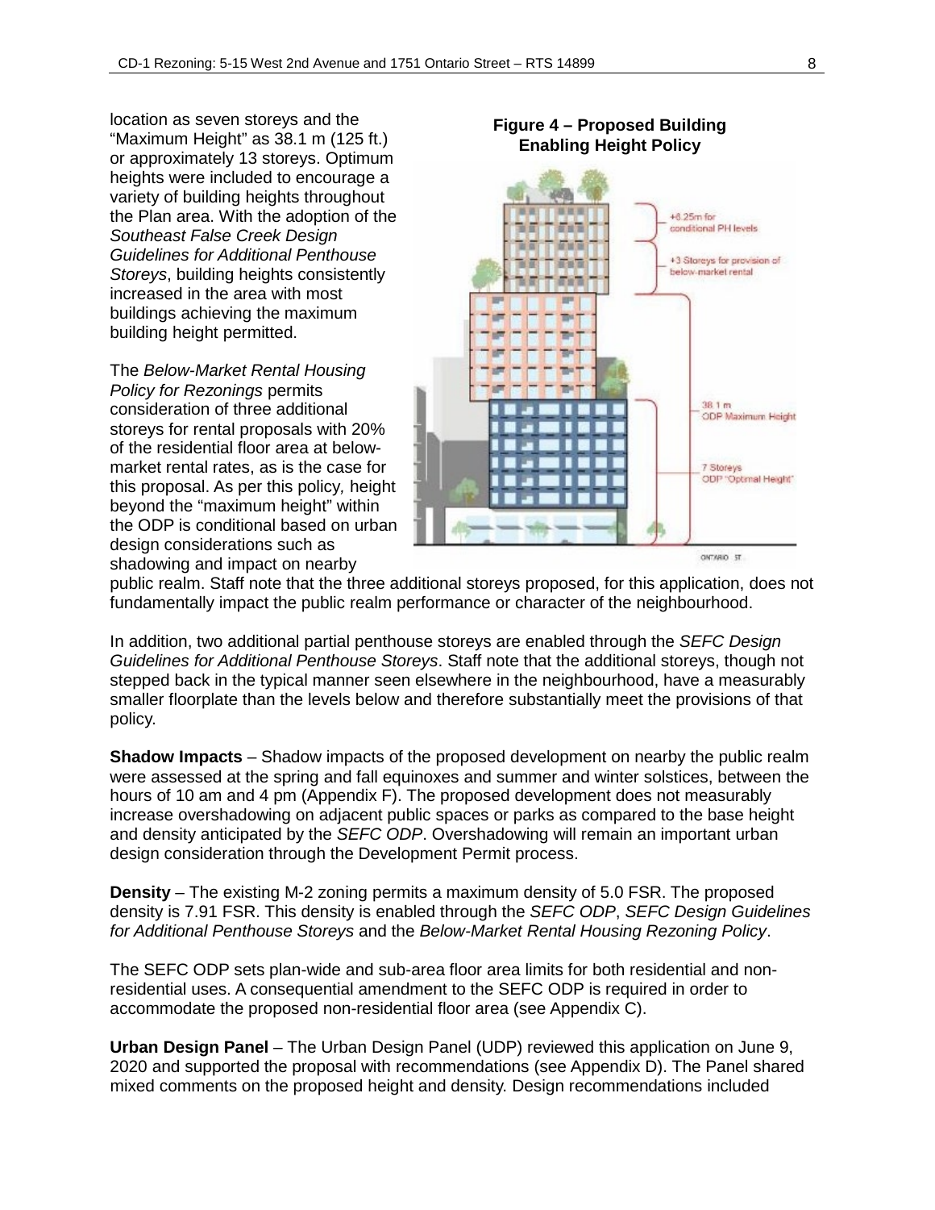location as seven storeys and the "Maximum Height" as 38.1 m (125 ft.) or approximately 13 storeys. Optimum heights were included to encourage a variety of building heights throughout the Plan area. With the adoption of the *Southeast False Creek Design Guidelines for Additional Penthouse Storeys*, building heights consistently increased in the area with most buildings achieving the maximum building height permitted.

**Figure 4 – Proposed Building Enabling Height Policy**

The *Below-Market Rental Housing Policy for Rezonings* permits consideration of three additional storeys for rental proposals with 20% of the residential floor area at below-market rental rates, as is the case for this proposal. As per this policy, height beyond the "maximum height" within the ODP is conditional based on urban design considerations such as shadowing and impact on nearby public realm. Staff note that the three additional storeys proposed, for this application, does not fundamentally impact the public realm performance or character of the neighbourhood.

In addition, two additional partial penthouse storeys are enabled through the *SEFC Design Guidelines for Additional Penthouse Storeys*. Staff note that the additional storeys, though not stepped back in the typical manner seen elsewhere in the neighbourhood, have a measurably smaller floorplate than the levels below and therefore substantially meet the provisions of that policy.

**Shadow Impacts** – Shadow impacts of the proposed development on nearby the public realm were assessed at the spring and fall equinoxes and summer and winter solstices, between the hours of 10 am and 4 pm (Appendix F). The proposed development does not measurably increase overshadowing on adjacent public spaces or parks as compared to the base height and density anticipated by the *SEFC ODP*. Overshadowing will remain an important urban design consideration through the Development Permit process.

**Density** – The existing M-2 zoning permits a maximum density of 5.0 FSR. The proposed density is 7.91 FSR. This density is enabled through the *SEFC ODP*, *SEFC Design Guidelines for Additional Penthouse Storeys* and the *Below-Market Rental Housing Rezoning Policy*.

The SEFC ODP sets plan-wide and sub-area floor area limits for both residential and non-residential uses. A consequential amendment to the SEFC ODP is required in order to accommodate the proposed non-residential floor area (see Appendix C).

**Urban Design Panel** – The Urban Design Panel (UDP) reviewed this application on June 9, 2020 and supported the proposal with recommendations (see Appendix D). The Panel shared mixed comments on the proposed height and density. Design recommendations included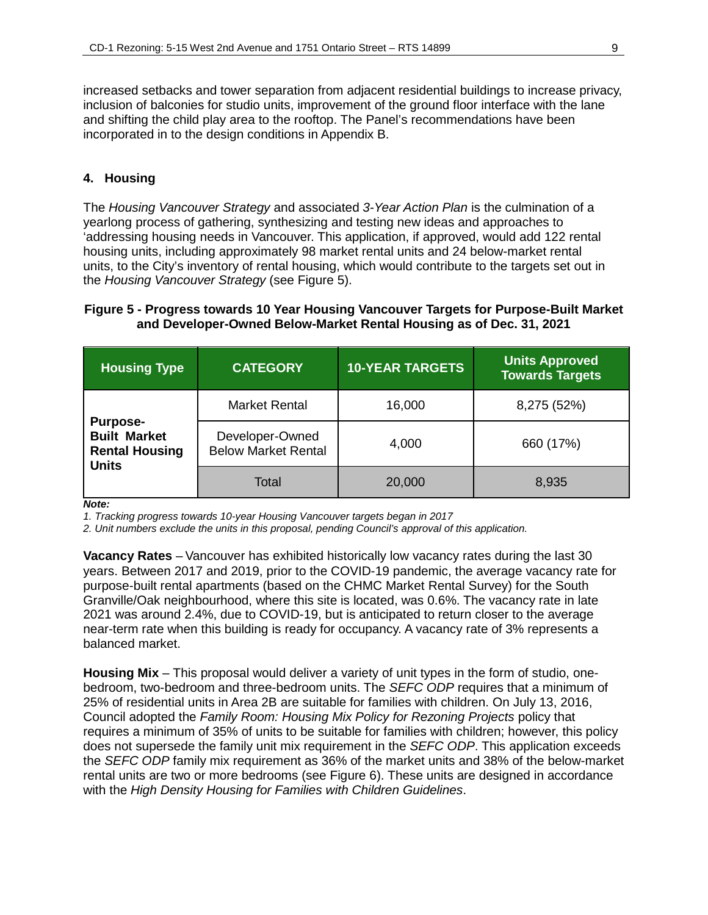increased setbacks and tower separation from adjacent residential buildings to increase privacy, inclusion of balconies for studio units, improvement of the ground floor interface with the lane and shifting the child play area to the rooftop. The Panel's recommendations have been incorporated in to the design conditions in Appendix B.

## 4. Housing

The *Housing Vancouver Strategy* and associated *3-Year Action Plan* is the culmination of a yearlong process of gathering, synthesizing and testing new ideas and approaches to 'addressing housing needs in Vancouver. This application, if approved, would add 122 rental housing units, including approximately 98 market rental units and 24 below-market rental units, to the City's inventory of rental housing, which would contribute to the targets set out in the *Housing Vancouver Strategy* (see Figure 5).

**Figure 5 - Progress towards 10 Year Housing Vancouver Targets for Purpose-Built Market and Developer-Owned Below-Market Rental Housing as of Dec. 31, 2021**

| Housing Type | CATEGORY | 10-YEAR TARGETS | Units Approved Towards Targets |
|---|---|---|---|
| **Purpose-Built Market Rental Housing Units** | Market Rental | 16,000 | 8,275 (52%) |
| | Developer-Owned Below Market Rental | 4,000 | 660 (17%) |
| | Total | 20,000 | 8,935 |

***Note:***

*1. Tracking progress towards 10-year Housing Vancouver targets began in 2017*

*2. Unit numbers exclude the units in this proposal, pending Council's approval of this application.*

**Vacancy Rates** – Vancouver has exhibited historically low vacancy rates during the last 30 years. Between 2017 and 2019, prior to the COVID-19 pandemic, the average vacancy rate for purpose-built rental apartments (based on the CHMC Market Rental Survey) for the South Granville/Oak neighbourhood, where this site is located, was 0.6%. The vacancy rate in late 2021 was around 2.4%, due to COVID-19, but is anticipated to return closer to the average near-term rate when this building is ready for occupancy. A vacancy rate of 3% represents a balanced market.

**Housing Mix** – This proposal would deliver a variety of unit types in the form of studio, one-bedroom, two-bedroom and three-bedroom units. The *SEFC ODP* requires that a minimum of 25% of residential units in Area 2B are suitable for families with children. On July 13, 2016, Council adopted the *Family Room: Housing Mix Policy for Rezoning Projects* policy that requires a minimum of 35% of units to be suitable for families with children; however, this policy does not supersede the family unit mix requirement in the *SEFC ODP*. This application exceeds the *SEFC ODP* family mix requirement as 36% of the market units and 38% of the below-market rental units are two or more bedrooms (see Figure 6). These units are designed in accordance with the *High Density Housing for Families with Children Guidelines*.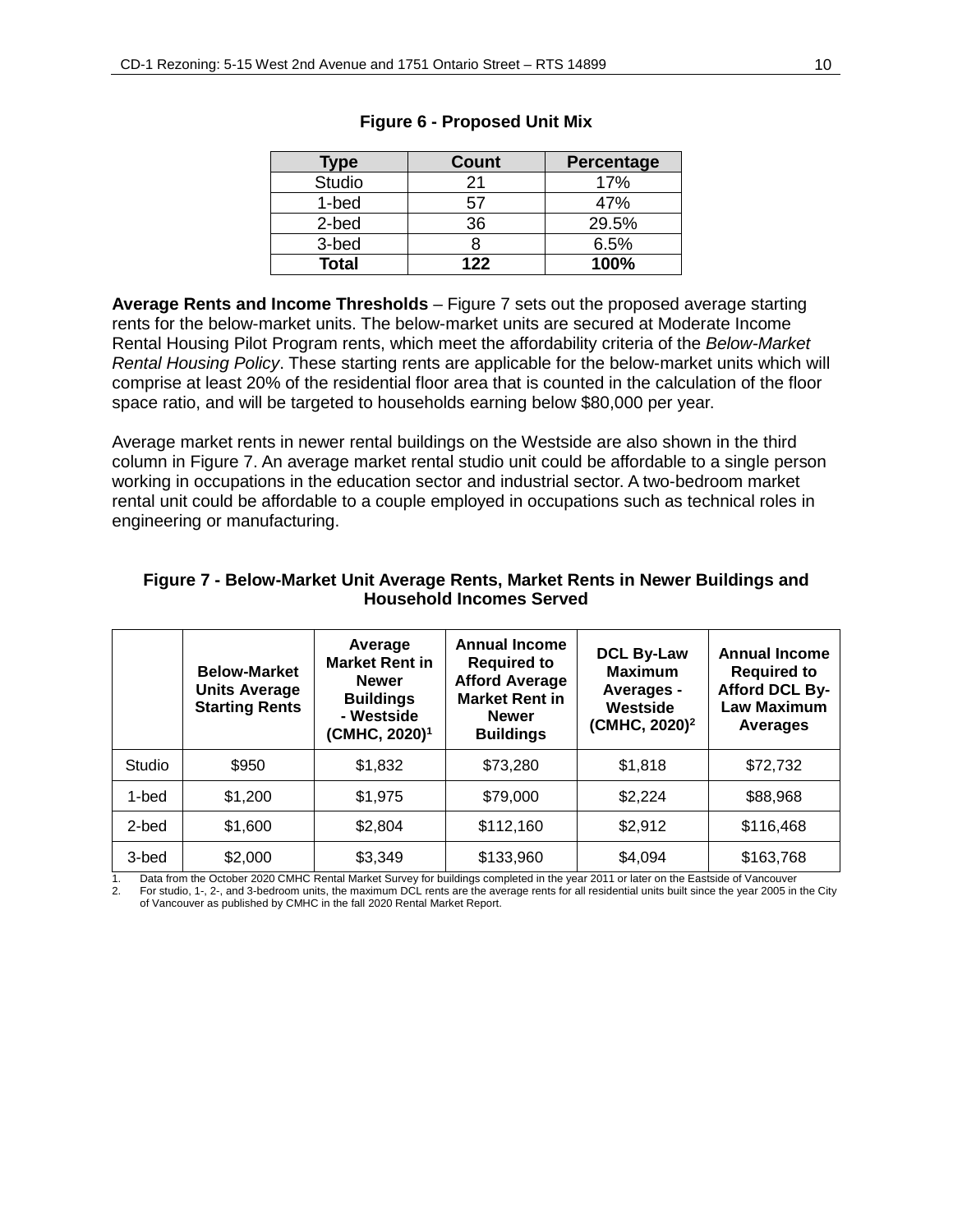**Figure 6 - Proposed Unit Mix**

| Type | Count | Percentage |
|---|---|---|
| Studio | 21 | 17% |
| 1-bed | 57 | 47% |
| 2-bed | 36 | 29.5% |
| 3-bed | 8 | 6.5% |
| **Total** | **122** | **100%** |

**Average Rents and Income Thresholds** – Figure 7 sets out the proposed average starting rents for the below-market units. The below-market units are secured at Moderate Income Rental Housing Pilot Program rents, which meet the affordability criteria of the *Below-Market Rental Housing Policy*. These starting rents are applicable for the below-market units which will comprise at least 20% of the residential floor area that is counted in the calculation of the floor space ratio, and will be targeted to households earning below $80,000 per year.

Average market rents in newer rental buildings on the Westside are also shown in the third column in Figure 7. An average market rental studio unit could be affordable to a single person working in occupations in the education sector and industrial sector. A two-bedroom market rental unit could be affordable to a couple employed in occupations such as technical roles in engineering or manufacturing.

**Figure 7 - Below-Market Unit Average Rents, Market Rents in Newer Buildings and Household Incomes Served**

| | Below-Market Units Average Starting Rents | Average Market Rent in Newer Buildings - Westside (CMHC, 2020)[1] | Annual Income Required to Afford Average Market Rent in Newer Buildings | DCL By-Law Maximum Averages - Westside (CMHC, 2020)[2] | Annual Income Required to Afford DCL By-Law Maximum Averages |
|---|---|---|---|---|---|
| Studio | $950 | $1,832 | $73,280 | $1,818 | $72,732 |
| 1-bed | $1,200 | $1,975 | $79,000 | $2,224 | $88,968 |
| 2-bed | $1,600 | $2,804 | $112,160 | $2,912 | $116,468 |
| 3-bed | $2,000 | $3,349 | $133,960 | $4,094 | $163,768 |

1. Data from the October 2020 CMHC Rental Market Survey for buildings completed in the year 2011 or later on the Eastside of Vancouver
2. For studio, 1-, 2-, and 3-bedroom units, the maximum DCL rents are the average rents for all residential units built since the year 2005 in the City of Vancouver as published by CMHC in the fall 2020 Rental Market Report.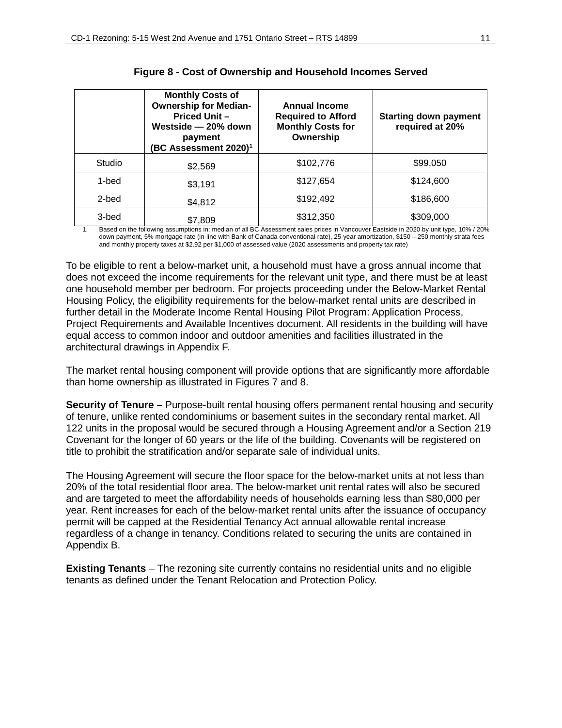**Figure 8 - Cost of Ownership and Household Incomes Served**

| | Monthly Costs of Ownership for Median-Priced Unit – Westside — 20% down payment (BC Assessment 2020)[1] | Annual Income Required to Afford Monthly Costs for Ownership | Starting down payment required at 20% |
|---|---|---|---|
| Studio | $2,569 | $102,776 | $99,050 |
| 1-bed | $3,191 | $127,654 | $124,600 |
| 2-bed | $4,812 | $192,492 | $186,600 |
| 3-bed | $7,809 | $312,350 | $309,000 |

1. Based on the following assumptions in: median of all BC Assessment sales prices in Vancouver Eastside in 2020 by unit type, 10% / 20% down payment, 5% mortgage rate (in-line with Bank of Canada conventional rate), 25-year amortization, $150 – 250 monthly strata fees and monthly property taxes at $2.92 per $1,000 of assessed value (2020 assessments and property tax rate)

To be eligible to rent a below-market unit, a household must have a gross annual income that does not exceed the income requirements for the relevant unit type, and there must be at least one household member per bedroom. For projects proceeding under the Below-Market Rental Housing Policy, the eligibility requirements for the below-market rental units are described in further detail in the Moderate Income Rental Housing Pilot Program: Application Process, Project Requirements and Available Incentives document. All residents in the building will have equal access to common indoor and outdoor amenities and facilities illustrated in the architectural drawings in Appendix F.

The market rental housing component will provide options that are significantly more affordable than home ownership as illustrated in Figures 7 and 8.

**Security of Tenure –** Purpose-built rental housing offers permanent rental housing and security of tenure, unlike rented condominiums or basement suites in the secondary rental market. All 122 units in the proposal would be secured through a Housing Agreement and/or a Section 219 Covenant for the longer of 60 years or the life of the building. Covenants will be registered on title to prohibit the stratification and/or separate sale of individual units.

The Housing Agreement will secure the floor space for the below-market units at not less than 20% of the total residential floor area. The below-market unit rental rates will also be secured and are targeted to meet the affordability needs of households earning less than $80,000 per year. Rent increases for each of the below-market rental units after the issuance of occupancy permit will be capped at the Residential Tenancy Act annual allowable rental increase regardless of a change in tenancy. Conditions related to securing the units are contained in Appendix B.

**Existing Tenants** – The rezoning site currently contains no residential units and no eligible tenants as defined under the Tenant Relocation and Protection Policy.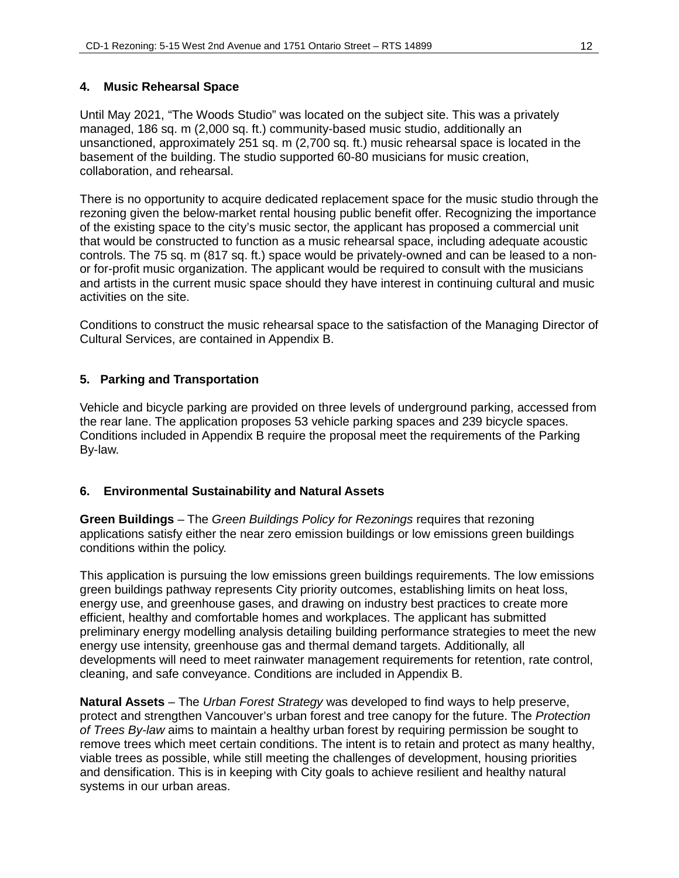### 4. Music Rehearsal Space

Until May 2021, "The Woods Studio" was located on the subject site. This was a privately managed, 186 sq. m (2,000 sq. ft.) community-based music studio, additionally an unsanctioned, approximately 251 sq. m (2,700 sq. ft.) music rehearsal space is located in the basement of the building. The studio supported 60-80 musicians for music creation, collaboration, and rehearsal.

There is no opportunity to acquire dedicated replacement space for the music studio through the rezoning given the below-market rental housing public benefit offer. Recognizing the importance of the existing space to the city's music sector, the applicant has proposed a commercial unit that would be constructed to function as a music rehearsal space, including adequate acoustic controls. The 75 sq. m (817 sq. ft.) space would be privately-owned and can be leased to a non- or for-profit music organization. The applicant would be required to consult with the musicians and artists in the current music space should they have interest in continuing cultural and music activities on the site.

Conditions to construct the music rehearsal space to the satisfaction of the Managing Director of Cultural Services, are contained in Appendix B.

### 5. Parking and Transportation

Vehicle and bicycle parking are provided on three levels of underground parking, accessed from the rear lane. The application proposes 53 vehicle parking spaces and 239 bicycle spaces. Conditions included in Appendix B require the proposal meet the requirements of the Parking By-law.

### 6. Environmental Sustainability and Natural Assets

**Green Buildings** – The *Green Buildings Policy for Rezonings* requires that rezoning applications satisfy either the near zero emission buildings or low emissions green buildings conditions within the policy.

This application is pursuing the low emissions green buildings requirements. The low emissions green buildings pathway represents City priority outcomes, establishing limits on heat loss, energy use, and greenhouse gases, and drawing on industry best practices to create more efficient, healthy and comfortable homes and workplaces. The applicant has submitted preliminary energy modelling analysis detailing building performance strategies to meet the new energy use intensity, greenhouse gas and thermal demand targets. Additionally, all developments will need to meet rainwater management requirements for retention, rate control, cleaning, and safe conveyance. Conditions are included in Appendix B.

**Natural Assets** – The *Urban Forest Strategy* was developed to find ways to help preserve, protect and strengthen Vancouver's urban forest and tree canopy for the future. The *Protection of Trees By-law* aims to maintain a healthy urban forest by requiring permission be sought to remove trees which meet certain conditions. The intent is to retain and protect as many healthy, viable trees as possible, while still meeting the challenges of development, housing priorities and densification. This is in keeping with City goals to achieve resilient and healthy natural systems in our urban areas.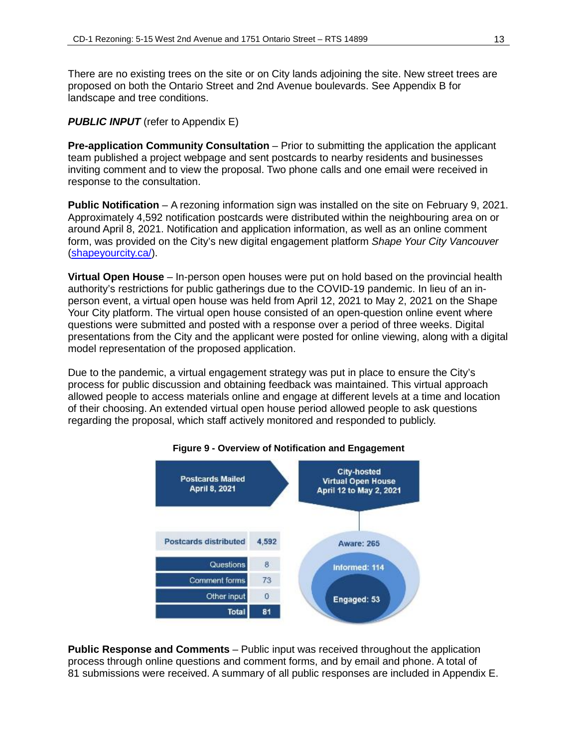There are no existing trees on the site or on City lands adjoining the site. New street trees are proposed on both the Ontario Street and 2nd Avenue boulevards. See Appendix B for landscape and tree conditions.

***PUBLIC INPUT*** (refer to Appendix E)

**Pre-application Community Consultation** – Prior to submitting the application the applicant team published a project webpage and sent postcards to nearby residents and businesses inviting comment and to view the proposal. Two phone calls and one email were received in response to the consultation.

**Public Notification** – A rezoning information sign was installed on the site on February 9, 2021. Approximately 4,592 notification postcards were distributed within the neighbouring area on or around April 8, 2021. Notification and application information, as well as an online comment form, was provided on the City's new digital engagement platform *Shape Your City Vancouver* (shapeyourcity.ca/).

**Virtual Open House** – In-person open houses were put on hold based on the provincial health authority's restrictions for public gatherings due to the COVID-19 pandemic. In lieu of an in-person event, a virtual open house was held from April 12, 2021 to May 2, 2021 on the Shape Your City platform. The virtual open house consisted of an open-question online event where questions were submitted and posted with a response over a period of three weeks. Digital presentations from the City and the applicant were posted for online viewing, along with a digital model representation of the proposed application.

Due to the pandemic, a virtual engagement strategy was put in place to ensure the City's process for public discussion and obtaining feedback was maintained. This virtual approach allowed people to access materials online and engage at different levels at a time and location of their choosing. An extended virtual open house period allowed people to ask questions regarding the proposal, which staff actively monitored and responded to publicly.

**Figure 9 - Overview of Notification and Engagement**

**Postcards Mailed April 8, 2021**

| Postcards distributed | 4,592 |
|---|---|
| Questions | 8 |
| Comment forms | 73 |
| Other input | 0 |
| **Total** | **81** |

**City-hosted Virtual Open House April 12 to May 2, 2021**

- Aware: 265
- Informed: 114
- Engaged: 53

**Public Response and Comments** – Public input was received throughout the application process through online questions and comment forms, and by email and phone. A total of 81 submissions were received. A summary of all public responses are included in Appendix E.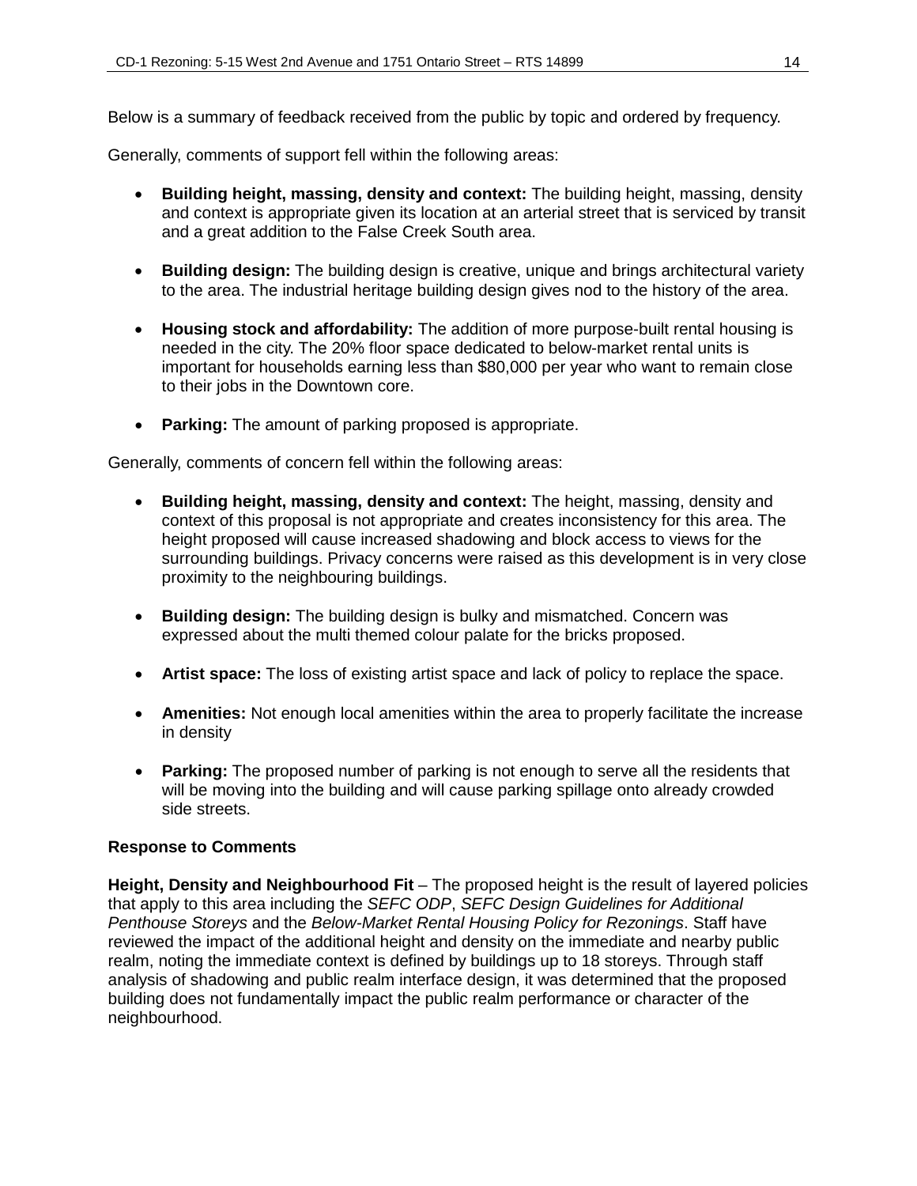Below is a summary of feedback received from the public by topic and ordered by frequency.

Generally, comments of support fell within the following areas:

- **Building height, massing, density and context:** The building height, massing, density and context is appropriate given its location at an arterial street that is serviced by transit and a great addition to the False Creek South area.

- **Building design:** The building design is creative, unique and brings architectural variety to the area. The industrial heritage building design gives nod to the history of the area.

- **Housing stock and affordability:** The addition of more purpose-built rental housing is needed in the city. The 20% floor space dedicated to below-market rental units is important for households earning less than $80,000 per year who want to remain close to their jobs in the Downtown core.

- **Parking:** The amount of parking proposed is appropriate.

Generally, comments of concern fell within the following areas:

- **Building height, massing, density and context:** The height, massing, density and context of this proposal is not appropriate and creates inconsistency for this area. The height proposed will cause increased shadowing and block access to views for the surrounding buildings. Privacy concerns were raised as this development is in very close proximity to the neighbouring buildings.

- **Building design:** The building design is bulky and mismatched. Concern was expressed about the multi themed colour palate for the bricks proposed.

- **Artist space:** The loss of existing artist space and lack of policy to replace the space.

- **Amenities:** Not enough local amenities within the area to properly facilitate the increase in density

- **Parking:** The proposed number of parking is not enough to serve all the residents that will be moving into the building and will cause parking spillage onto already crowded side streets.

**Response to Comments**

**Height, Density and Neighbourhood Fit** – The proposed height is the result of layered policies that apply to this area including the *SEFC ODP*, *SEFC Design Guidelines for Additional Penthouse Storeys* and the *Below-Market Rental Housing Policy for Rezonings*. Staff have reviewed the impact of the additional height and density on the immediate and nearby public realm, noting the immediate context is defined by buildings up to 18 storeys. Through staff analysis of shadowing and public realm interface design, it was determined that the proposed building does not fundamentally impact the public realm performance or character of the neighbourhood.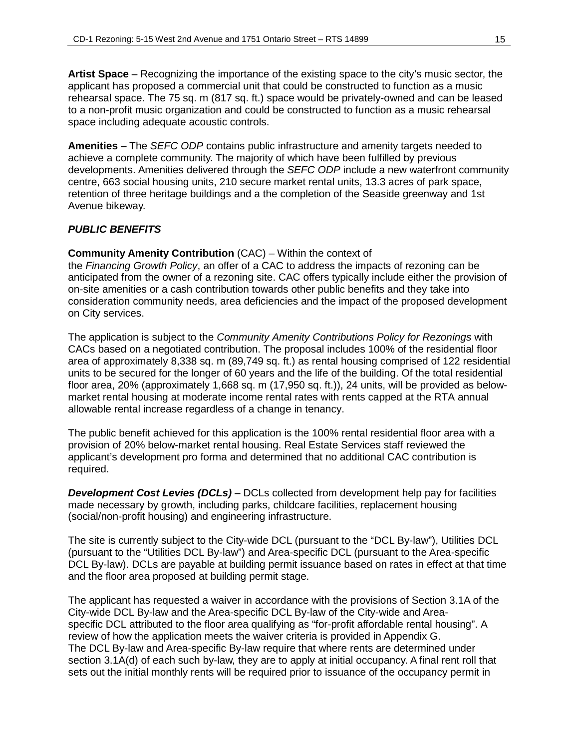**Artist Space** – Recognizing the importance of the existing space to the city's music sector, the applicant has proposed a commercial unit that could be constructed to function as a music rehearsal space. The 75 sq. m (817 sq. ft.) space would be privately-owned and can be leased to a non-profit music organization and could be constructed to function as a music rehearsal space including adequate acoustic controls.

**Amenities** – The *SEFC ODP* contains public infrastructure and amenity targets needed to achieve a complete community. The majority of which have been fulfilled by previous developments. Amenities delivered through the *SEFC ODP* include a new waterfront community centre, 663 social housing units, 210 secure market rental units, 13.3 acres of park space, retention of three heritage buildings and a the completion of the Seaside greenway and 1st Avenue bikeway.

***PUBLIC BENEFITS***

**Community Amenity Contribution** (CAC) – Within the context of the *Financing Growth Policy*, an offer of a CAC to address the impacts of rezoning can be anticipated from the owner of a rezoning site. CAC offers typically include either the provision of on-site amenities or a cash contribution towards other public benefits and they take into consideration community needs, area deficiencies and the impact of the proposed development on City services.

The application is subject to the *Community Amenity Contributions Policy for Rezonings* with CACs based on a negotiated contribution. The proposal includes 100% of the residential floor area of approximately 8,338 sq. m (89,749 sq. ft.) as rental housing comprised of 122 residential units to be secured for the longer of 60 years and the life of the building. Of the total residential floor area, 20% (approximately 1,668 sq. m (17,950 sq. ft.)), 24 units, will be provided as below-market rental housing at moderate income rental rates with rents capped at the RTA annual allowable rental increase regardless of a change in tenancy.

The public benefit achieved for this application is the 100% rental residential floor area with a provision of 20% below-market rental housing. Real Estate Services staff reviewed the applicant's development pro forma and determined that no additional CAC contribution is required.

***Development Cost Levies (DCLs)*** – DCLs collected from development help pay for facilities made necessary by growth, including parks, childcare facilities, replacement housing (social/non-profit housing) and engineering infrastructure.

The site is currently subject to the City-wide DCL (pursuant to the "DCL By-law"), Utilities DCL (pursuant to the "Utilities DCL By-law") and Area-specific DCL (pursuant to the Area-specific DCL By-law). DCLs are payable at building permit issuance based on rates in effect at that time and the floor area proposed at building permit stage.

The applicant has requested a waiver in accordance with the provisions of Section 3.1A of the City-wide DCL By-law and the Area-specific DCL By-law of the City-wide and Area-specific DCL attributed to the floor area qualifying as "for-profit affordable rental housing". A review of how the application meets the waiver criteria is provided in Appendix G. The DCL By-law and Area-specific By-law require that where rents are determined under section 3.1A(d) of each such by-law, they are to apply at initial occupancy. A final rent roll that sets out the initial monthly rents will be required prior to issuance of the occupancy permit in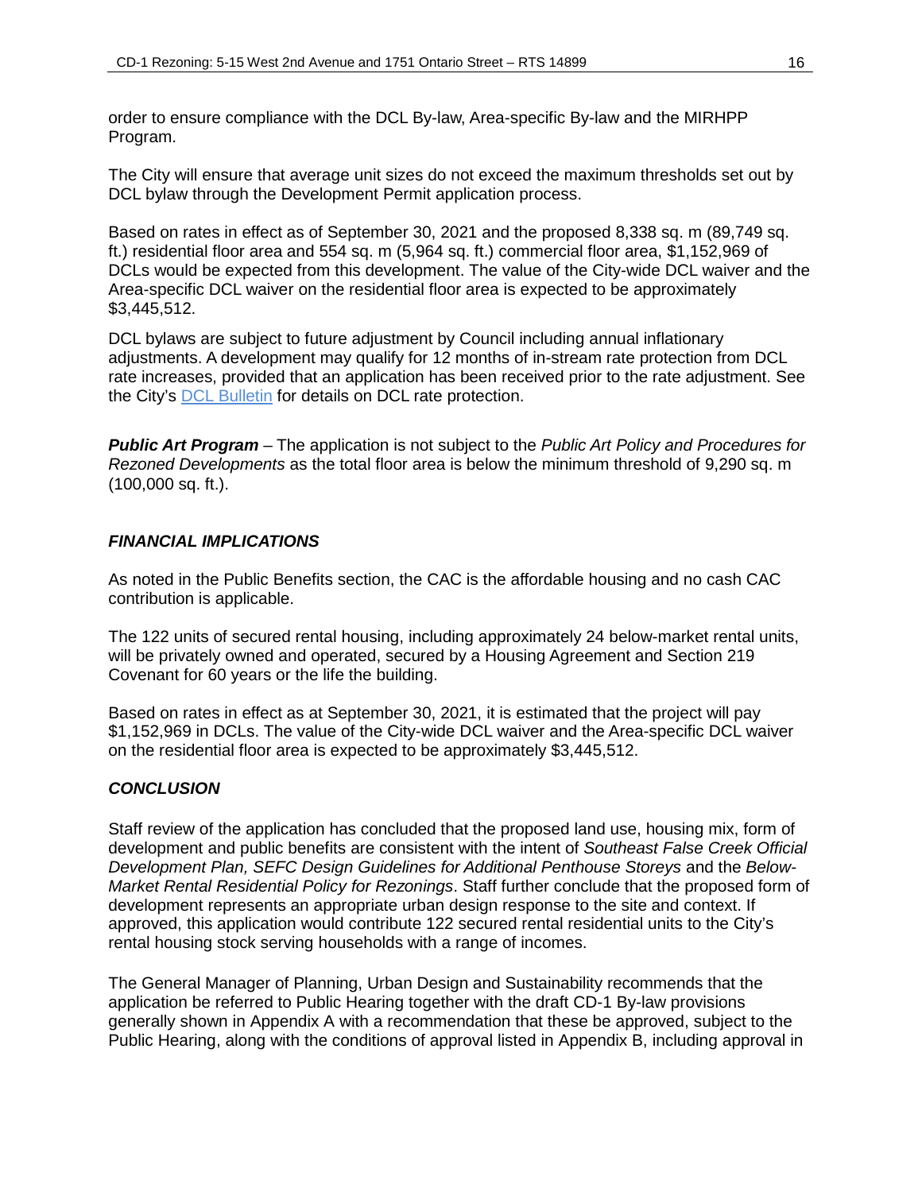order to ensure compliance with the DCL By-law, Area-specific By-law and the MIRHPP Program.

The City will ensure that average unit sizes do not exceed the maximum thresholds set out by DCL bylaw through the Development Permit application process.

Based on rates in effect as of September 30, 2021 and the proposed 8,338 sq. m (89,749 sq. ft.) residential floor area and 554 sq. m (5,964 sq. ft.) commercial floor area, $1,152,969 of DCLs would be expected from this development. The value of the City-wide DCL waiver and the Area-specific DCL waiver on the residential floor area is expected to be approximately $3,445,512.

DCL bylaws are subject to future adjustment by Council including annual inflationary adjustments. A development may qualify for 12 months of in-stream rate protection from DCL rate increases, provided that an application has been received prior to the rate adjustment. See the City's DCL Bulletin for details on DCL rate protection.

***Public Art Program*** – The application is not subject to the *Public Art Policy and Procedures for Rezoned Developments* as the total floor area is below the minimum threshold of 9,290 sq. m (100,000 sq. ft.).

### *FINANCIAL IMPLICATIONS*

As noted in the Public Benefits section, the CAC is the affordable housing and no cash CAC contribution is applicable.

The 122 units of secured rental housing, including approximately 24 below-market rental units, will be privately owned and operated, secured by a Housing Agreement and Section 219 Covenant for 60 years or the life the building.

Based on rates in effect as at September 30, 2021, it is estimated that the project will pay $1,152,969 in DCLs. The value of the City-wide DCL waiver and the Area-specific DCL waiver on the residential floor area is expected to be approximately $3,445,512.

### *CONCLUSION*

Staff review of the application has concluded that the proposed land use, housing mix, form of development and public benefits are consistent with the intent of *Southeast False Creek Official Development Plan, SEFC Design Guidelines for Additional Penthouse Storeys* and the *Below-Market Rental Residential Policy for Rezonings*. Staff further conclude that the proposed form of development represents an appropriate urban design response to the site and context. If approved, this application would contribute 122 secured rental residential units to the City's rental housing stock serving households with a range of incomes.

The General Manager of Planning, Urban Design and Sustainability recommends that the application be referred to Public Hearing together with the draft CD-1 By-law provisions generally shown in Appendix A with a recommendation that these be approved, subject to the Public Hearing, along with the conditions of approval listed in Appendix B, including approval in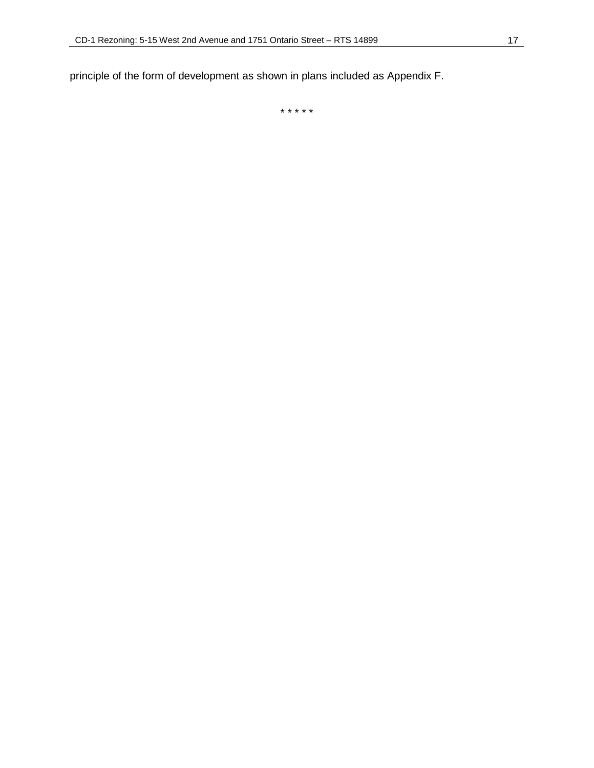principle of the form of development as shown in plans included as Appendix F.

* * * * *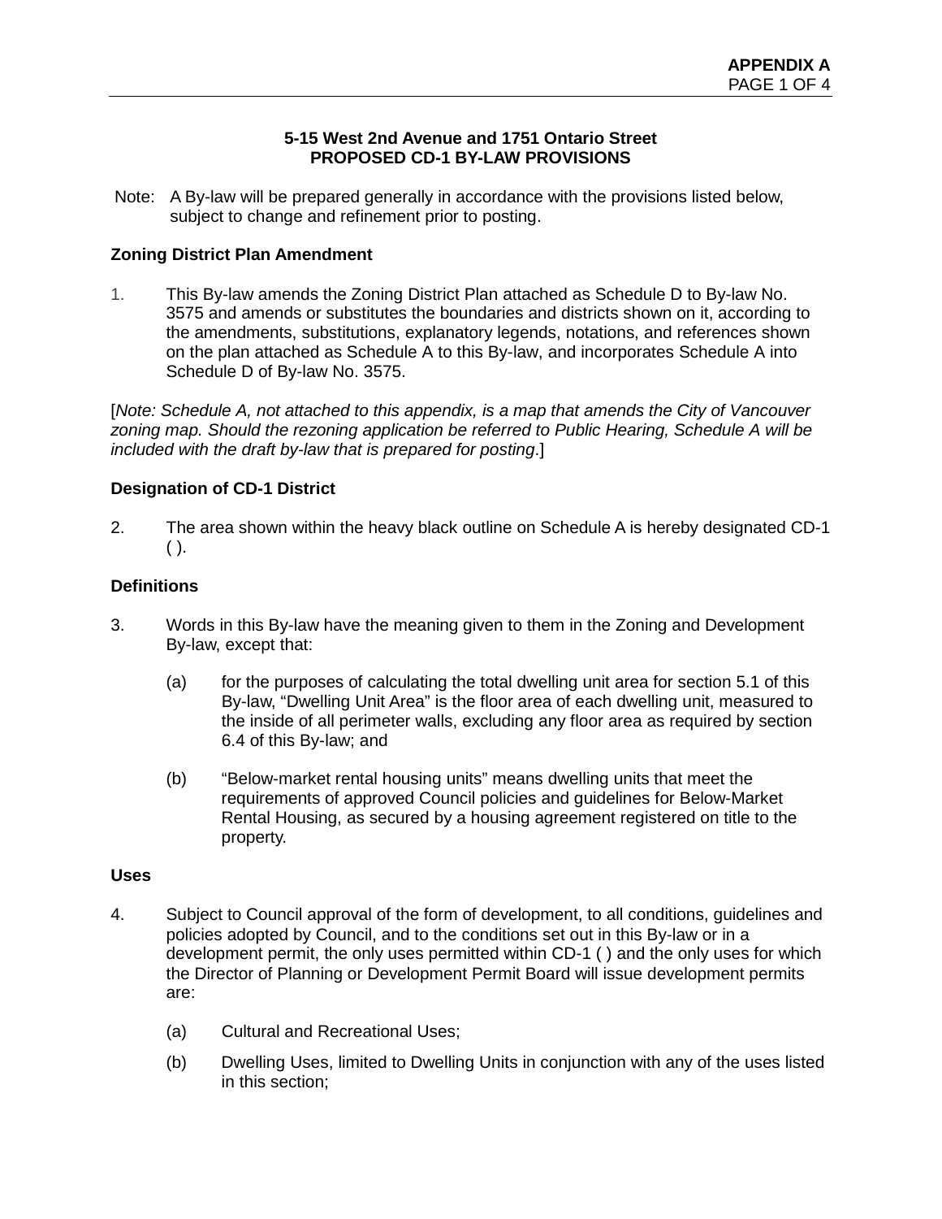**APPENDIX A**

**5-15 West 2nd Avenue and 1751 Ontario Street**
**PROPOSED CD-1 BY-LAW PROVISIONS**

Note: A By-law will be prepared generally in accordance with the provisions listed below, subject to change and refinement prior to posting.

**Zoning District Plan Amendment**

1. This By-law amends the Zoning District Plan attached as Schedule D to By-law No. 3575 and amends or substitutes the boundaries and districts shown on it, according to the amendments, substitutions, explanatory legends, notations, and references shown on the plan attached as Schedule A to this By-law, and incorporates Schedule A into Schedule D of By-law No. 3575.

[*Note: Schedule A, not attached to this appendix, is a map that amends the City of Vancouver zoning map. Should the rezoning application be referred to Public Hearing, Schedule A will be included with the draft by-law that is prepared for posting*.]

**Designation of CD-1 District**

2. The area shown within the heavy black outline on Schedule A is hereby designated CD-1 ( ).

**Definitions**

3. Words in this By-law have the meaning given to them in the Zoning and Development By-law, except that:

   (a) for the purposes of calculating the total dwelling unit area for section 5.1 of this By-law, "Dwelling Unit Area" is the floor area of each dwelling unit, measured to the inside of all perimeter walls, excluding any floor area as required by section 6.4 of this By-law; and

   (b) "Below-market rental housing units" means dwelling units that meet the requirements of approved Council policies and guidelines for Below-Market Rental Housing, as secured by a housing agreement registered on title to the property.

**Uses**

4. Subject to Council approval of the form of development, to all conditions, guidelines and policies adopted by Council, and to the conditions set out in this By-law or in a development permit, the only uses permitted within CD-1 ( ) and the only uses for which the Director of Planning or Development Permit Board will issue development permits are:

   (a) Cultural and Recreational Uses;

   (b) Dwelling Uses, limited to Dwelling Units in conjunction with any of the uses listed in this section;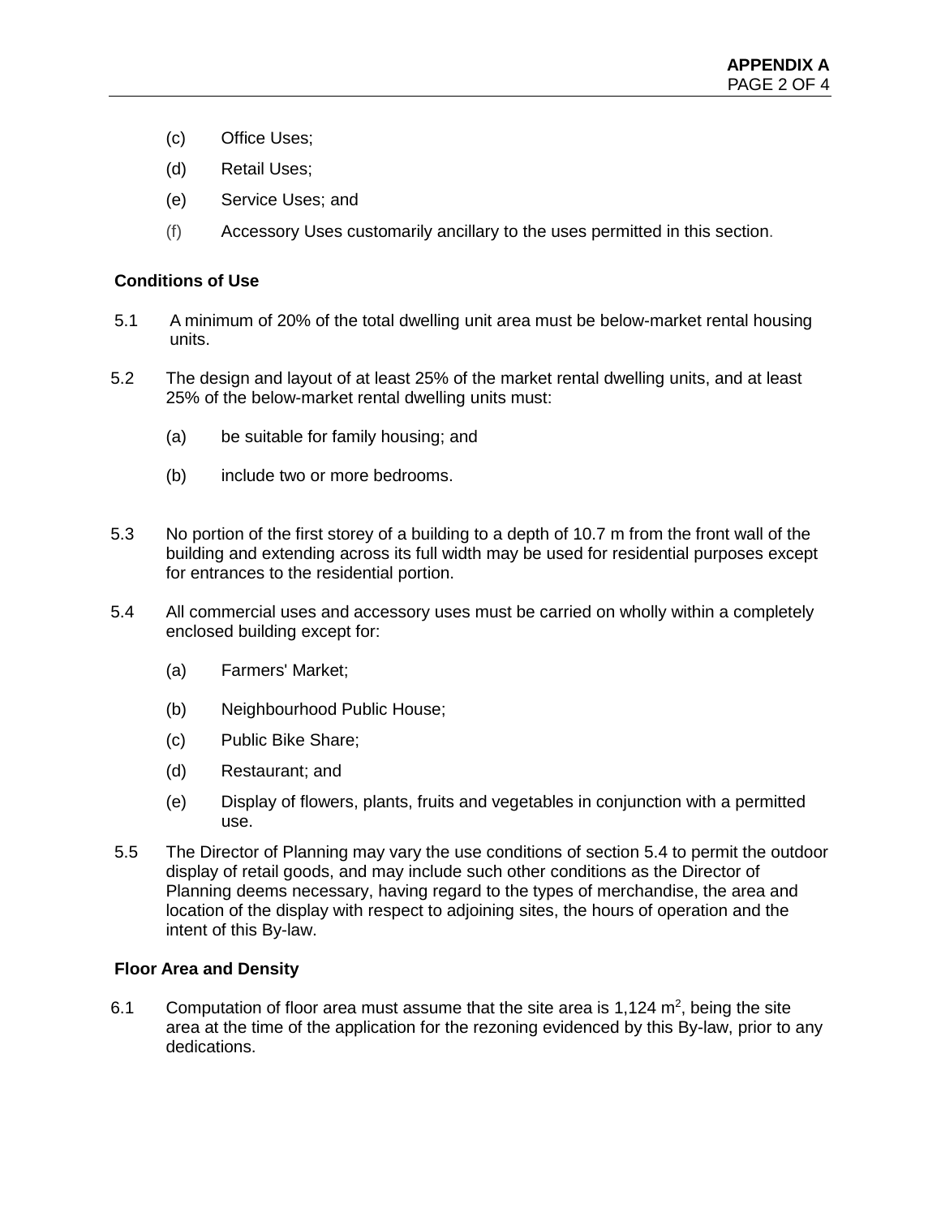(c) Office Uses;

(d) Retail Uses;

(e) Service Uses; and

(f) Accessory Uses customarily ancillary to the uses permitted in this section.

**Conditions of Use**

5.1 A minimum of 20% of the total dwelling unit area must be below-market rental housing units.

5.2 The design and layout of at least 25% of the market rental dwelling units, and at least 25% of the below-market rental dwelling units must:

(a) be suitable for family housing; and

(b) include two or more bedrooms.

5.3 No portion of the first storey of a building to a depth of 10.7 m from the front wall of the building and extending across its full width may be used for residential purposes except for entrances to the residential portion.

5.4 All commercial uses and accessory uses must be carried on wholly within a completely enclosed building except for:

(a) Farmers' Market;

(b) Neighbourhood Public House;

(c) Public Bike Share;

(d) Restaurant; and

(e) Display of flowers, plants, fruits and vegetables in conjunction with a permitted use.

5.5 The Director of Planning may vary the use conditions of section 5.4 to permit the outdoor display of retail goods, and may include such other conditions as the Director of Planning deems necessary, having regard to the types of merchandise, the area and location of the display with respect to adjoining sites, the hours of operation and the intent of this By-law.

**Floor Area and Density**

6.1 Computation of floor area must assume that the site area is 1,124 $m^2$, being the site area at the time of the application for the rezoning evidenced by this By-law, prior to any dedications.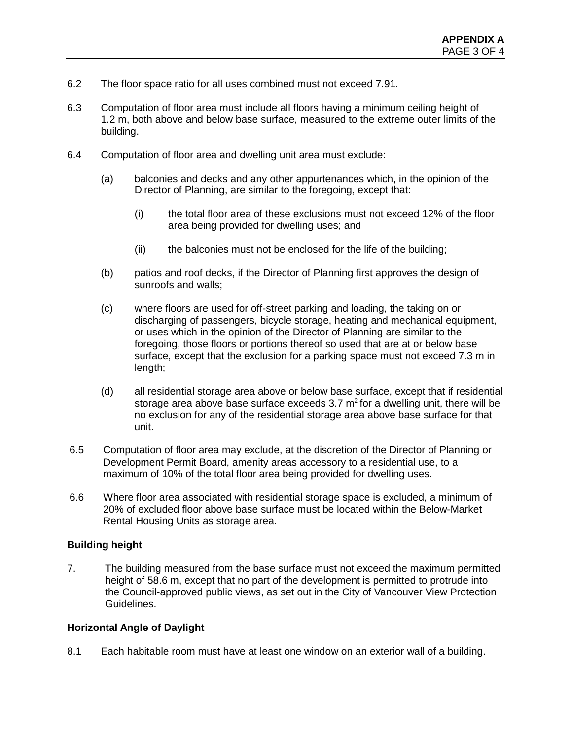6.2 The floor space ratio for all uses combined must not exceed 7.91.

6.3 Computation of floor area must include all floors having a minimum ceiling height of 1.2 m, both above and below base surface, measured to the extreme outer limits of the building.

6.4 Computation of floor area and dwelling unit area must exclude:

(a) balconies and decks and any other appurtenances which, in the opinion of the Director of Planning, are similar to the foregoing, except that:

(i) the total floor area of these exclusions must not exceed 12% of the floor area being provided for dwelling uses; and

(ii) the balconies must not be enclosed for the life of the building;

(b) patios and roof decks, if the Director of Planning first approves the design of sunroofs and walls;

(c) where floors are used for off-street parking and loading, the taking on or discharging of passengers, bicycle storage, heating and mechanical equipment, or uses which in the opinion of the Director of Planning are similar to the foregoing, those floors or portions thereof so used that are at or below base surface, except that the exclusion for a parking space must not exceed 7.3 m in length;

(d) all residential storage area above or below base surface, except that if residential storage area above base surface exceeds 3.7 $m^2$ for a dwelling unit, there will be no exclusion for any of the residential storage area above base surface for that unit.

6.5 Computation of floor area may exclude, at the discretion of the Director of Planning or Development Permit Board, amenity areas accessory to a residential use, to a maximum of 10% of the total floor area being provided for dwelling uses.

6.6 Where floor area associated with residential storage space is excluded, a minimum of 20% of excluded floor above base surface must be located within the Below-Market Rental Housing Units as storage area.

**Building height**

7. The building measured from the base surface must not exceed the maximum permitted height of 58.6 m, except that no part of the development is permitted to protrude into the Council-approved public views, as set out in the City of Vancouver View Protection Guidelines.

**Horizontal Angle of Daylight**

8.1 Each habitable room must have at least one window on an exterior wall of a building.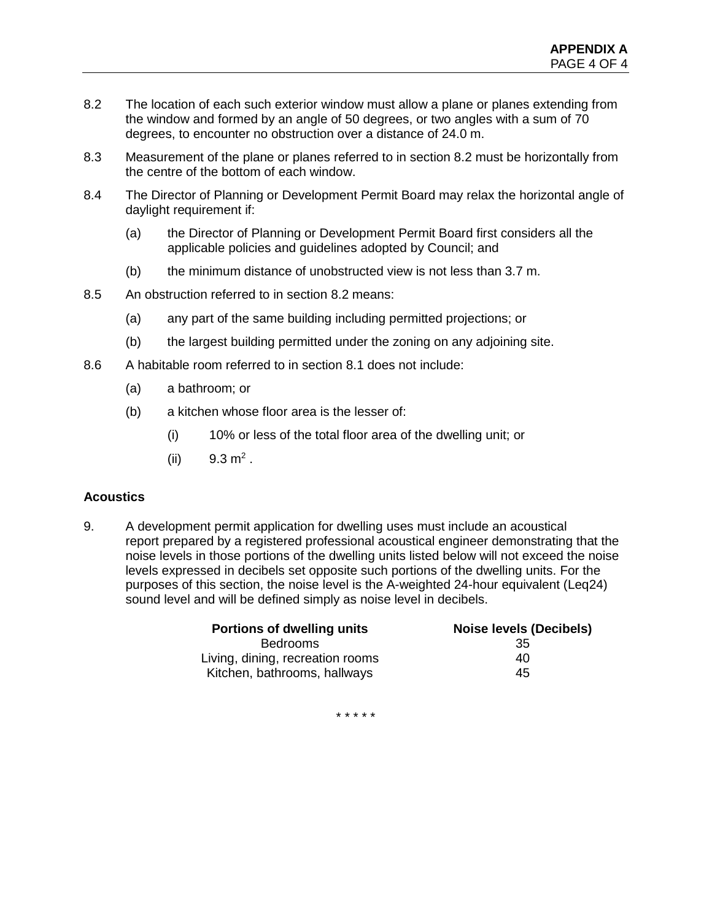8.2 The location of each such exterior window must allow a plane or planes extending from the window and formed by an angle of 50 degrees, or two angles with a sum of 70 degrees, to encounter no obstruction over a distance of 24.0 m.

8.3 Measurement of the plane or planes referred to in section 8.2 must be horizontally from the centre of the bottom of each window.

8.4 The Director of Planning or Development Permit Board may relax the horizontal angle of daylight requirement if:

- (a) the Director of Planning or Development Permit Board first considers all the applicable policies and guidelines adopted by Council; and
- (b) the minimum distance of unobstructed view is not less than 3.7 m.

8.5 An obstruction referred to in section 8.2 means:

- (a) any part of the same building including permitted projections; or
- (b) the largest building permitted under the zoning on any adjoining site.

8.6 A habitable room referred to in section 8.1 does not include:

- (a) a bathroom; or
- (b) a kitchen whose floor area is the lesser of:
  - (i) 10% or less of the total floor area of the dwelling unit; or
  - (ii) 9.3 $m^2$ .

**Acoustics**

9. A development permit application for dwelling uses must include an acoustical report prepared by a registered professional acoustical engineer demonstrating that the noise levels in those portions of the dwelling units listed below will not exceed the noise levels expressed in decibels set opposite such portions of the dwelling units. For the purposes of this section, the noise level is the A-weighted 24-hour equivalent (Leq24) sound level and will be defined simply as noise level in decibels.

| Portions of dwelling units | Noise levels (Decibels) |
|---|---|
| Bedrooms | 35 |
| Living, dining, recreation rooms | 40 |
| Kitchen, bathrooms, hallways | 45 |

\* \* \* \* \*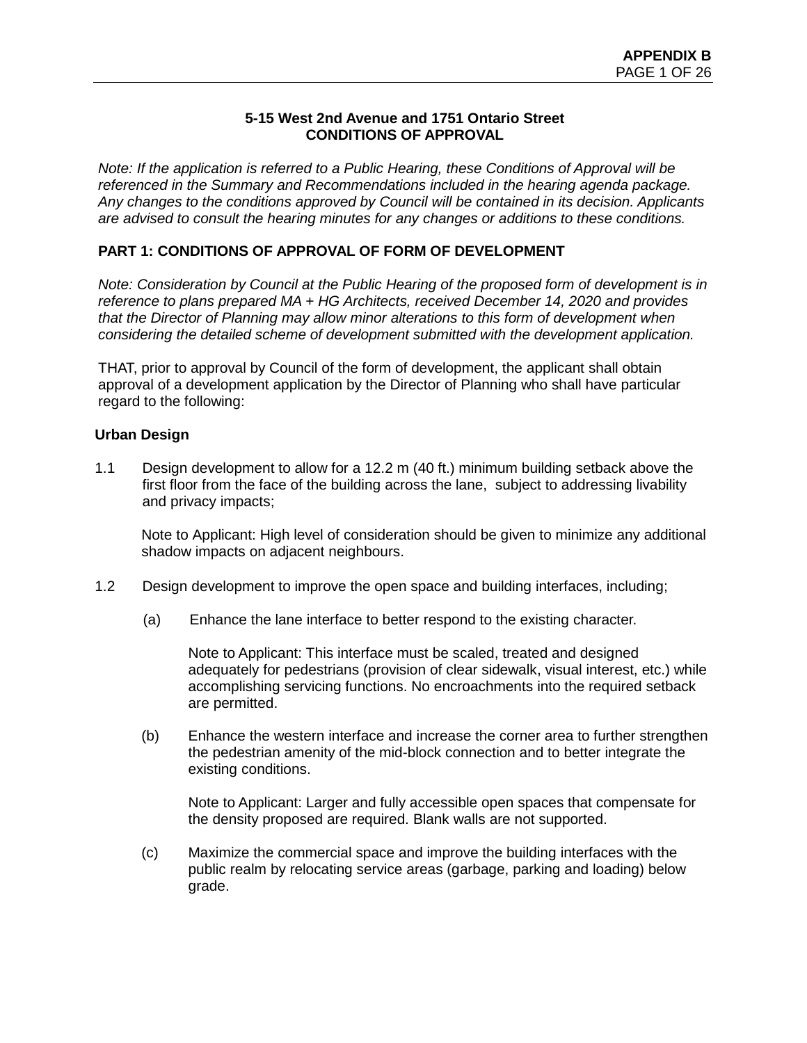**5-15 West 2nd Avenue and 1751 Ontario Street**
**CONDITIONS OF APPROVAL**

*Note: If the application is referred to a Public Hearing, these Conditions of Approval will be referenced in the Summary and Recommendations included in the hearing agenda package. Any changes to the conditions approved by Council will be contained in its decision. Applicants are advised to consult the hearing minutes for any changes or additions to these conditions.*

## PART 1: CONDITIONS OF APPROVAL OF FORM OF DEVELOPMENT

*Note: Consideration by Council at the Public Hearing of the proposed form of development is in reference to plans prepared MA + HG Architects, received December 14, 2020 and provides that the Director of Planning may allow minor alterations to this form of development when considering the detailed scheme of development submitted with the development application.*

THAT, prior to approval by Council of the form of development, the applicant shall obtain approval of a development application by the Director of Planning who shall have particular regard to the following:

### Urban Design

1.1 Design development to allow for a 12.2 m (40 ft.) minimum building setback above the first floor from the face of the building across the lane, subject to addressing livability and privacy impacts;

    Note to Applicant: High level of consideration should be given to minimize any additional shadow impacts on adjacent neighbours.

1.2 Design development to improve the open space and building interfaces, including;

    (a) Enhance the lane interface to better respond to the existing character.

        Note to Applicant: This interface must be scaled, treated and designed adequately for pedestrians (provision of clear sidewalk, visual interest, etc.) while accomplishing servicing functions. No encroachments into the required setback are permitted.

    (b) Enhance the western interface and increase the corner area to further strengthen the pedestrian amenity of the mid-block connection and to better integrate the existing conditions.

        Note to Applicant: Larger and fully accessible open spaces that compensate for the density proposed are required. Blank walls are not supported.

    (c) Maximize the commercial space and improve the building interfaces with the public realm by relocating service areas (garbage, parking and loading) below grade.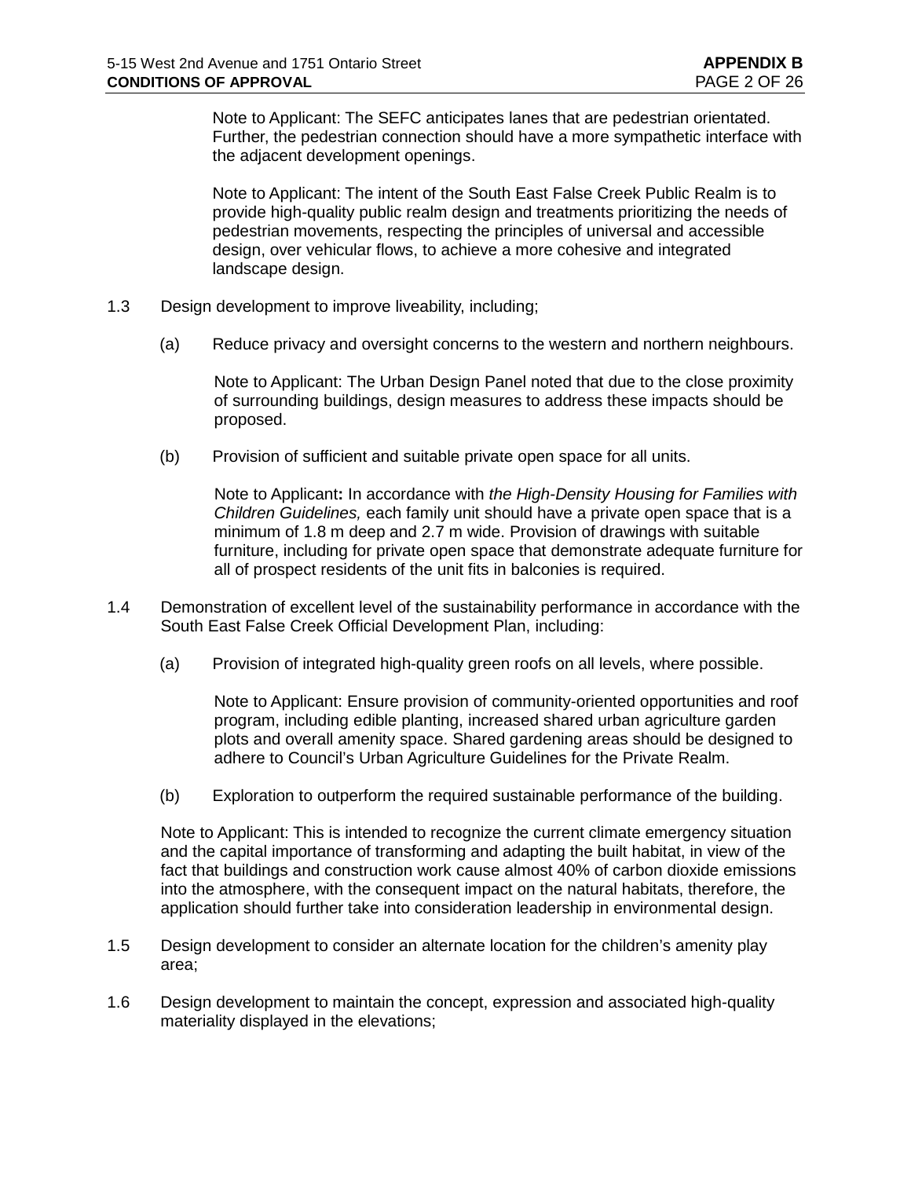Note to Applicant: The SEFC anticipates lanes that are pedestrian orientated. Further, the pedestrian connection should have a more sympathetic interface with the adjacent development openings.

Note to Applicant: The intent of the South East False Creek Public Realm is to provide high-quality public realm design and treatments prioritizing the needs of pedestrian movements, respecting the principles of universal and accessible design, over vehicular flows, to achieve a more cohesive and integrated landscape design.

1.3 Design development to improve liveability, including;

(a) Reduce privacy and oversight concerns to the western and northern neighbours.

Note to Applicant: The Urban Design Panel noted that due to the close proximity of surrounding buildings, design measures to address these impacts should be proposed.

(b) Provision of sufficient and suitable private open space for all units.

Note to Applicant**:** In accordance with *the High-Density Housing for Families with Children Guidelines,* each family unit should have a private open space that is a minimum of 1.8 m deep and 2.7 m wide. Provision of drawings with suitable furniture, including for private open space that demonstrate adequate furniture for all of prospect residents of the unit fits in balconies is required.

1.4 Demonstration of excellent level of the sustainability performance in accordance with the South East False Creek Official Development Plan, including:

(a) Provision of integrated high-quality green roofs on all levels, where possible.

Note to Applicant: Ensure provision of community-oriented opportunities and roof program, including edible planting, increased shared urban agriculture garden plots and overall amenity space. Shared gardening areas should be designed to adhere to Council's Urban Agriculture Guidelines for the Private Realm.

(b) Exploration to outperform the required sustainable performance of the building.

Note to Applicant: This is intended to recognize the current climate emergency situation and the capital importance of transforming and adapting the built habitat, in view of the fact that buildings and construction work cause almost 40% of carbon dioxide emissions into the atmosphere, with the consequent impact on the natural habitats, therefore, the application should further take into consideration leadership in environmental design.

1.5 Design development to consider an alternate location for the children's amenity play area;

1.6 Design development to maintain the concept, expression and associated high-quality materiality displayed in the elevations;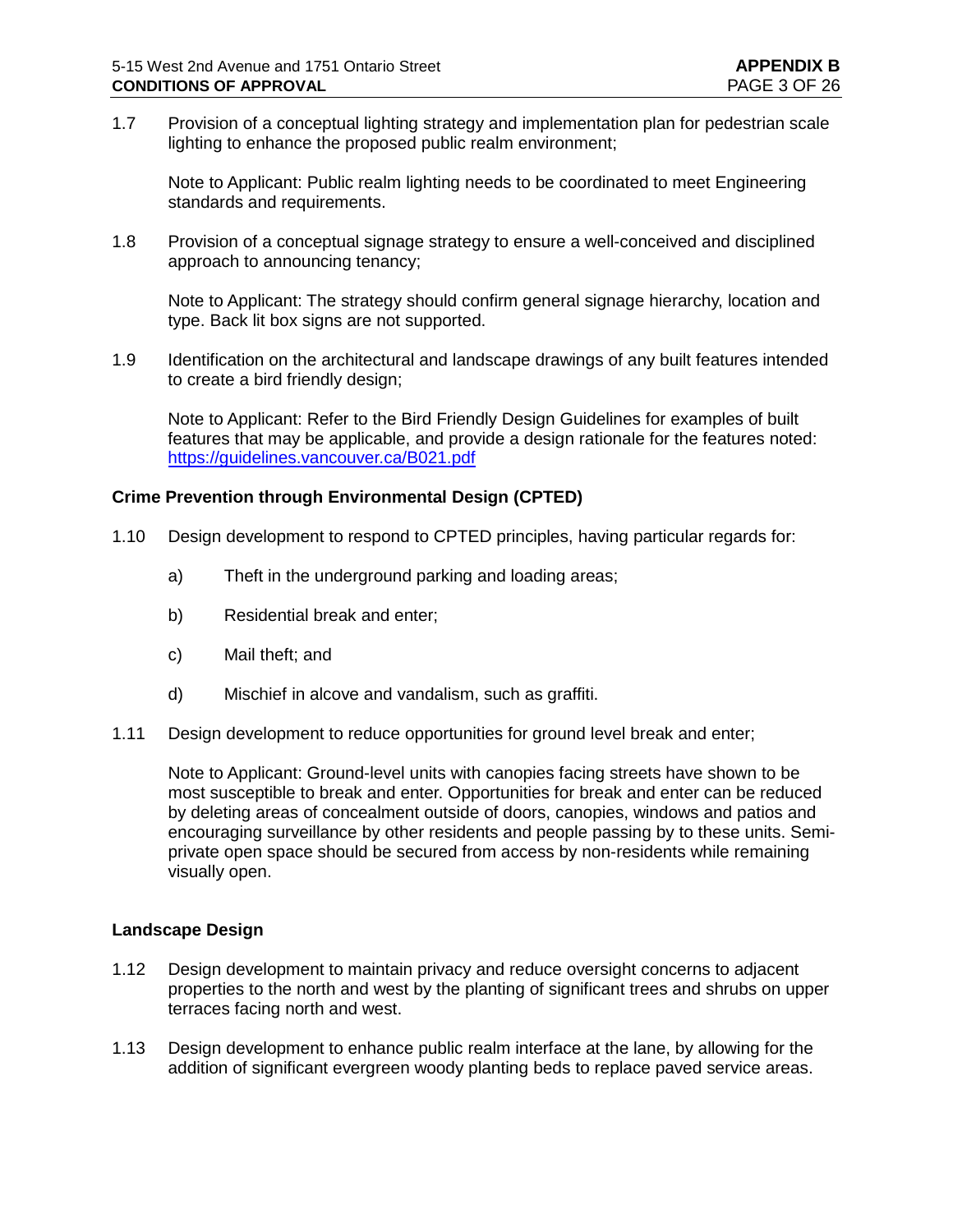1.7 Provision of a conceptual lighting strategy and implementation plan for pedestrian scale lighting to enhance the proposed public realm environment;

Note to Applicant: Public realm lighting needs to be coordinated to meet Engineering standards and requirements.

1.8 Provision of a conceptual signage strategy to ensure a well-conceived and disciplined approach to announcing tenancy;

Note to Applicant: The strategy should confirm general signage hierarchy, location and type. Back lit box signs are not supported.

1.9 Identification on the architectural and landscape drawings of any built features intended to create a bird friendly design;

Note to Applicant: Refer to the Bird Friendly Design Guidelines for examples of built features that may be applicable, and provide a design rationale for the features noted: https://guidelines.vancouver.ca/B021.pdf

**Crime Prevention through Environmental Design (CPTED)**

1.10 Design development to respond to CPTED principles, having particular regards for:

a) Theft in the underground parking and loading areas;

b) Residential break and enter;

c) Mail theft; and

d) Mischief in alcove and vandalism, such as graffiti.

1.11 Design development to reduce opportunities for ground level break and enter;

Note to Applicant: Ground-level units with canopies facing streets have shown to be most susceptible to break and enter. Opportunities for break and enter can be reduced by deleting areas of concealment outside of doors, canopies, windows and patios and encouraging surveillance by other residents and people passing by to these units. Semi-private open space should be secured from access by non-residents while remaining visually open.

**Landscape Design**

1.12 Design development to maintain privacy and reduce oversight concerns to adjacent properties to the north and west by the planting of significant trees and shrubs on upper terraces facing north and west.

1.13 Design development to enhance public realm interface at the lane, by allowing for the addition of significant evergreen woody planting beds to replace paved service areas.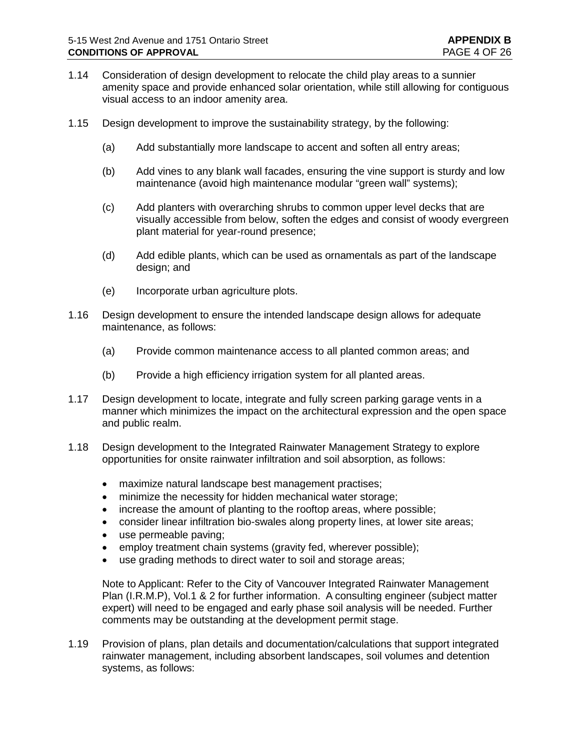1.14 Consideration of design development to relocate the child play areas to a sunnier amenity space and provide enhanced solar orientation, while still allowing for contiguous visual access to an indoor amenity area.

1.15 Design development to improve the sustainability strategy, by the following:

(a) Add substantially more landscape to accent and soften all entry areas;

(b) Add vines to any blank wall facades, ensuring the vine support is sturdy and low maintenance (avoid high maintenance modular "green wall" systems);

(c) Add planters with overarching shrubs to common upper level decks that are visually accessible from below, soften the edges and consist of woody evergreen plant material for year-round presence;

(d) Add edible plants, which can be used as ornamentals as part of the landscape design; and

(e) Incorporate urban agriculture plots.

1.16 Design development to ensure the intended landscape design allows for adequate maintenance, as follows:

(a) Provide common maintenance access to all planted common areas; and

(b) Provide a high efficiency irrigation system for all planted areas.

1.17 Design development to locate, integrate and fully screen parking garage vents in a manner which minimizes the impact on the architectural expression and the open space and public realm.

1.18 Design development to the Integrated Rainwater Management Strategy to explore opportunities for onsite rainwater infiltration and soil absorption, as follows:

- maximize natural landscape best management practises;
- minimize the necessity for hidden mechanical water storage;
- increase the amount of planting to the rooftop areas, where possible;
- consider linear infiltration bio-swales along property lines, at lower site areas;
- use permeable paving;
- employ treatment chain systems (gravity fed, wherever possible);
- use grading methods to direct water to soil and storage areas;

Note to Applicant: Refer to the City of Vancouver Integrated Rainwater Management Plan (I.R.M.P), Vol.1 & 2 for further information. A consulting engineer (subject matter expert) will need to be engaged and early phase soil analysis will be needed. Further comments may be outstanding at the development permit stage.

1.19 Provision of plans, plan details and documentation/calculations that support integrated rainwater management, including absorbent landscapes, soil volumes and detention systems, as follows: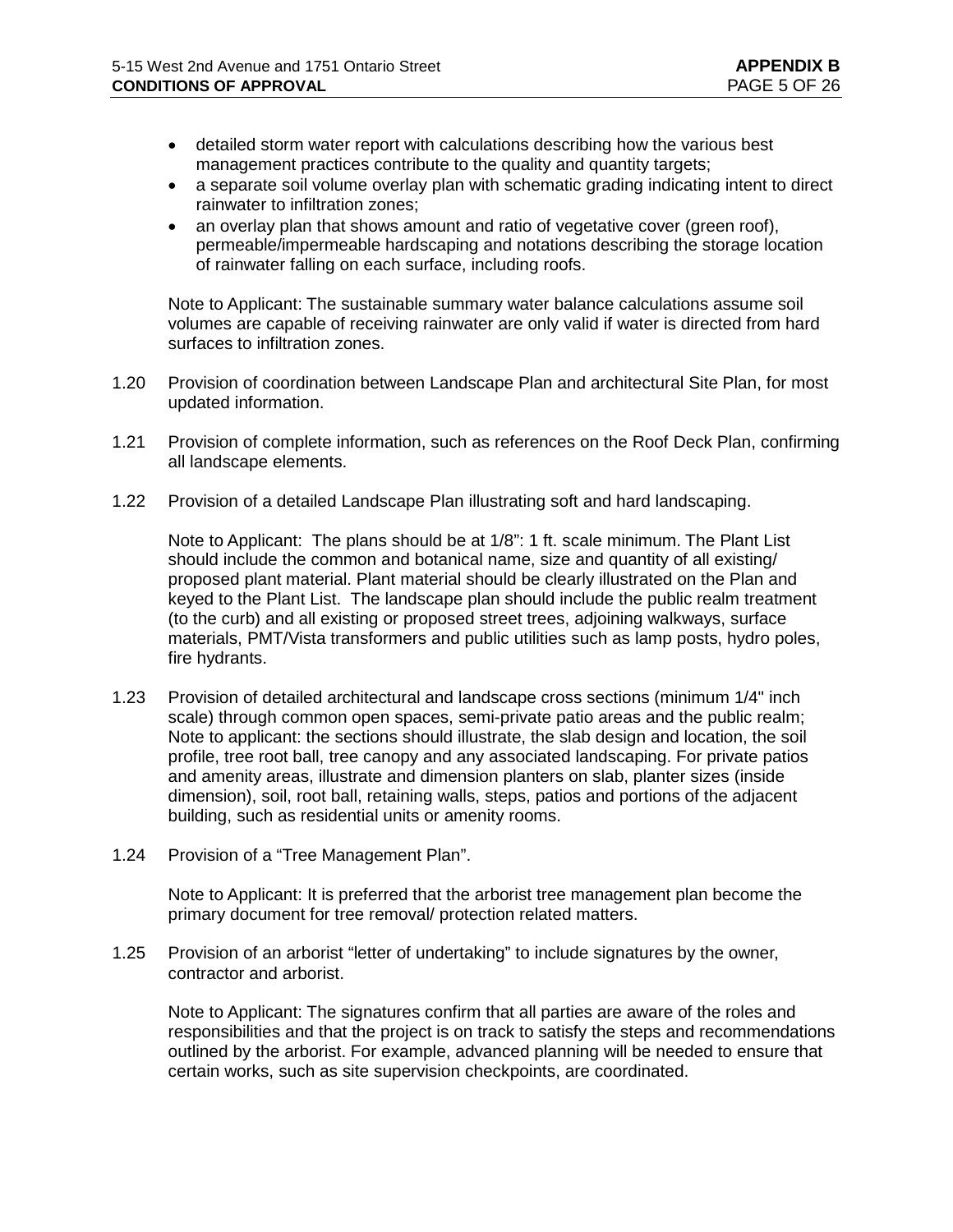- detailed storm water report with calculations describing how the various best management practices contribute to the quality and quantity targets;
- a separate soil volume overlay plan with schematic grading indicating intent to direct rainwater to infiltration zones;
- an overlay plan that shows amount and ratio of vegetative cover (green roof), permeable/impermeable hardscaping and notations describing the storage location of rainwater falling on each surface, including roofs.

Note to Applicant: The sustainable summary water balance calculations assume soil volumes are capable of receiving rainwater are only valid if water is directed from hard surfaces to infiltration zones.

1.20 Provision of coordination between Landscape Plan and architectural Site Plan, for most updated information.

1.21 Provision of complete information, such as references on the Roof Deck Plan, confirming all landscape elements.

1.22 Provision of a detailed Landscape Plan illustrating soft and hard landscaping.

Note to Applicant: The plans should be at 1/8": 1 ft. scale minimum. The Plant List should include the common and botanical name, size and quantity of all existing/ proposed plant material. Plant material should be clearly illustrated on the Plan and keyed to the Plant List. The landscape plan should include the public realm treatment (to the curb) and all existing or proposed street trees, adjoining walkways, surface materials, PMT/Vista transformers and public utilities such as lamp posts, hydro poles, fire hydrants.

1.23 Provision of detailed architectural and landscape cross sections (minimum 1/4" inch scale) through common open spaces, semi-private patio areas and the public realm; Note to applicant: the sections should illustrate, the slab design and location, the soil profile, tree root ball, tree canopy and any associated landscaping. For private patios and amenity areas, illustrate and dimension planters on slab, planter sizes (inside dimension), soil, root ball, retaining walls, steps, patios and portions of the adjacent building, such as residential units or amenity rooms.

1.24 Provision of a "Tree Management Plan".

Note to Applicant: It is preferred that the arborist tree management plan become the primary document for tree removal/ protection related matters.

1.25 Provision of an arborist "letter of undertaking" to include signatures by the owner, contractor and arborist.

Note to Applicant: The signatures confirm that all parties are aware of the roles and responsibilities and that the project is on track to satisfy the steps and recommendations outlined by the arborist. For example, advanced planning will be needed to ensure that certain works, such as site supervision checkpoints, are coordinated.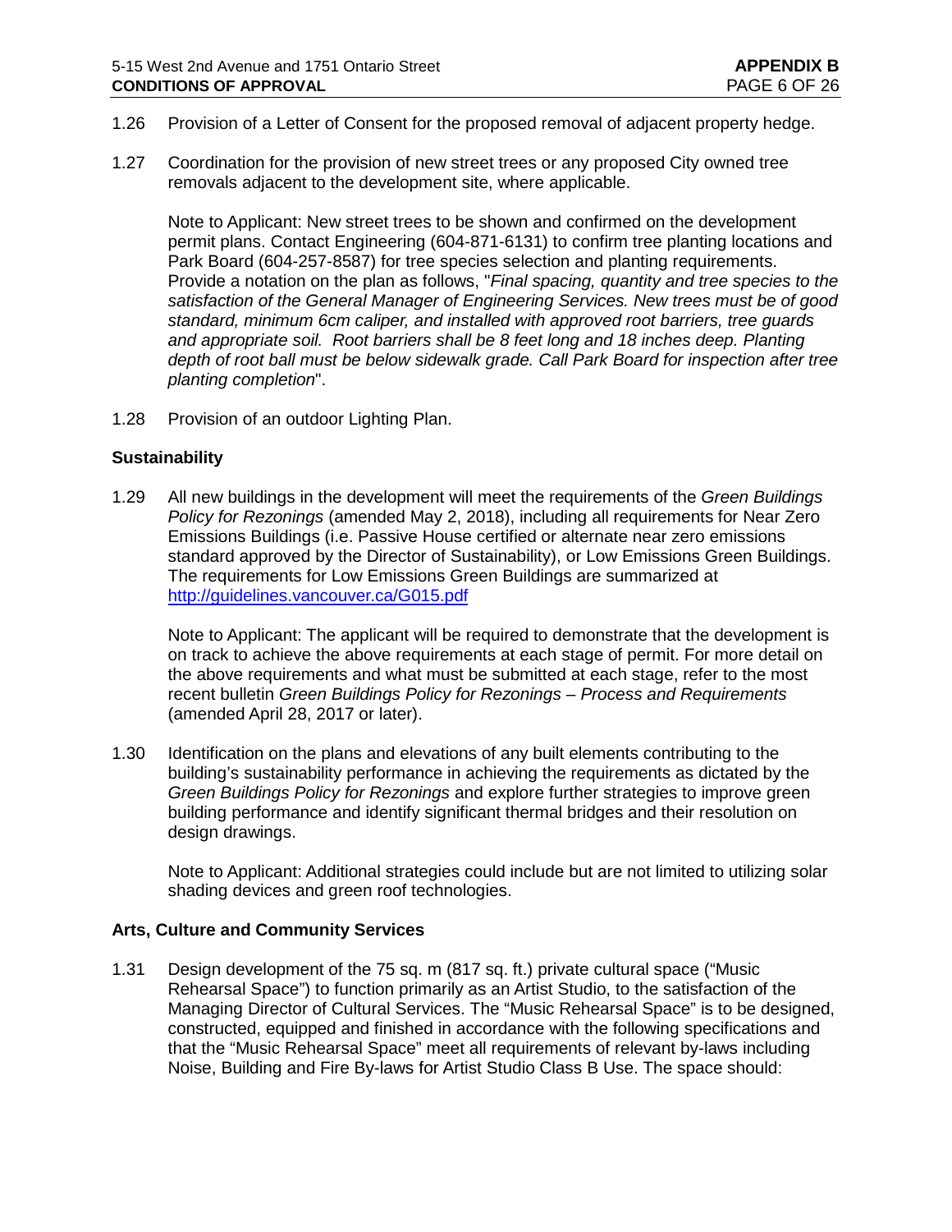1.26 Provision of a Letter of Consent for the proposed removal of adjacent property hedge.

1.27 Coordination for the provision of new street trees or any proposed City owned tree removals adjacent to the development site, where applicable.

Note to Applicant: New street trees to be shown and confirmed on the development permit plans. Contact Engineering (604-871-6131) to confirm tree planting locations and Park Board (604-257-8587) for tree species selection and planting requirements. Provide a notation on the plan as follows, "*Final spacing, quantity and tree species to the satisfaction of the General Manager of Engineering Services. New trees must be of good standard, minimum 6cm caliper, and installed with approved root barriers, tree guards and appropriate soil. Root barriers shall be 8 feet long and 18 inches deep. Planting depth of root ball must be below sidewalk grade. Call Park Board for inspection after tree planting completion*".

1.28 Provision of an outdoor Lighting Plan.

### Sustainability

1.29 All new buildings in the development will meet the requirements of the *Green Buildings Policy for Rezonings* (amended May 2, 2018), including all requirements for Near Zero Emissions Buildings (i.e. Passive House certified or alternate near zero emissions standard approved by the Director of Sustainability), or Low Emissions Green Buildings. The requirements for Low Emissions Green Buildings are summarized at http://guidelines.vancouver.ca/G015.pdf

Note to Applicant: The applicant will be required to demonstrate that the development is on track to achieve the above requirements at each stage of permit. For more detail on the above requirements and what must be submitted at each stage, refer to the most recent bulletin *Green Buildings Policy for Rezonings – Process and Requirements* (amended April 28, 2017 or later).

1.30 Identification on the plans and elevations of any built elements contributing to the building's sustainability performance in achieving the requirements as dictated by the *Green Buildings Policy for Rezonings* and explore further strategies to improve green building performance and identify significant thermal bridges and their resolution on design drawings.

Note to Applicant: Additional strategies could include but are not limited to utilizing solar shading devices and green roof technologies.

### Arts, Culture and Community Services

1.31 Design development of the 75 sq. m (817 sq. ft.) private cultural space ("Music Rehearsal Space") to function primarily as an Artist Studio, to the satisfaction of the Managing Director of Cultural Services. The "Music Rehearsal Space" is to be designed, constructed, equipped and finished in accordance with the following specifications and that the "Music Rehearsal Space" meet all requirements of relevant by-laws including Noise, Building and Fire By-laws for Artist Studio Class B Use. The space should: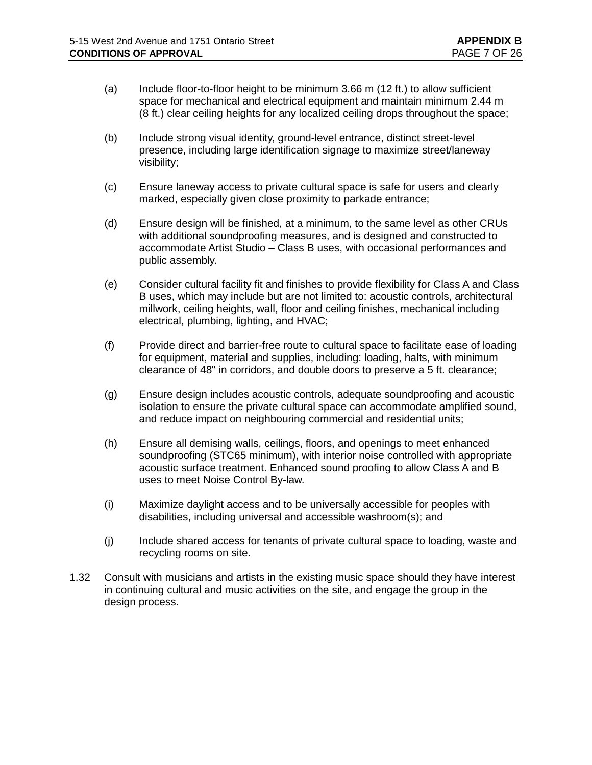(a) Include floor-to-floor height to be minimum 3.66 m (12 ft.) to allow sufficient space for mechanical and electrical equipment and maintain minimum 2.44 m (8 ft.) clear ceiling heights for any localized ceiling drops throughout the space;

(b) Include strong visual identity, ground-level entrance, distinct street-level presence, including large identification signage to maximize street/laneway visibility;

(c) Ensure laneway access to private cultural space is safe for users and clearly marked, especially given close proximity to parkade entrance;

(d) Ensure design will be finished, at a minimum, to the same level as other CRUs with additional soundproofing measures, and is designed and constructed to accommodate Artist Studio – Class B uses, with occasional performances and public assembly.

(e) Consider cultural facility fit and finishes to provide flexibility for Class A and Class B uses, which may include but are not limited to: acoustic controls, architectural millwork, ceiling heights, wall, floor and ceiling finishes, mechanical including electrical, plumbing, lighting, and HVAC;

(f) Provide direct and barrier-free route to cultural space to facilitate ease of loading for equipment, material and supplies, including: loading, halts, with minimum clearance of 48" in corridors, and double doors to preserve a 5 ft. clearance;

(g) Ensure design includes acoustic controls, adequate soundproofing and acoustic isolation to ensure the private cultural space can accommodate amplified sound, and reduce impact on neighbouring commercial and residential units;

(h) Ensure all demising walls, ceilings, floors, and openings to meet enhanced soundproofing (STC65 minimum), with interior noise controlled with appropriate acoustic surface treatment. Enhanced sound proofing to allow Class A and B uses to meet Noise Control By-law.

(i) Maximize daylight access and to be universally accessible for peoples with disabilities, including universal and accessible washroom(s); and

(j) Include shared access for tenants of private cultural space to loading, waste and recycling rooms on site.

1.32 Consult with musicians and artists in the existing music space should they have interest in continuing cultural and music activities on the site, and engage the group in the design process.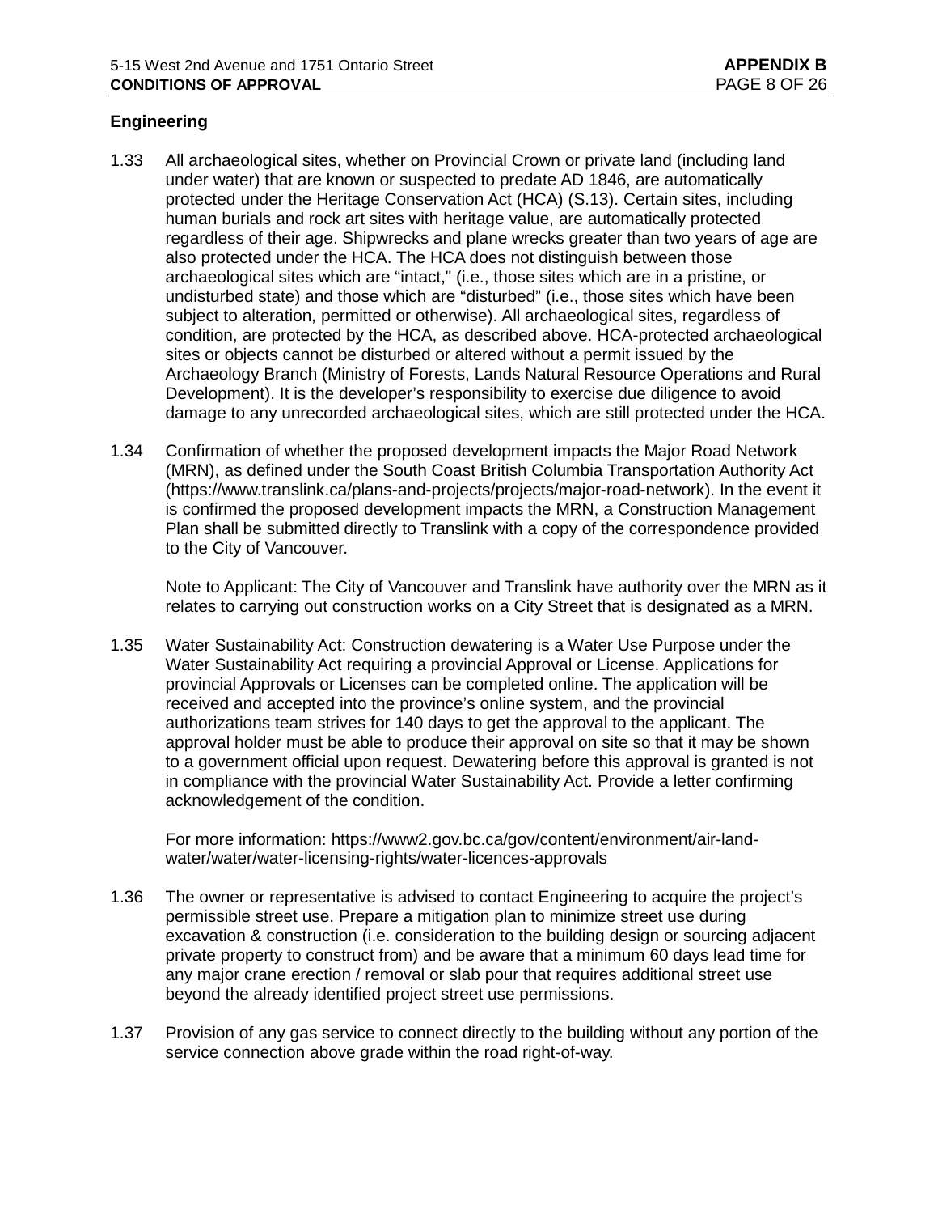## Engineering

1.33 All archaeological sites, whether on Provincial Crown or private land (including land under water) that are known or suspected to predate AD 1846, are automatically protected under the Heritage Conservation Act (HCA) (S.13). Certain sites, including human burials and rock art sites with heritage value, are automatically protected regardless of their age. Shipwrecks and plane wrecks greater than two years of age are also protected under the HCA. The HCA does not distinguish between those archaeological sites which are "intact," (i.e., those sites which are in a pristine, or undisturbed state) and those which are "disturbed" (i.e., those sites which have been subject to alteration, permitted or otherwise). All archaeological sites, regardless of condition, are protected by the HCA, as described above. HCA-protected archaeological sites or objects cannot be disturbed or altered without a permit issued by the Archaeology Branch (Ministry of Forests, Lands Natural Resource Operations and Rural Development). It is the developer's responsibility to exercise due diligence to avoid damage to any unrecorded archaeological sites, which are still protected under the HCA.

1.34 Confirmation of whether the proposed development impacts the Major Road Network (MRN), as defined under the South Coast British Columbia Transportation Authority Act (https://www.translink.ca/plans-and-projects/projects/major-road-network). In the event it is confirmed the proposed development impacts the MRN, a Construction Management Plan shall be submitted directly to Translink with a copy of the correspondence provided to the City of Vancouver.

Note to Applicant: The City of Vancouver and Translink have authority over the MRN as it relates to carrying out construction works on a City Street that is designated as a MRN.

1.35 Water Sustainability Act: Construction dewatering is a Water Use Purpose under the Water Sustainability Act requiring a provincial Approval or License. Applications for provincial Approvals or Licenses can be completed online. The application will be received and accepted into the province's online system, and the provincial authorizations team strives for 140 days to get the approval to the applicant. The approval holder must be able to produce their approval on site so that it may be shown to a government official upon request. Dewatering before this approval is granted is not in compliance with the provincial Water Sustainability Act. Provide a letter confirming acknowledgement of the condition.

For more information: https://www2.gov.bc.ca/gov/content/environment/air-land-water/water/water-licensing-rights/water-licences-approvals

1.36 The owner or representative is advised to contact Engineering to acquire the project's permissible street use. Prepare a mitigation plan to minimize street use during excavation & construction (i.e. consideration to the building design or sourcing adjacent private property to construct from) and be aware that a minimum 60 days lead time for any major crane erection / removal or slab pour that requires additional street use beyond the already identified project street use permissions.

1.37 Provision of any gas service to connect directly to the building without any portion of the service connection above grade within the road right-of-way.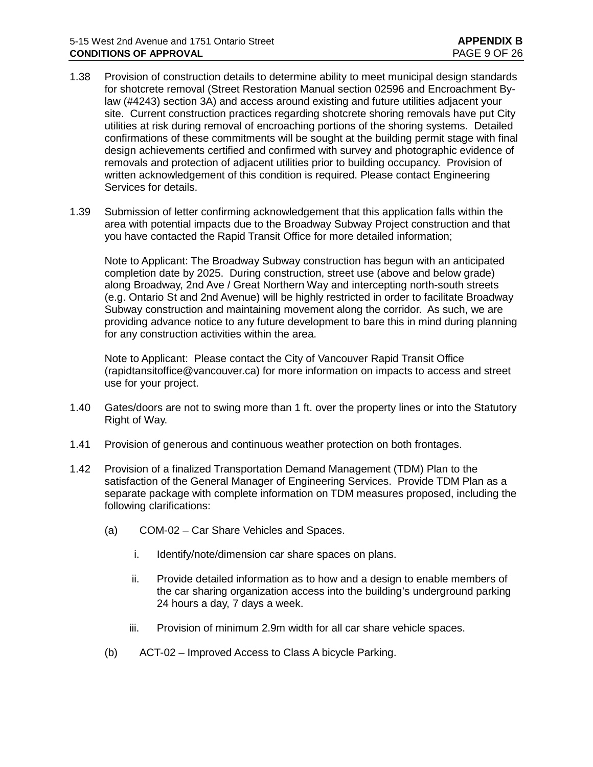1.38 Provision of construction details to determine ability to meet municipal design standards for shotcrete removal (Street Restoration Manual section 02596 and Encroachment By-law (#4243) section 3A) and access around existing and future utilities adjacent your site. Current construction practices regarding shotcrete shoring removals have put City utilities at risk during removal of encroaching portions of the shoring systems. Detailed confirmations of these commitments will be sought at the building permit stage with final design achievements certified and confirmed with survey and photographic evidence of removals and protection of adjacent utilities prior to building occupancy. Provision of written acknowledgement of this condition is required. Please contact Engineering Services for details.

1.39 Submission of letter confirming acknowledgement that this application falls within the area with potential impacts due to the Broadway Subway Project construction and that you have contacted the Rapid Transit Office for more detailed information;

Note to Applicant: The Broadway Subway construction has begun with an anticipated completion date by 2025. During construction, street use (above and below grade) along Broadway, 2nd Ave / Great Northern Way and intercepting north-south streets (e.g. Ontario St and 2nd Avenue) will be highly restricted in order to facilitate Broadway Subway construction and maintaining movement along the corridor. As such, we are providing advance notice to any future development to bare this in mind during planning for any construction activities within the area.

Note to Applicant: Please contact the City of Vancouver Rapid Transit Office (rapidtansitoffice@vancouver.ca) for more information on impacts to access and street use for your project.

1.40 Gates/doors are not to swing more than 1 ft. over the property lines or into the Statutory Right of Way.

1.41 Provision of generous and continuous weather protection on both frontages.

1.42 Provision of a finalized Transportation Demand Management (TDM) Plan to the satisfaction of the General Manager of Engineering Services. Provide TDM Plan as a separate package with complete information on TDM measures proposed, including the following clarifications:

(a) COM-02 – Car Share Vehicles and Spaces.

i. Identify/note/dimension car share spaces on plans.

ii. Provide detailed information as to how and a design to enable members of the car sharing organization access into the building's underground parking 24 hours a day, 7 days a week.

iii. Provision of minimum 2.9m width for all car share vehicle spaces.

(b) ACT-02 – Improved Access to Class A bicycle Parking.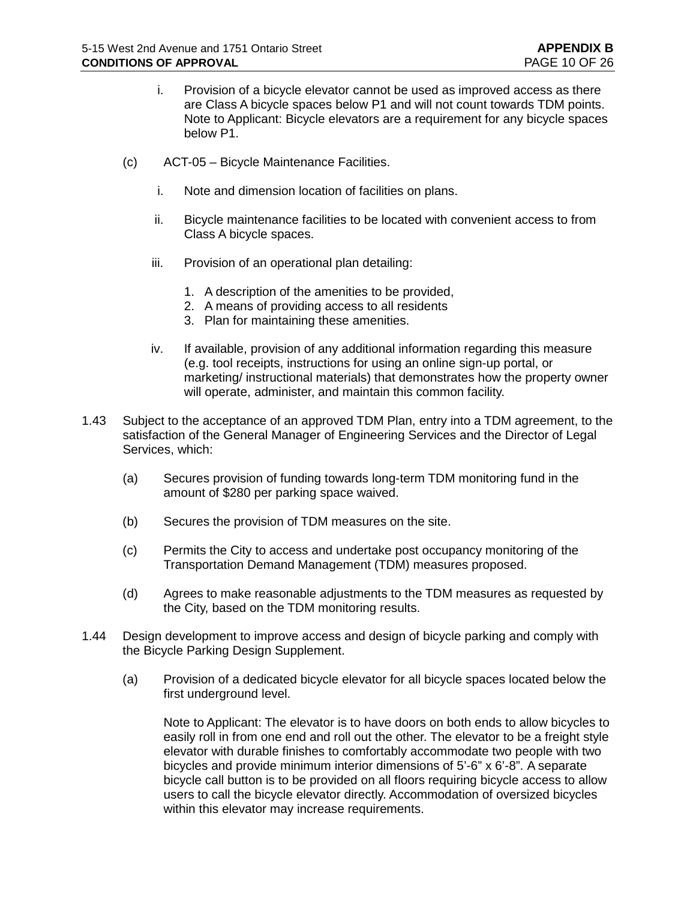i. Provision of a bicycle elevator cannot be used as improved access as there are Class A bicycle spaces below P1 and will not count towards TDM points. Note to Applicant: Bicycle elevators are a requirement for any bicycle spaces below P1.

(c) ACT-05 – Bicycle Maintenance Facilities.

i. Note and dimension location of facilities on plans.

ii. Bicycle maintenance facilities to be located with convenient access to from Class A bicycle spaces.

iii. Provision of an operational plan detailing:

1. A description of the amenities to be provided,
2. A means of providing access to all residents
3. Plan for maintaining these amenities.

iv. If available, provision of any additional information regarding this measure (e.g. tool receipts, instructions for using an online sign-up portal, or marketing/ instructional materials) that demonstrates how the property owner will operate, administer, and maintain this common facility.

1.43 Subject to the acceptance of an approved TDM Plan, entry into a TDM agreement, to the satisfaction of the General Manager of Engineering Services and the Director of Legal Services, which:

(a) Secures provision of funding towards long-term TDM monitoring fund in the amount of $280 per parking space waived.

(b) Secures the provision of TDM measures on the site.

(c) Permits the City to access and undertake post occupancy monitoring of the Transportation Demand Management (TDM) measures proposed.

(d) Agrees to make reasonable adjustments to the TDM measures as requested by the City, based on the TDM monitoring results.

1.44 Design development to improve access and design of bicycle parking and comply with the Bicycle Parking Design Supplement.

(a) Provision of a dedicated bicycle elevator for all bicycle spaces located below the first underground level.

Note to Applicant: The elevator is to have doors on both ends to allow bicycles to easily roll in from one end and roll out the other. The elevator to be a freight style elevator with durable finishes to comfortably accommodate two people with two bicycles and provide minimum interior dimensions of 5'-6" x 6'-8". A separate bicycle call button is to be provided on all floors requiring bicycle access to allow users to call the bicycle elevator directly. Accommodation of oversized bicycles within this elevator may increase requirements.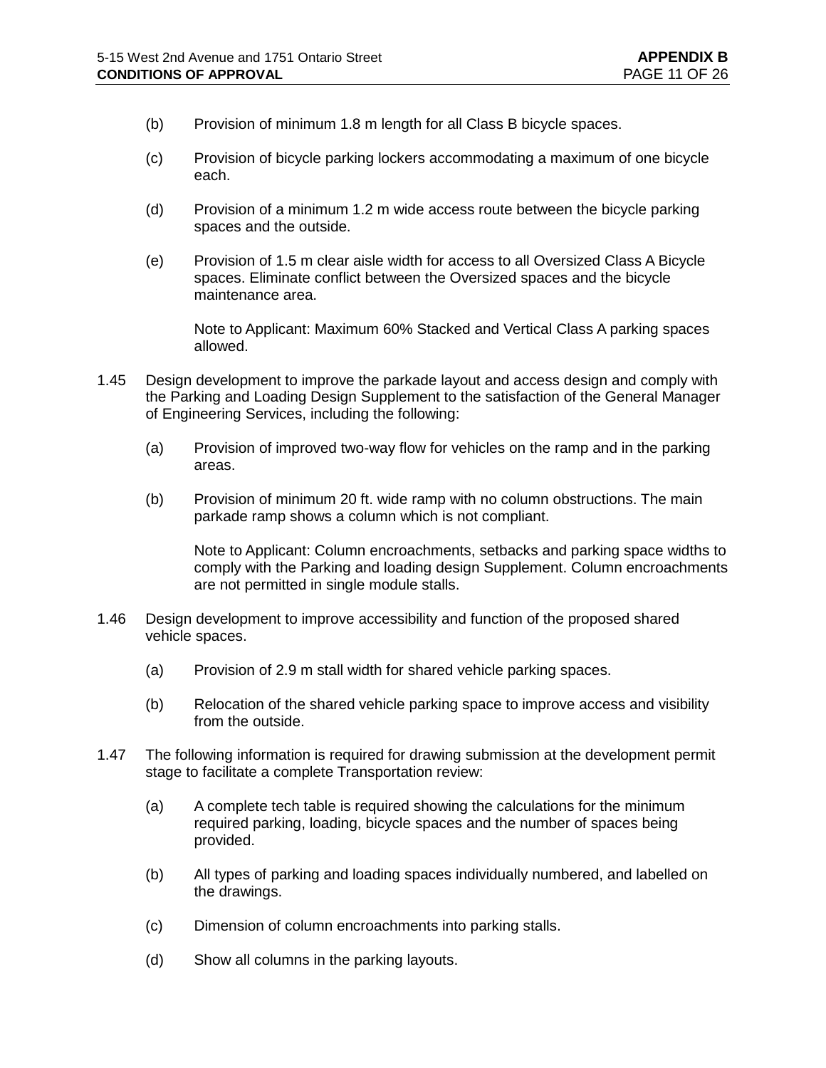(b) Provision of minimum 1.8 m length for all Class B bicycle spaces.

(c) Provision of bicycle parking lockers accommodating a maximum of one bicycle each.

(d) Provision of a minimum 1.2 m wide access route between the bicycle parking spaces and the outside.

(e) Provision of 1.5 m clear aisle width for access to all Oversized Class A Bicycle spaces. Eliminate conflict between the Oversized spaces and the bicycle maintenance area.

Note to Applicant: Maximum 60% Stacked and Vertical Class A parking spaces allowed.

1.45 Design development to improve the parkade layout and access design and comply with the Parking and Loading Design Supplement to the satisfaction of the General Manager of Engineering Services, including the following:

(a) Provision of improved two-way flow for vehicles on the ramp and in the parking areas.

(b) Provision of minimum 20 ft. wide ramp with no column obstructions. The main parkade ramp shows a column which is not compliant.

Note to Applicant: Column encroachments, setbacks and parking space widths to comply with the Parking and loading design Supplement. Column encroachments are not permitted in single module stalls.

1.46 Design development to improve accessibility and function of the proposed shared vehicle spaces.

(a) Provision of 2.9 m stall width for shared vehicle parking spaces.

(b) Relocation of the shared vehicle parking space to improve access and visibility from the outside.

1.47 The following information is required for drawing submission at the development permit stage to facilitate a complete Transportation review:

(a) A complete tech table is required showing the calculations for the minimum required parking, loading, bicycle spaces and the number of spaces being provided.

(b) All types of parking and loading spaces individually numbered, and labelled on the drawings.

(c) Dimension of column encroachments into parking stalls.

(d) Show all columns in the parking layouts.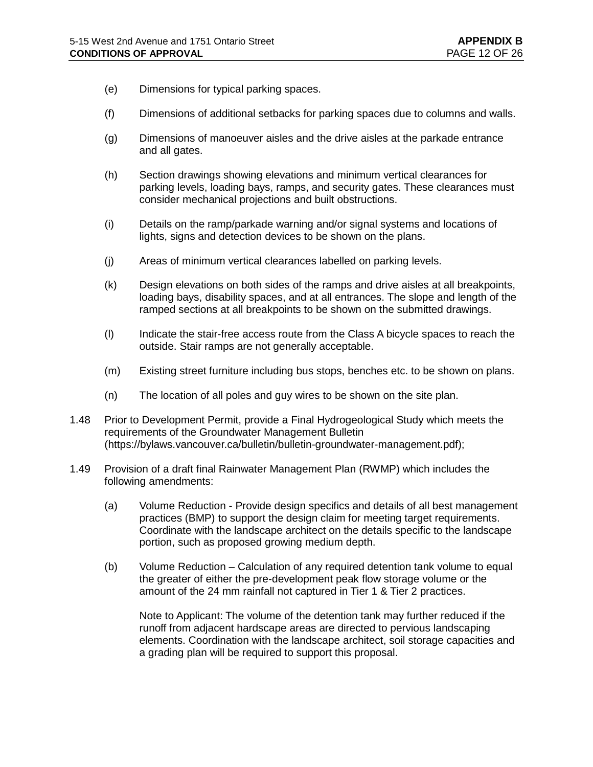(e) Dimensions for typical parking spaces.

(f) Dimensions of additional setbacks for parking spaces due to columns and walls.

(g) Dimensions of manoeuver aisles and the drive aisles at the parkade entrance and all gates.

(h) Section drawings showing elevations and minimum vertical clearances for parking levels, loading bays, ramps, and security gates. These clearances must consider mechanical projections and built obstructions.

(i) Details on the ramp/parkade warning and/or signal systems and locations of lights, signs and detection devices to be shown on the plans.

(j) Areas of minimum vertical clearances labelled on parking levels.

(k) Design elevations on both sides of the ramps and drive aisles at all breakpoints, loading bays, disability spaces, and at all entrances. The slope and length of the ramped sections at all breakpoints to be shown on the submitted drawings.

(l) Indicate the stair-free access route from the Class A bicycle spaces to reach the outside. Stair ramps are not generally acceptable.

(m) Existing street furniture including bus stops, benches etc. to be shown on plans.

(n) The location of all poles and guy wires to be shown on the site plan.

1.48 Prior to Development Permit, provide a Final Hydrogeological Study which meets the requirements of the Groundwater Management Bulletin (https://bylaws.vancouver.ca/bulletin/bulletin-groundwater-management.pdf);

1.49 Provision of a draft final Rainwater Management Plan (RWMP) which includes the following amendments:

(a) Volume Reduction - Provide design specifics and details of all best management practices (BMP) to support the design claim for meeting target requirements. Coordinate with the landscape architect on the details specific to the landscape portion, such as proposed growing medium depth.

(b) Volume Reduction – Calculation of any required detention tank volume to equal the greater of either the pre-development peak flow storage volume or the amount of the 24 mm rainfall not captured in Tier 1 & Tier 2 practices.

Note to Applicant: The volume of the detention tank may further reduced if the runoff from adjacent hardscape areas are directed to pervious landscaping elements. Coordination with the landscape architect, soil storage capacities and a grading plan will be required to support this proposal.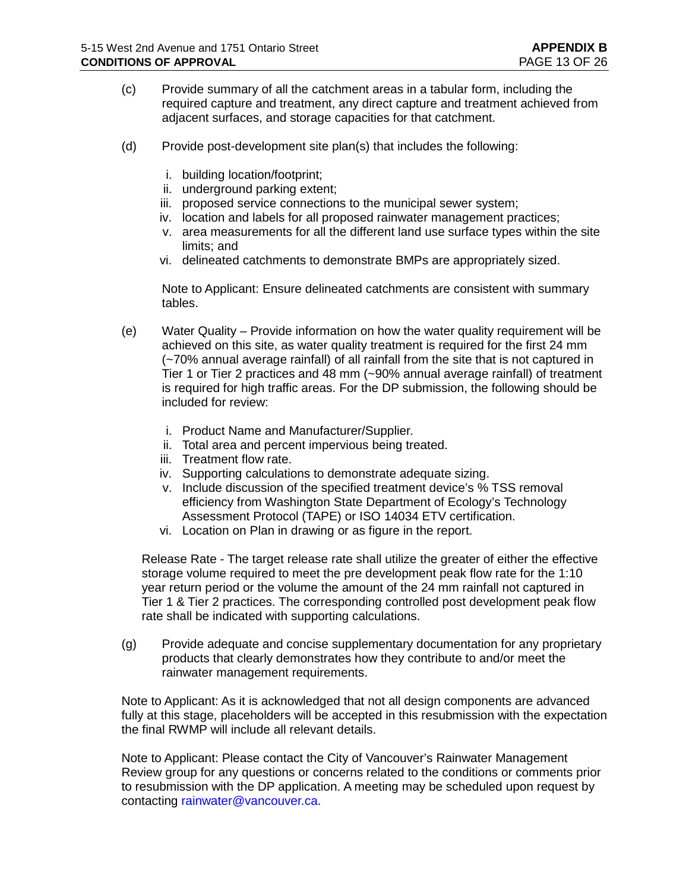(c) Provide summary of all the catchment areas in a tabular form, including the required capture and treatment, any direct capture and treatment achieved from adjacent surfaces, and storage capacities for that catchment.

(d) Provide post-development site plan(s) that includes the following:

   i. building location/footprint;
   ii. underground parking extent;
   iii. proposed service connections to the municipal sewer system;
   iv. location and labels for all proposed rainwater management practices;
   v. area measurements for all the different land use surface types within the site limits; and
   vi. delineated catchments to demonstrate BMPs are appropriately sized.

   Note to Applicant: Ensure delineated catchments are consistent with summary tables.

(e) Water Quality – Provide information on how the water quality requirement will be achieved on this site, as water quality treatment is required for the first 24 mm (~70% annual average rainfall) of all rainfall from the site that is not captured in Tier 1 or Tier 2 practices and 48 mm (~90% annual average rainfall) of treatment is required for high traffic areas. For the DP submission, the following should be included for review:

   i. Product Name and Manufacturer/Supplier.
   ii. Total area and percent impervious being treated.
   iii. Treatment flow rate.
   iv. Supporting calculations to demonstrate adequate sizing.
   v. Include discussion of the specified treatment device's % TSS removal efficiency from Washington State Department of Ecology's Technology Assessment Protocol (TAPE) or ISO 14034 ETV certification.
   vi. Location on Plan in drawing or as figure in the report.

Release Rate - The target release rate shall utilize the greater of either the effective storage volume required to meet the pre development peak flow rate for the 1:10 year return period or the volume the amount of the 24 mm rainfall not captured in Tier 1 & Tier 2 practices. The corresponding controlled post development peak flow rate shall be indicated with supporting calculations.

(g) Provide adequate and concise supplementary documentation for any proprietary products that clearly demonstrates how they contribute to and/or meet the rainwater management requirements.

Note to Applicant: As it is acknowledged that not all design components are advanced fully at this stage, placeholders will be accepted in this resubmission with the expectation the final RWMP will include all relevant details.

Note to Applicant: Please contact the City of Vancouver's Rainwater Management Review group for any questions or concerns related to the conditions or comments prior to resubmission with the DP application. A meeting may be scheduled upon request by contacting rainwater@vancouver.ca.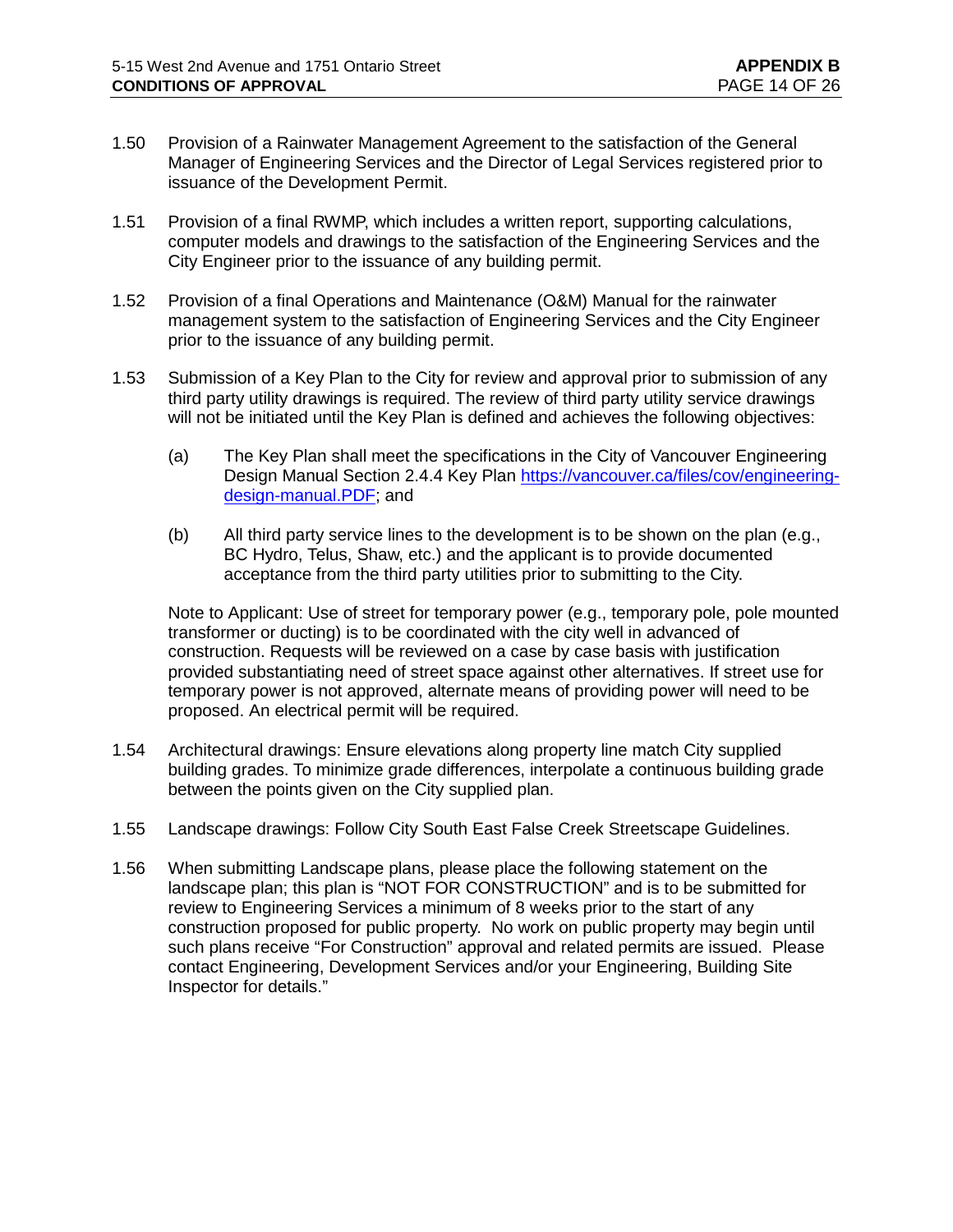1.50 Provision of a Rainwater Management Agreement to the satisfaction of the General Manager of Engineering Services and the Director of Legal Services registered prior to issuance of the Development Permit.

1.51 Provision of a final RWMP, which includes a written report, supporting calculations, computer models and drawings to the satisfaction of the Engineering Services and the City Engineer prior to the issuance of any building permit.

1.52 Provision of a final Operations and Maintenance (O&M) Manual for the rainwater management system to the satisfaction of Engineering Services and the City Engineer prior to the issuance of any building permit.

1.53 Submission of a Key Plan to the City for review and approval prior to submission of any third party utility drawings is required. The review of third party utility service drawings will not be initiated until the Key Plan is defined and achieves the following objectives:

   (a) The Key Plan shall meet the specifications in the City of Vancouver Engineering Design Manual Section 2.4.4 Key Plan [https://vancouver.ca/files/cov/engineering-design-manual.PDF](https://vancouver.ca/files/cov/engineering-design-manual.PDF); and

   (b) All third party service lines to the development is to be shown on the plan (e.g., BC Hydro, Telus, Shaw, etc.) and the applicant is to provide documented acceptance from the third party utilities prior to submitting to the City.

   Note to Applicant: Use of street for temporary power (e.g., temporary pole, pole mounted transformer or ducting) is to be coordinated with the city well in advanced of construction. Requests will be reviewed on a case by case basis with justification provided substantiating need of street space against other alternatives. If street use for temporary power is not approved, alternate means of providing power will need to be proposed. An electrical permit will be required.

1.54 Architectural drawings: Ensure elevations along property line match City supplied building grades. To minimize grade differences, interpolate a continuous building grade between the points given on the City supplied plan.

1.55 Landscape drawings: Follow City South East False Creek Streetscape Guidelines.

1.56 When submitting Landscape plans, please place the following statement on the landscape plan; this plan is "NOT FOR CONSTRUCTION" and is to be submitted for review to Engineering Services a minimum of 8 weeks prior to the start of any construction proposed for public property. No work on public property may begin until such plans receive "For Construction" approval and related permits are issued. Please contact Engineering, Development Services and/or your Engineering, Building Site Inspector for details."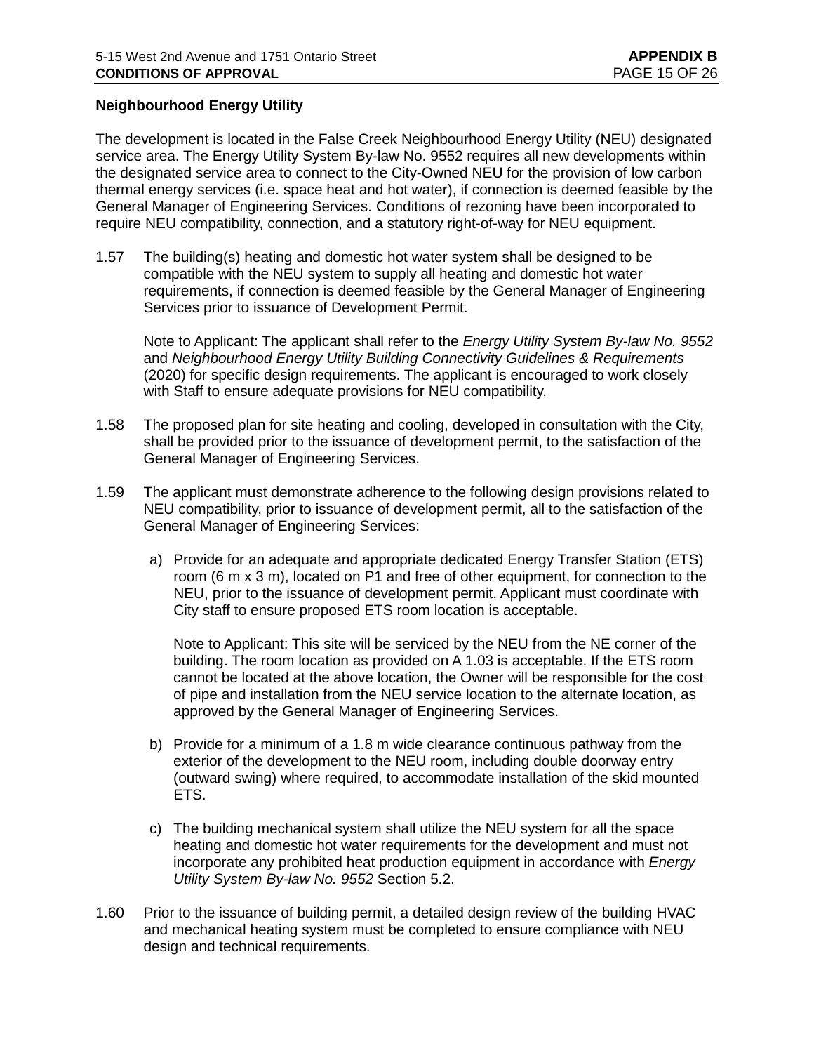**Neighbourhood Energy Utility**

The development is located in the False Creek Neighbourhood Energy Utility (NEU) designated service area. The Energy Utility System By-law No. 9552 requires all new developments within the designated service area to connect to the City-Owned NEU for the provision of low carbon thermal energy services (i.e. space heat and hot water), if connection is deemed feasible by the General Manager of Engineering Services. Conditions of rezoning have been incorporated to require NEU compatibility, connection, and a statutory right-of-way for NEU equipment.

1.57 The building(s) heating and domestic hot water system shall be designed to be compatible with the NEU system to supply all heating and domestic hot water requirements, if connection is deemed feasible by the General Manager of Engineering Services prior to issuance of Development Permit.

   Note to Applicant: The applicant shall refer to the *Energy Utility System By-law No. 9552* and *Neighbourhood Energy Utility Building Connectivity Guidelines & Requirements* (2020) for specific design requirements. The applicant is encouraged to work closely with Staff to ensure adequate provisions for NEU compatibility.

1.58 The proposed plan for site heating and cooling, developed in consultation with the City, shall be provided prior to the issuance of development permit, to the satisfaction of the General Manager of Engineering Services.

1.59 The applicant must demonstrate adherence to the following design provisions related to NEU compatibility, prior to issuance of development permit, all to the satisfaction of the General Manager of Engineering Services:

   a) Provide for an adequate and appropriate dedicated Energy Transfer Station (ETS) room (6 m x 3 m), located on P1 and free of other equipment, for connection to the NEU, prior to the issuance of development permit. Applicant must coordinate with City staff to ensure proposed ETS room location is acceptable.

      Note to Applicant: This site will be serviced by the NEU from the NE corner of the building. The room location as provided on A 1.03 is acceptable. If the ETS room cannot be located at the above location, the Owner will be responsible for the cost of pipe and installation from the NEU service location to the alternate location, as approved by the General Manager of Engineering Services.

   b) Provide for a minimum of a 1.8 m wide clearance continuous pathway from the exterior of the development to the NEU room, including double doorway entry (outward swing) where required, to accommodate installation of the skid mounted ETS.

   c) The building mechanical system shall utilize the NEU system for all the space heating and domestic hot water requirements for the development and must not incorporate any prohibited heat production equipment in accordance with *Energy Utility System By-law No. 9552* Section 5.2.

1.60 Prior to the issuance of building permit, a detailed design review of the building HVAC and mechanical heating system must be completed to ensure compliance with NEU design and technical requirements.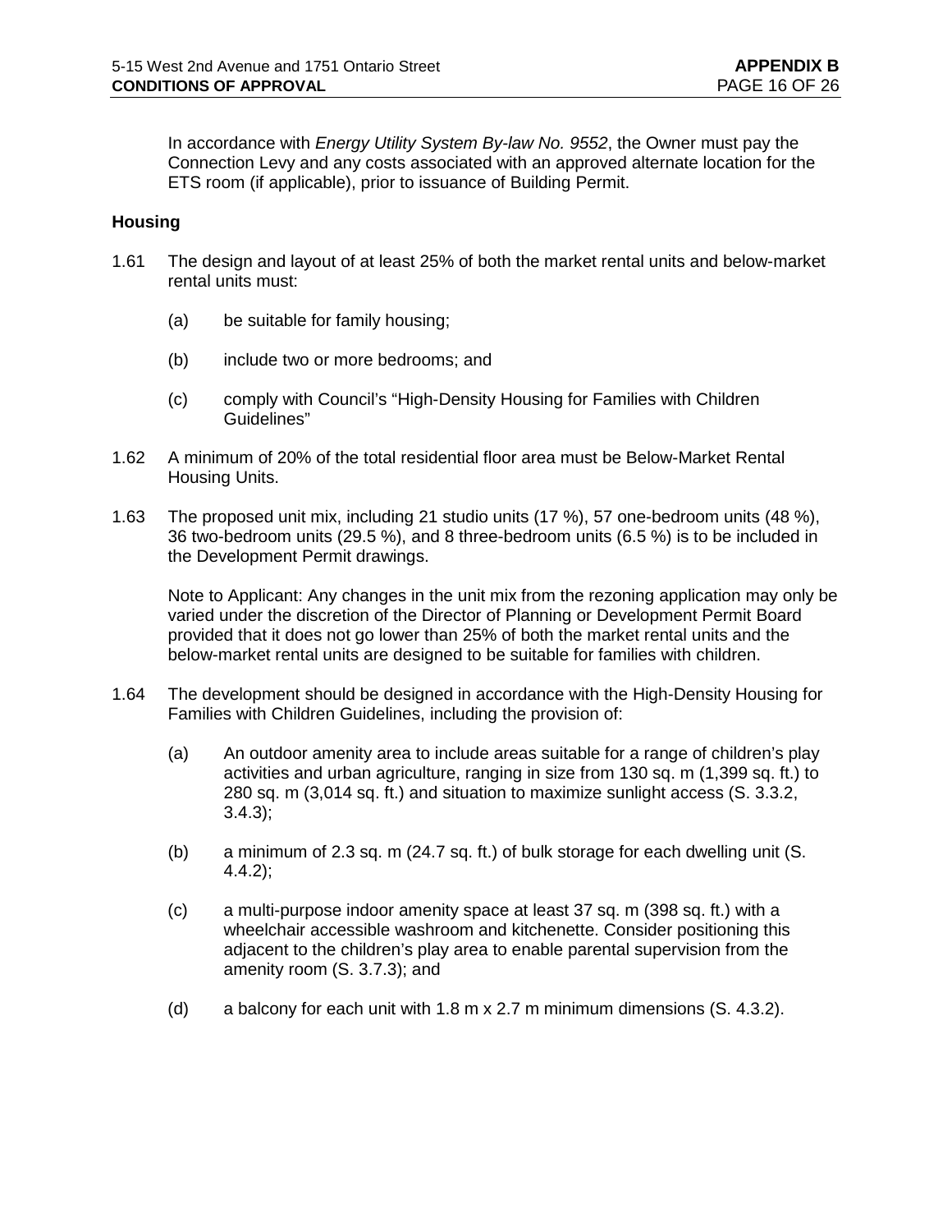In accordance with *Energy Utility System By-law No. 9552*, the Owner must pay the Connection Levy and any costs associated with an approved alternate location for the ETS room (if applicable), prior to issuance of Building Permit.

**Housing**

1.61 The design and layout of at least 25% of both the market rental units and below-market rental units must:

   (a) be suitable for family housing;

   (b) include two or more bedrooms; and

   (c) comply with Council's "High-Density Housing for Families with Children Guidelines"

1.62 A minimum of 20% of the total residential floor area must be Below-Market Rental Housing Units.

1.63 The proposed unit mix, including 21 studio units (17 %), 57 one-bedroom units (48 %), 36 two-bedroom units (29.5 %), and 8 three-bedroom units (6.5 %) is to be included in the Development Permit drawings.

   Note to Applicant: Any changes in the unit mix from the rezoning application may only be varied under the discretion of the Director of Planning or Development Permit Board provided that it does not go lower than 25% of both the market rental units and the below-market rental units are designed to be suitable for families with children.

1.64 The development should be designed in accordance with the High-Density Housing for Families with Children Guidelines, including the provision of:

   (a) An outdoor amenity area to include areas suitable for a range of children's play activities and urban agriculture, ranging in size from 130 sq. m (1,399 sq. ft.) to 280 sq. m (3,014 sq. ft.) and situation to maximize sunlight access (S. 3.3.2, 3.4.3);

   (b) a minimum of 2.3 sq. m (24.7 sq. ft.) of bulk storage for each dwelling unit (S. 4.4.2);

   (c) a multi-purpose indoor amenity space at least 37 sq. m (398 sq. ft.) with a wheelchair accessible washroom and kitchenette. Consider positioning this adjacent to the children's play area to enable parental supervision from the amenity room (S. 3.7.3); and

   (d) a balcony for each unit with 1.8 m x 2.7 m minimum dimensions (S. 4.3.2).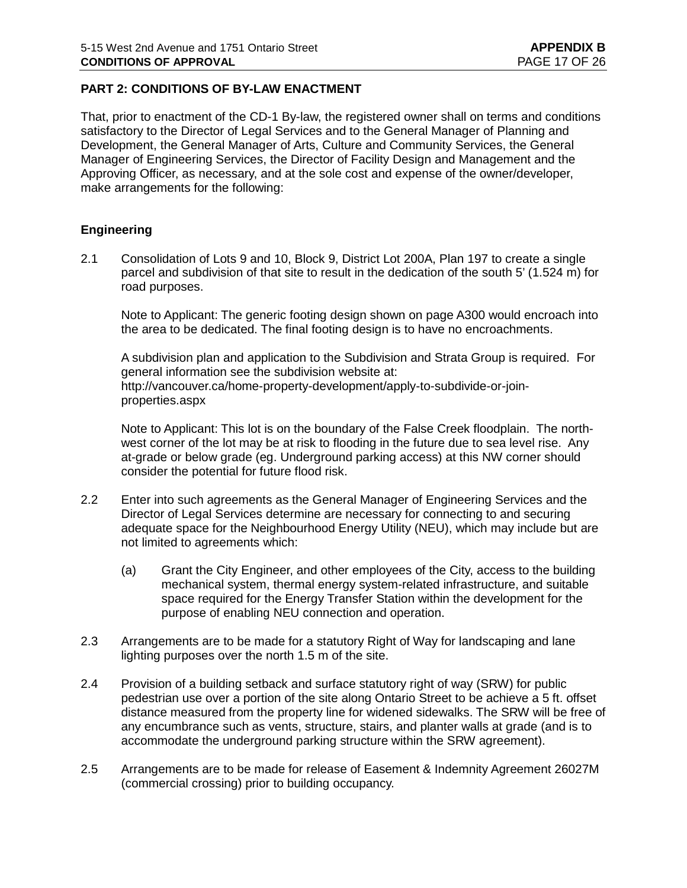## PART 2: CONDITIONS OF BY-LAW ENACTMENT

That, prior to enactment of the CD-1 By-law, the registered owner shall on terms and conditions satisfactory to the Director of Legal Services and to the General Manager of Planning and Development, the General Manager of Arts, Culture and Community Services, the General Manager of Engineering Services, the Director of Facility Design and Management and the Approving Officer, as necessary, and at the sole cost and expense of the owner/developer, make arrangements for the following:

### Engineering

2.1 Consolidation of Lots 9 and 10, Block 9, District Lot 200A, Plan 197 to create a single parcel and subdivision of that site to result in the dedication of the south 5' (1.524 m) for road purposes.

Note to Applicant: The generic footing design shown on page A300 would encroach into the area to be dedicated. The final footing design is to have no encroachments.

A subdivision plan and application to the Subdivision and Strata Group is required. For general information see the subdivision website at: http://vancouver.ca/home-property-development/apply-to-subdivide-or-join-properties.aspx

Note to Applicant: This lot is on the boundary of the False Creek floodplain. The north-west corner of the lot may be at risk to flooding in the future due to sea level rise. Any at-grade or below grade (eg. Underground parking access) at this NW corner should consider the potential for future flood risk.

2.2 Enter into such agreements as the General Manager of Engineering Services and the Director of Legal Services determine are necessary for connecting to and securing adequate space for the Neighbourhood Energy Utility (NEU), which may include but are not limited to agreements which:

(a) Grant the City Engineer, and other employees of the City, access to the building mechanical system, thermal energy system-related infrastructure, and suitable space required for the Energy Transfer Station within the development for the purpose of enabling NEU connection and operation.

2.3 Arrangements are to be made for a statutory Right of Way for landscaping and lane lighting purposes over the north 1.5 m of the site.

2.4 Provision of a building setback and surface statutory right of way (SRW) for public pedestrian use over a portion of the site along Ontario Street to be achieve a 5 ft. offset distance measured from the property line for widened sidewalks. The SRW will be free of any encumbrance such as vents, structure, stairs, and planter walls at grade (and is to accommodate the underground parking structure within the SRW agreement).

2.5 Arrangements are to be made for release of Easement & Indemnity Agreement 26027M (commercial crossing) prior to building occupancy.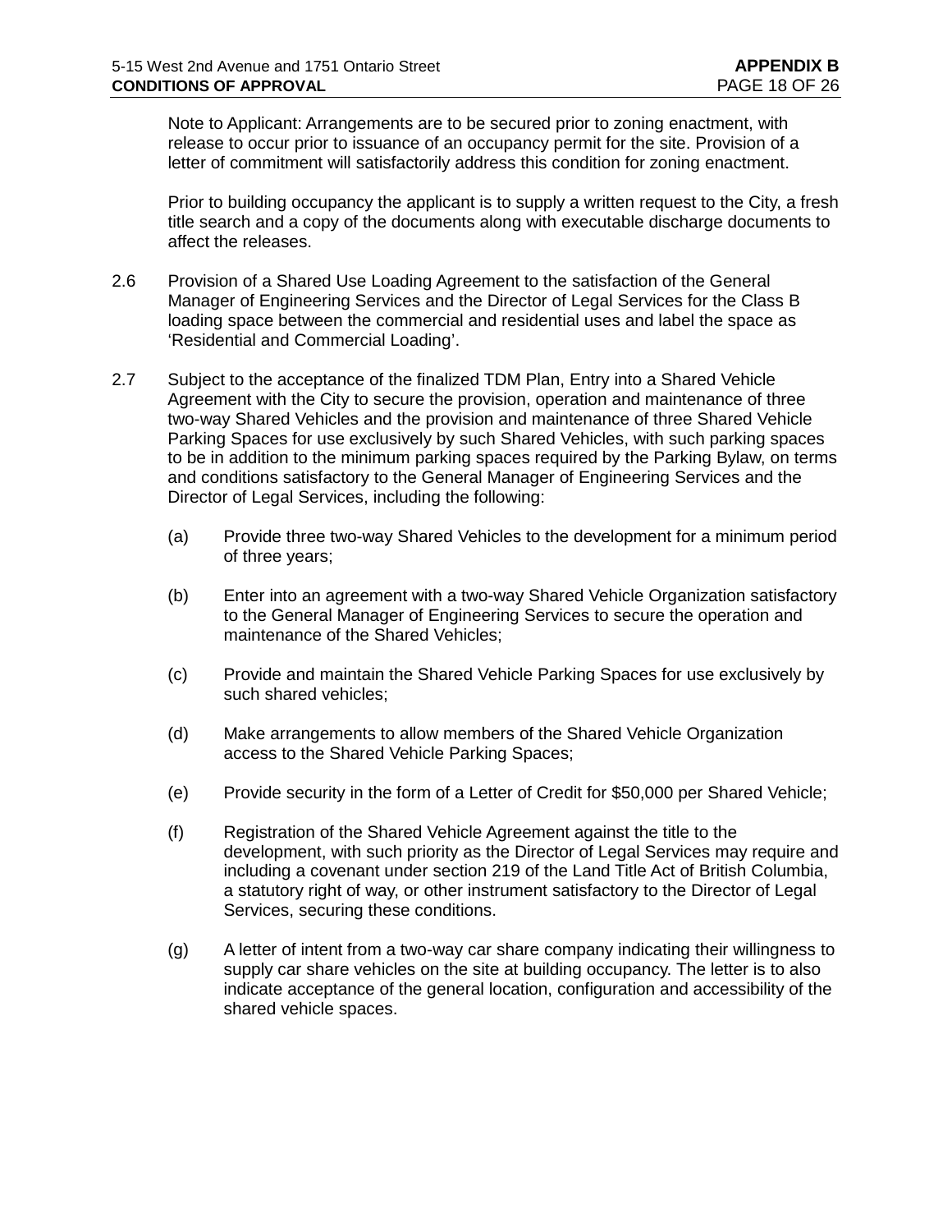Note to Applicant: Arrangements are to be secured prior to zoning enactment, with release to occur prior to issuance of an occupancy permit for the site. Provision of a letter of commitment will satisfactorily address this condition for zoning enactment.

Prior to building occupancy the applicant is to supply a written request to the City, a fresh title search and a copy of the documents along with executable discharge documents to affect the releases.

2.6 Provision of a Shared Use Loading Agreement to the satisfaction of the General Manager of Engineering Services and the Director of Legal Services for the Class B loading space between the commercial and residential uses and label the space as 'Residential and Commercial Loading'.

2.7 Subject to the acceptance of the finalized TDM Plan, Entry into a Shared Vehicle Agreement with the City to secure the provision, operation and maintenance of three two-way Shared Vehicles and the provision and maintenance of three Shared Vehicle Parking Spaces for use exclusively by such Shared Vehicles, with such parking spaces to be in addition to the minimum parking spaces required by the Parking Bylaw, on terms and conditions satisfactory to the General Manager of Engineering Services and the Director of Legal Services, including the following:

(a) Provide three two-way Shared Vehicles to the development for a minimum period of three years;

(b) Enter into an agreement with a two-way Shared Vehicle Organization satisfactory to the General Manager of Engineering Services to secure the operation and maintenance of the Shared Vehicles;

(c) Provide and maintain the Shared Vehicle Parking Spaces for use exclusively by such shared vehicles;

(d) Make arrangements to allow members of the Shared Vehicle Organization access to the Shared Vehicle Parking Spaces;

(e) Provide security in the form of a Letter of Credit for $50,000 per Shared Vehicle;

(f) Registration of the Shared Vehicle Agreement against the title to the development, with such priority as the Director of Legal Services may require and including a covenant under section 219 of the Land Title Act of British Columbia, a statutory right of way, or other instrument satisfactory to the Director of Legal Services, securing these conditions.

(g) A letter of intent from a two-way car share company indicating their willingness to supply car share vehicles on the site at building occupancy. The letter is to also indicate acceptance of the general location, configuration and accessibility of the shared vehicle spaces.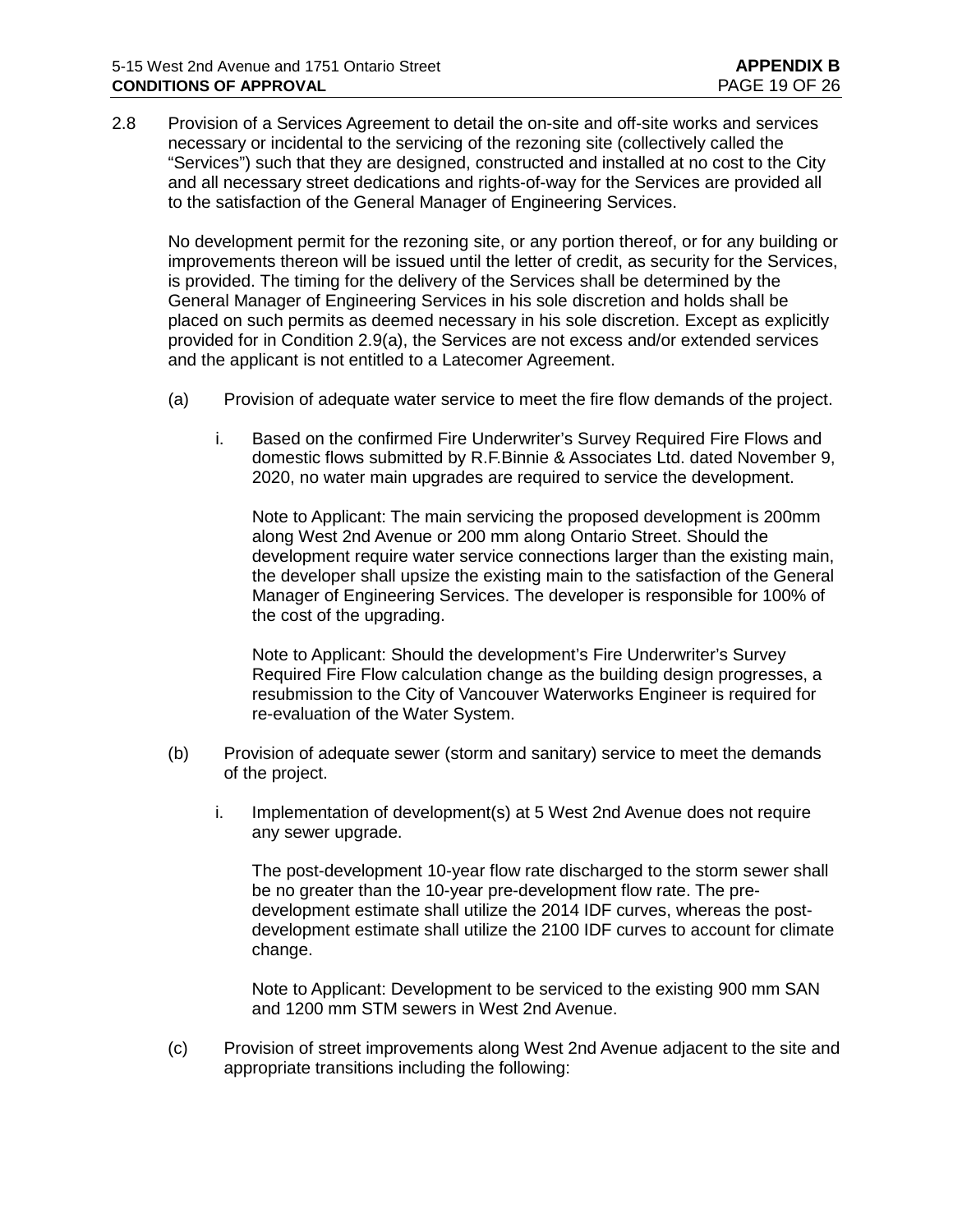2.8 Provision of a Services Agreement to detail the on-site and off-site works and services necessary or incidental to the servicing of the rezoning site (collectively called the “Services”) such that they are designed, constructed and installed at no cost to the City and all necessary street dedications and rights-of-way for the Services are provided all to the satisfaction of the General Manager of Engineering Services.

No development permit for the rezoning site, or any portion thereof, or for any building or improvements thereon will be issued until the letter of credit, as security for the Services, is provided. The timing for the delivery of the Services shall be determined by the General Manager of Engineering Services in his sole discretion and holds shall be placed on such permits as deemed necessary in his sole discretion. Except as explicitly provided for in Condition 2.9(a), the Services are not excess and/or extended services and the applicant is not entitled to a Latecomer Agreement.

(a) Provision of adequate water service to meet the fire flow demands of the project.

i. Based on the confirmed Fire Underwriter’s Survey Required Fire Flows and domestic flows submitted by R.F.Binnie & Associates Ltd. dated November 9, 2020, no water main upgrades are required to service the development.

Note to Applicant: The main servicing the proposed development is 200mm along West 2nd Avenue or 200 mm along Ontario Street. Should the development require water service connections larger than the existing main, the developer shall upsize the existing main to the satisfaction of the General Manager of Engineering Services. The developer is responsible for 100% of the cost of the upgrading.

Note to Applicant: Should the development’s Fire Underwriter’s Survey Required Fire Flow calculation change as the building design progresses, a resubmission to the City of Vancouver Waterworks Engineer is required for re-evaluation of the Water System.

(b) Provision of adequate sewer (storm and sanitary) service to meet the demands of the project.

i. Implementation of development(s) at 5 West 2nd Avenue does not require any sewer upgrade.

The post-development 10-year flow rate discharged to the storm sewer shall be no greater than the 10-year pre-development flow rate. The pre-development estimate shall utilize the 2014 IDF curves, whereas the post-development estimate shall utilize the 2100 IDF curves to account for climate change.

Note to Applicant: Development to be serviced to the existing 900 mm SAN and 1200 mm STM sewers in West 2nd Avenue.

(c) Provision of street improvements along West 2nd Avenue adjacent to the site and appropriate transitions including the following: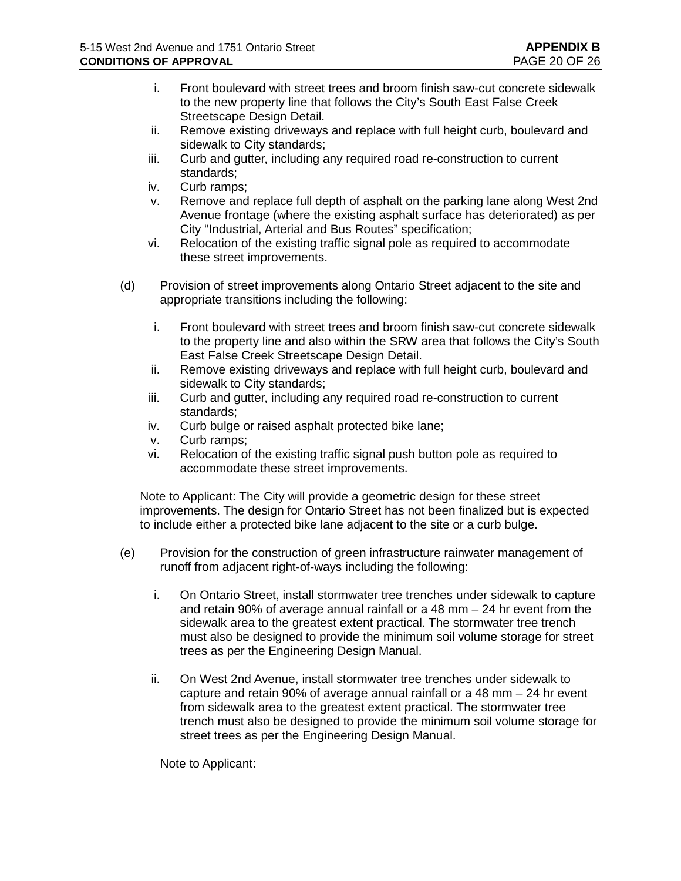i. Front boulevard with street trees and broom finish saw-cut concrete sidewalk to the new property line that follows the City's South East False Creek Streetscape Design Detail.
ii. Remove existing driveways and replace with full height curb, boulevard and sidewalk to City standards;
iii. Curb and gutter, including any required road re-construction to current standards;
iv. Curb ramps;
v. Remove and replace full depth of asphalt on the parking lane along West 2nd Avenue frontage (where the existing asphalt surface has deteriorated) as per City "Industrial, Arterial and Bus Routes" specification;
vi. Relocation of the existing traffic signal pole as required to accommodate these street improvements.

(d) Provision of street improvements along Ontario Street adjacent to the site and appropriate transitions including the following:

i. Front boulevard with street trees and broom finish saw-cut concrete sidewalk to the property line and also within the SRW area that follows the City's South East False Creek Streetscape Design Detail.
ii. Remove existing driveways and replace with full height curb, boulevard and sidewalk to City standards;
iii. Curb and gutter, including any required road re-construction to current standards;
iv. Curb bulge or raised asphalt protected bike lane;
v. Curb ramps;
vi. Relocation of the existing traffic signal push button pole as required to accommodate these street improvements.

Note to Applicant: The City will provide a geometric design for these street improvements. The design for Ontario Street has not been finalized but is expected to include either a protected bike lane adjacent to the site or a curb bulge.

(e) Provision for the construction of green infrastructure rainwater management of runoff from adjacent right-of-ways including the following:

i. On Ontario Street, install stormwater tree trenches under sidewalk to capture and retain 90% of average annual rainfall or a 48 mm – 24 hr event from the sidewalk area to the greatest extent practical. The stormwater tree trench must also be designed to provide the minimum soil volume storage for street trees as per the Engineering Design Manual.

ii. On West 2nd Avenue, install stormwater tree trenches under sidewalk to capture and retain 90% of average annual rainfall or a 48 mm – 24 hr event from sidewalk area to the greatest extent practical. The stormwater tree trench must also be designed to provide the minimum soil volume storage for street trees as per the Engineering Design Manual.

Note to Applicant: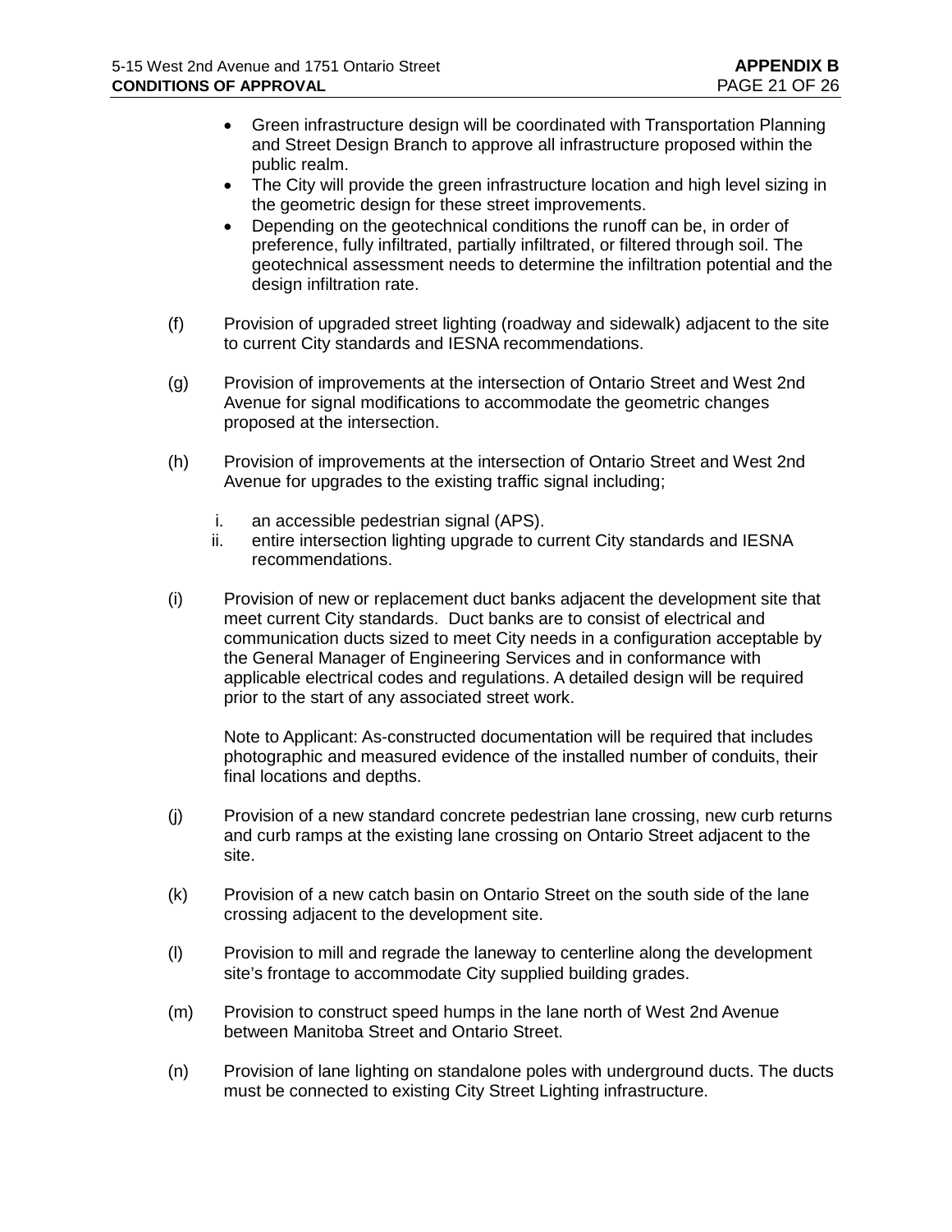- Green infrastructure design will be coordinated with Transportation Planning and Street Design Branch to approve all infrastructure proposed within the public realm.
- The City will provide the green infrastructure location and high level sizing in the geometric design for these street improvements.
- Depending on the geotechnical conditions the runoff can be, in order of preference, fully infiltrated, partially infiltrated, or filtered through soil. The geotechnical assessment needs to determine the infiltration potential and the design infiltration rate.

(f) Provision of upgraded street lighting (roadway and sidewalk) adjacent to the site to current City standards and IESNA recommendations.

(g) Provision of improvements at the intersection of Ontario Street and West 2nd Avenue for signal modifications to accommodate the geometric changes proposed at the intersection.

(h) Provision of improvements at the intersection of Ontario Street and West 2nd Avenue for upgrades to the existing traffic signal including;

i. an accessible pedestrian signal (APS).
ii. entire intersection lighting upgrade to current City standards and IESNA recommendations.

(i) Provision of new or replacement duct banks adjacent the development site that meet current City standards. Duct banks are to consist of electrical and communication ducts sized to meet City needs in a configuration acceptable by the General Manager of Engineering Services and in conformance with applicable electrical codes and regulations. A detailed design will be required prior to the start of any associated street work.

Note to Applicant: As-constructed documentation will be required that includes photographic and measured evidence of the installed number of conduits, their final locations and depths.

(j) Provision of a new standard concrete pedestrian lane crossing, new curb returns and curb ramps at the existing lane crossing on Ontario Street adjacent to the site.

(k) Provision of a new catch basin on Ontario Street on the south side of the lane crossing adjacent to the development site.

(l) Provision to mill and regrade the laneway to centerline along the development site's frontage to accommodate City supplied building grades.

(m) Provision to construct speed humps in the lane north of West 2nd Avenue between Manitoba Street and Ontario Street.

(n) Provision of lane lighting on standalone poles with underground ducts. The ducts must be connected to existing City Street Lighting infrastructure.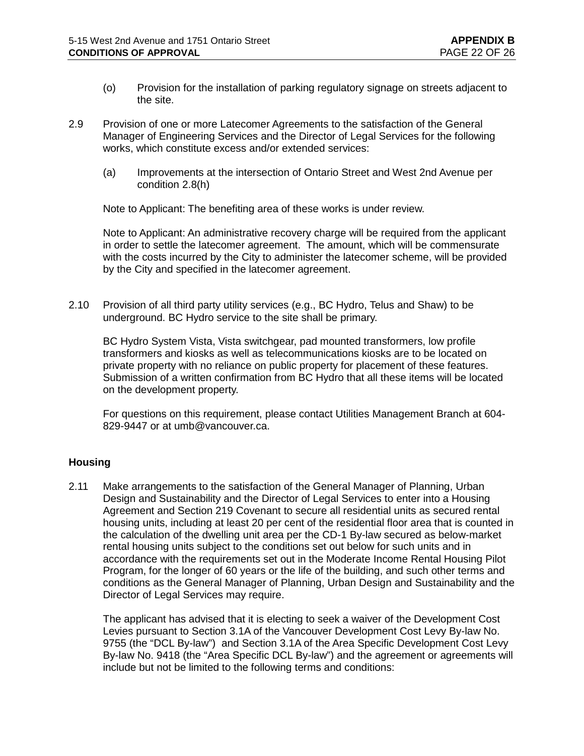(o) Provision for the installation of parking regulatory signage on streets adjacent to the site.

2.9 Provision of one or more Latecomer Agreements to the satisfaction of the General Manager of Engineering Services and the Director of Legal Services for the following works, which constitute excess and/or extended services:

(a) Improvements at the intersection of Ontario Street and West 2nd Avenue per condition 2.8(h)

Note to Applicant: The benefiting area of these works is under review.

Note to Applicant: An administrative recovery charge will be required from the applicant in order to settle the latecomer agreement. The amount, which will be commensurate with the costs incurred by the City to administer the latecomer scheme, will be provided by the City and specified in the latecomer agreement.

2.10 Provision of all third party utility services (e.g., BC Hydro, Telus and Shaw) to be underground. BC Hydro service to the site shall be primary.

BC Hydro System Vista, Vista switchgear, pad mounted transformers, low profile transformers and kiosks as well as telecommunications kiosks are to be located on private property with no reliance on public property for placement of these features. Submission of a written confirmation from BC Hydro that all these items will be located on the development property.

For questions on this requirement, please contact Utilities Management Branch at 604-829-9447 or at umb@vancouver.ca.

### Housing

2.11 Make arrangements to the satisfaction of the General Manager of Planning, Urban Design and Sustainability and the Director of Legal Services to enter into a Housing Agreement and Section 219 Covenant to secure all residential units as secured rental housing units, including at least 20 per cent of the residential floor area that is counted in the calculation of the dwelling unit area per the CD-1 By-law secured as below-market rental housing units subject to the conditions set out below for such units and in accordance with the requirements set out in the Moderate Income Rental Housing Pilot Program, for the longer of 60 years or the life of the building, and such other terms and conditions as the General Manager of Planning, Urban Design and Sustainability and the Director of Legal Services may require.

The applicant has advised that it is electing to seek a waiver of the Development Cost Levies pursuant to Section 3.1A of the Vancouver Development Cost Levy By-law No. 9755 (the "DCL By-law") and Section 3.1A of the Area Specific Development Cost Levy By-law No. 9418 (the "Area Specific DCL By-law") and the agreement or agreements will include but not be limited to the following terms and conditions: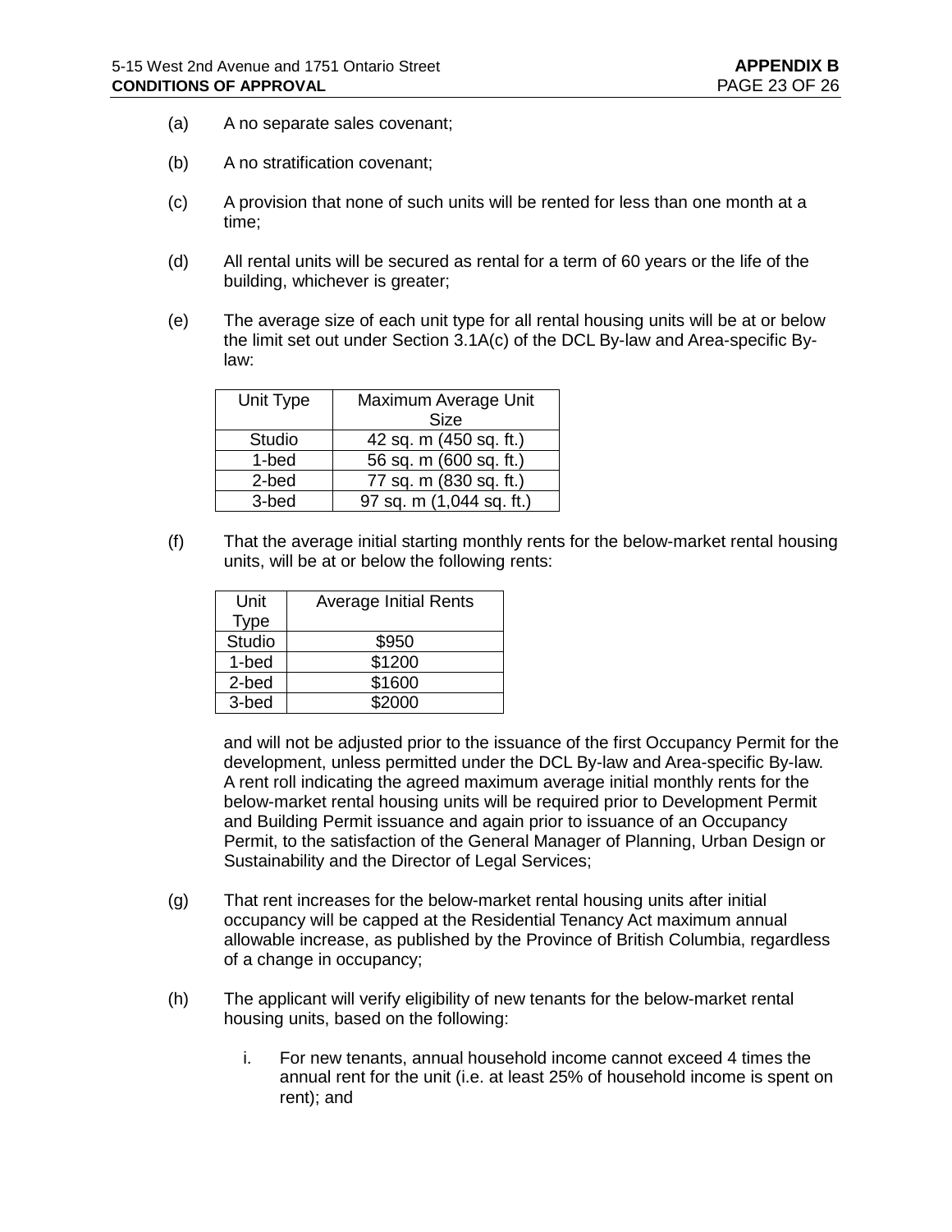(a) A no separate sales covenant;

(b) A no stratification covenant;

(c) A provision that none of such units will be rented for less than one month at a time;

(d) All rental units will be secured as rental for a term of 60 years or the life of the building, whichever is greater;

(e) The average size of each unit type for all rental housing units will be at or below the limit set out under Section 3.1A(c) of the DCL By-law and Area-specific By-law:

| Unit Type | Maximum Average Unit Size |
|---|---|
| Studio | 42 sq. m (450 sq. ft.) |
| 1-bed | 56 sq. m (600 sq. ft.) |
| 2-bed | 77 sq. m (830 sq. ft.) |
| 3-bed | 97 sq. m (1,044 sq. ft.) |

(f) That the average initial starting monthly rents for the below-market rental housing units, will be at or below the following rents:

| Unit Type | Average Initial Rents |
|---|---|
| Studio | $950 |
| 1-bed | $1200 |
| 2-bed | $1600 |
| 3-bed | $2000 |

and will not be adjusted prior to the issuance of the first Occupancy Permit for the development, unless permitted under the DCL By-law and Area-specific By-law. A rent roll indicating the agreed maximum average initial monthly rents for the below-market rental housing units will be required prior to Development Permit and Building Permit issuance and again prior to issuance of an Occupancy Permit, to the satisfaction of the General Manager of Planning, Urban Design or Sustainability and the Director of Legal Services;

(g) That rent increases for the below-market rental housing units after initial occupancy will be capped at the Residential Tenancy Act maximum annual allowable increase, as published by the Province of British Columbia, regardless of a change in occupancy;

(h) The applicant will verify eligibility of new tenants for the below-market rental housing units, based on the following:

i. For new tenants, annual household income cannot exceed 4 times the annual rent for the unit (i.e. at least 25% of household income is spent on rent); and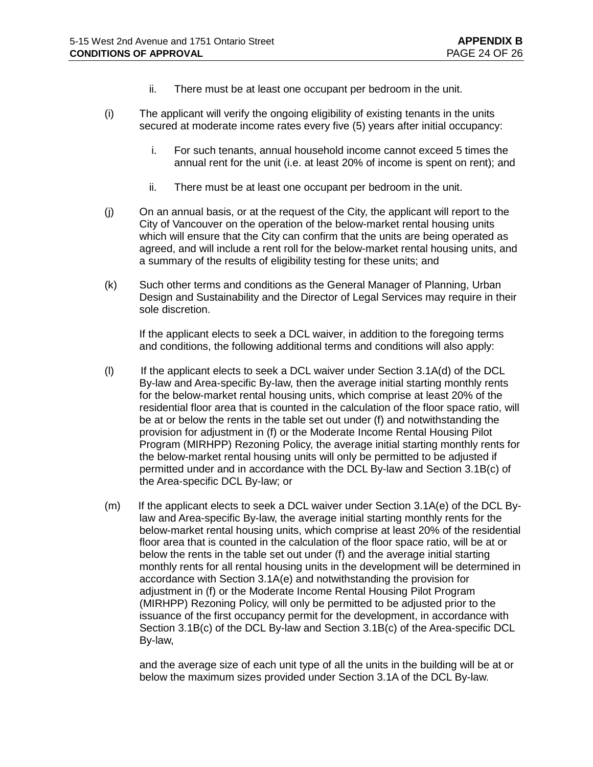ii. There must be at least one occupant per bedroom in the unit.

(i) The applicant will verify the ongoing eligibility of existing tenants in the units secured at moderate income rates every five (5) years after initial occupancy:

i. For such tenants, annual household income cannot exceed 5 times the annual rent for the unit (i.e. at least 20% of income is spent on rent); and

ii. There must be at least one occupant per bedroom in the unit.

(j) On an annual basis, or at the request of the City, the applicant will report to the City of Vancouver on the operation of the below-market rental housing units which will ensure that the City can confirm that the units are being operated as agreed, and will include a rent roll for the below-market rental housing units, and a summary of the results of eligibility testing for these units; and

(k) Such other terms and conditions as the General Manager of Planning, Urban Design and Sustainability and the Director of Legal Services may require in their sole discretion.

If the applicant elects to seek a DCL waiver, in addition to the foregoing terms and conditions, the following additional terms and conditions will also apply:

(l) If the applicant elects to seek a DCL waiver under Section 3.1A(d) of the DCL By-law and Area-specific By-law, then the average initial starting monthly rents for the below-market rental housing units, which comprise at least 20% of the residential floor area that is counted in the calculation of the floor space ratio, will be at or below the rents in the table set out under (f) and notwithstanding the provision for adjustment in (f) or the Moderate Income Rental Housing Pilot Program (MIRHPP) Rezoning Policy, the average initial starting monthly rents for the below-market rental housing units will only be permitted to be adjusted if permitted under and in accordance with the DCL By-law and Section 3.1B(c) of the Area-specific DCL By-law; or

(m) If the applicant elects to seek a DCL waiver under Section 3.1A(e) of the DCL By-law and Area-specific By-law, the average initial starting monthly rents for the below-market rental housing units, which comprise at least 20% of the residential floor area that is counted in the calculation of the floor space ratio, will be at or below the rents in the table set out under (f) and the average initial starting monthly rents for all rental housing units in the development will be determined in accordance with Section 3.1A(e) and notwithstanding the provision for adjustment in (f) or the Moderate Income Rental Housing Pilot Program (MIRHPP) Rezoning Policy, will only be permitted to be adjusted prior to the issuance of the first occupancy permit for the development, in accordance with Section 3.1B(c) of the DCL By-law and Section 3.1B(c) of the Area-specific DCL By-law,

and the average size of each unit type of all the units in the building will be at or below the maximum sizes provided under Section 3.1A of the DCL By-law.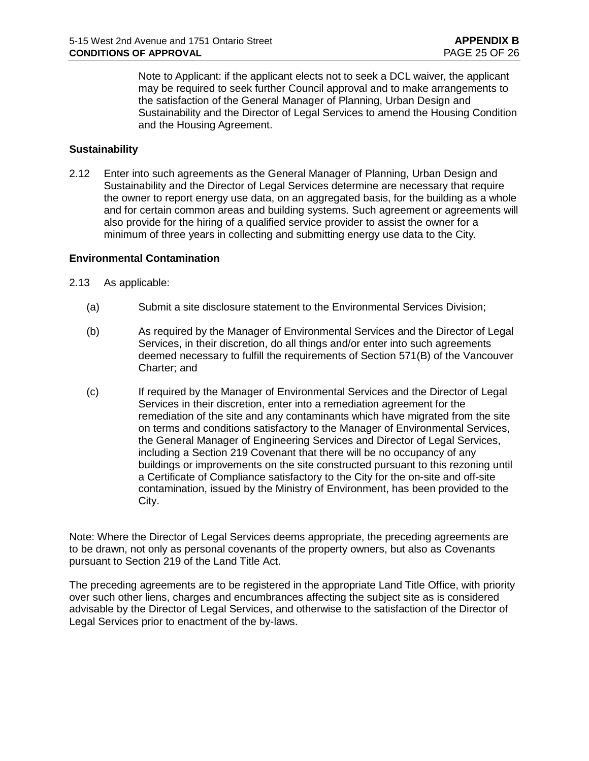Note to Applicant: if the applicant elects not to seek a DCL waiver, the applicant may be required to seek further Council approval and to make arrangements to the satisfaction of the General Manager of Planning, Urban Design and Sustainability and the Director of Legal Services to amend the Housing Condition and the Housing Agreement.

**Sustainability**

2.12 Enter into such agreements as the General Manager of Planning, Urban Design and Sustainability and the Director of Legal Services determine are necessary that require the owner to report energy use data, on an aggregated basis, for the building as a whole and for certain common areas and building systems. Such agreement or agreements will also provide for the hiring of a qualified service provider to assist the owner for a minimum of three years in collecting and submitting energy use data to the City.

**Environmental Contamination**

2.13 As applicable:

(a) Submit a site disclosure statement to the Environmental Services Division;

(b) As required by the Manager of Environmental Services and the Director of Legal Services, in their discretion, do all things and/or enter into such agreements deemed necessary to fulfill the requirements of Section 571(B) of the Vancouver Charter; and

(c) If required by the Manager of Environmental Services and the Director of Legal Services in their discretion, enter into a remediation agreement for the remediation of the site and any contaminants which have migrated from the site on terms and conditions satisfactory to the Manager of Environmental Services, the General Manager of Engineering Services and Director of Legal Services, including a Section 219 Covenant that there will be no occupancy of any buildings or improvements on the site constructed pursuant to this rezoning until a Certificate of Compliance satisfactory to the City for the on-site and off-site contamination, issued by the Ministry of Environment, has been provided to the City.

Note: Where the Director of Legal Services deems appropriate, the preceding agreements are to be drawn, not only as personal covenants of the property owners, but also as Covenants pursuant to Section 219 of the Land Title Act.

The preceding agreements are to be registered in the appropriate Land Title Office, with priority over such other liens, charges and encumbrances affecting the subject site as is considered advisable by the Director of Legal Services, and otherwise to the satisfaction of the Director of Legal Services prior to enactment of the by-laws.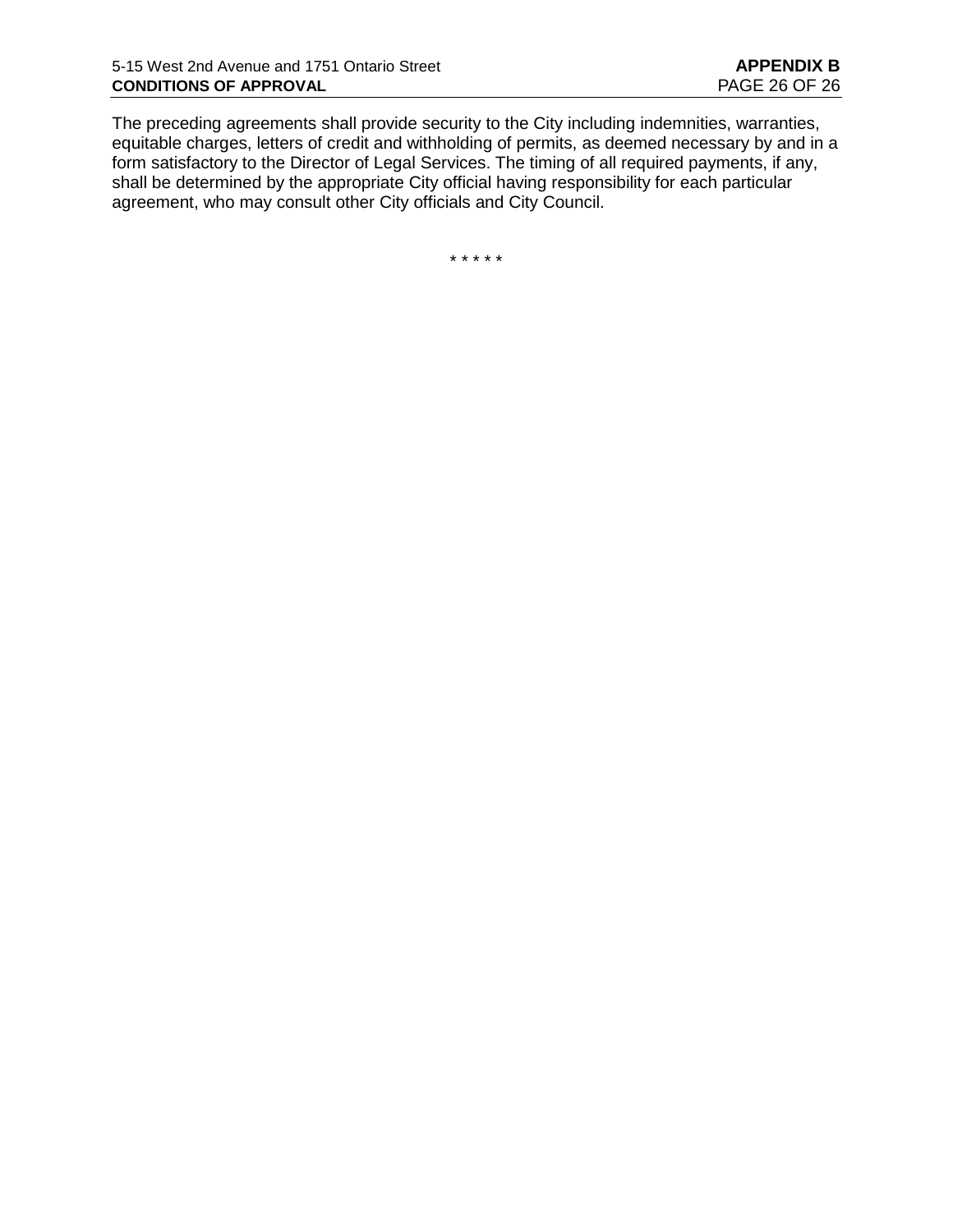The preceding agreements shall provide security to the City including indemnities, warranties, equitable charges, letters of credit and withholding of permits, as deemed necessary by and in a form satisfactory to the Director of Legal Services. The timing of all required payments, if any, shall be determined by the appropriate City official having responsibility for each particular agreement, who may consult other City officials and City Council.

\* \* \* \* \*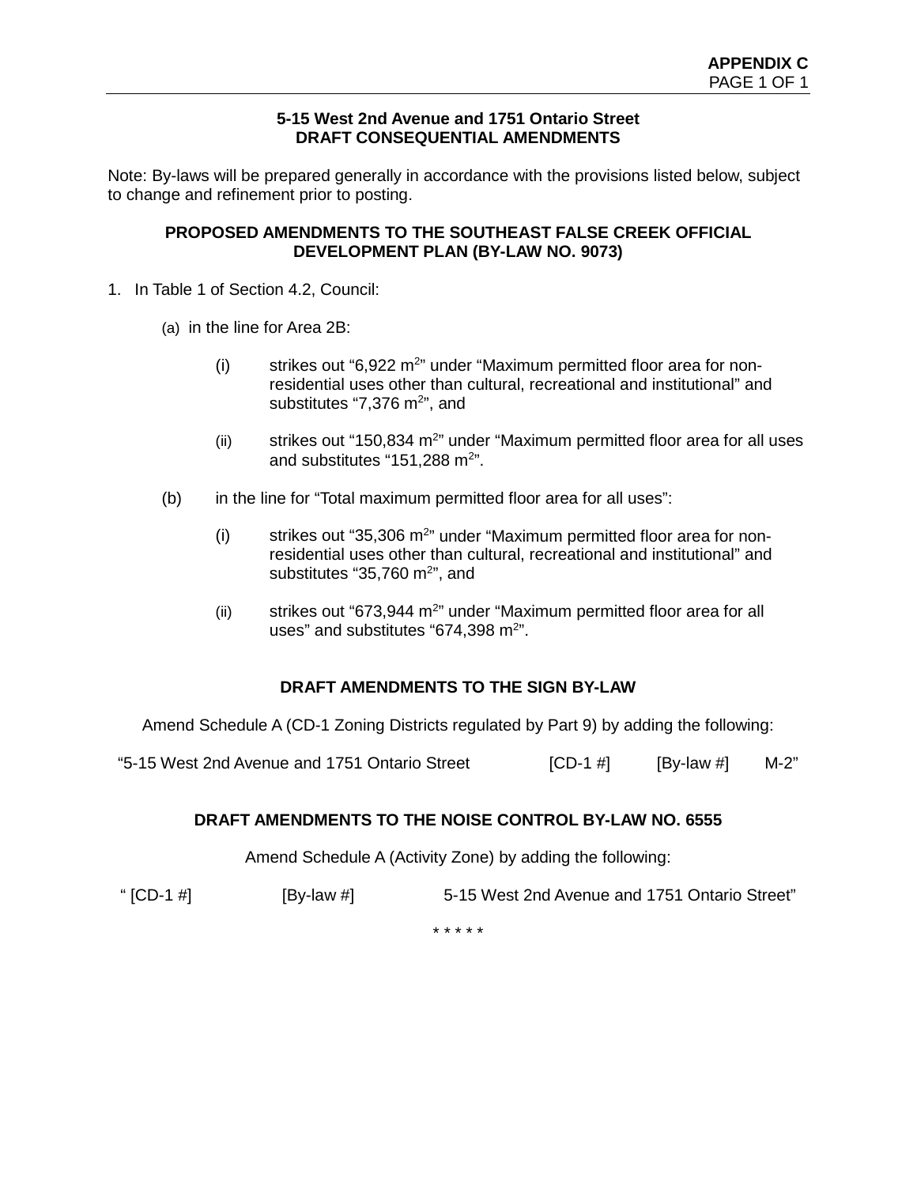**APPENDIX C**

## 5-15 West 2nd Avenue and 1751 Ontario Street
## DRAFT CONSEQUENTIAL AMENDMENTS

Note: By-laws will be prepared generally in accordance with the provisions listed below, subject to change and refinement prior to posting.

### PROPOSED AMENDMENTS TO THE SOUTHEAST FALSE CREEK OFFICIAL DEVELOPMENT PLAN (BY-LAW NO. 9073)

1. In Table 1 of Section 4.2, Council:

   (a) in the line for Area 2B:

   (i) strikes out “6,922 m$^2$” under “Maximum permitted floor area for non-residential uses other than cultural, recreational and institutional” and substitutes “7,376 m$^2$”, and

   (ii) strikes out “150,834 m$^2$” under “Maximum permitted floor area for all uses and substitutes “151,288 m$^2$”.

   (b) in the line for “Total maximum permitted floor area for all uses”:

   (i) strikes out “35,306 m$^2$” under “Maximum permitted floor area for non-residential uses other than cultural, recreational and institutional” and substitutes “35,760 m$^2$”, and

   (ii) strikes out “673,944 m$^2$” under “Maximum permitted floor area for all uses” and substitutes “674,398 m$^2$”.

### DRAFT AMENDMENTS TO THE SIGN BY-LAW

Amend Schedule A (CD-1 Zoning Districts regulated by Part 9) by adding the following:

“5-15 West 2nd Avenue and 1751 Ontario Street [CD-1 #] [By-law #] M-2”

### DRAFT AMENDMENTS TO THE NOISE CONTROL BY-LAW NO. 6555

Amend Schedule A (Activity Zone) by adding the following:

“ [CD-1 #] [By-law #] 5-15 West 2nd Avenue and 1751 Ontario Street”

\* \* \* \* \*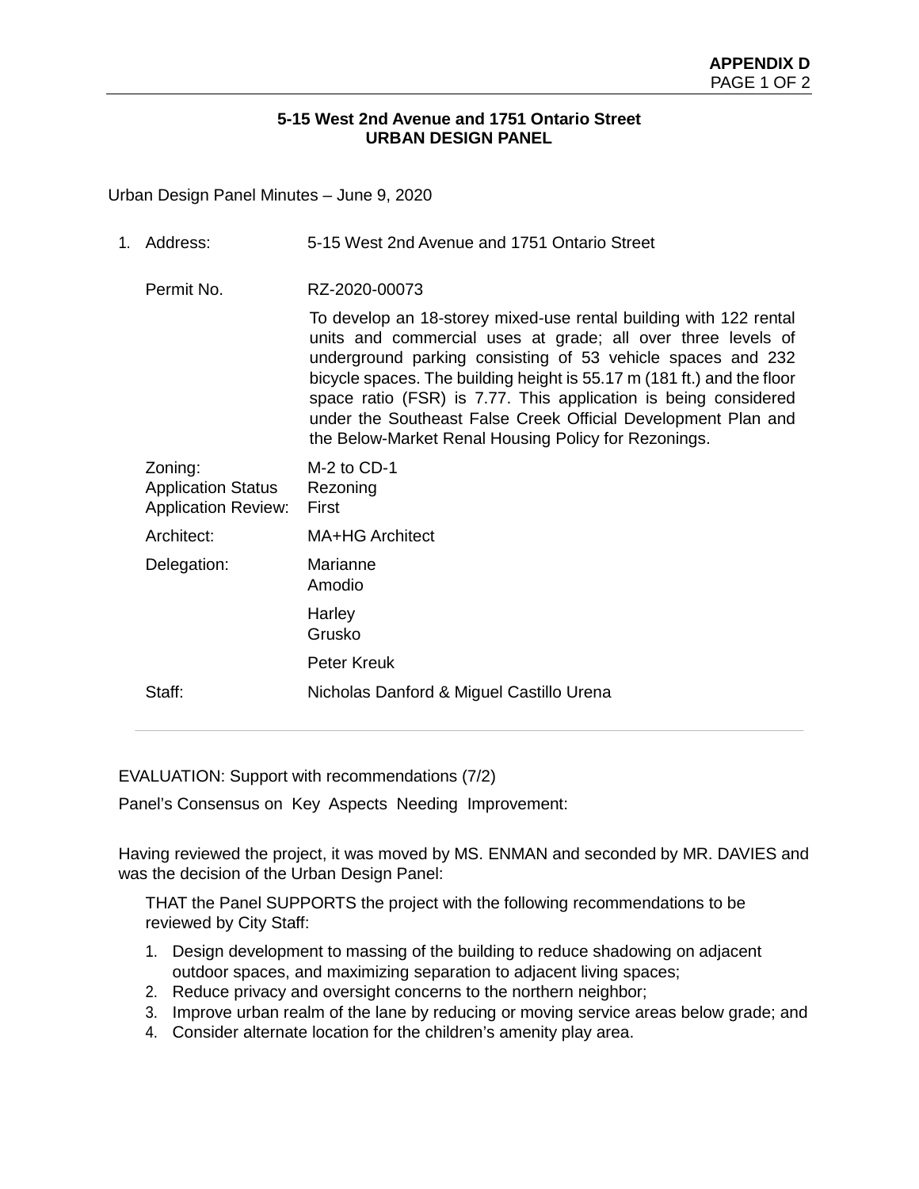**APPENDIX D**

**5-15 West 2nd Avenue and 1751 Ontario Street**
**URBAN DESIGN PANEL**

Urban Design Panel Minutes – June 9, 2020

1. Address: 5-15 West 2nd Avenue and 1751 Ontario Street

   Permit No. RZ-2020-00073

   To develop an 18-storey mixed-use rental building with 122 rental units and commercial uses at grade; all over three levels of underground parking consisting of 53 vehicle spaces and 232 bicycle spaces. The building height is 55.17 m (181 ft.) and the floor space ratio (FSR) is 7.77. This application is being considered under the Southeast False Creek Official Development Plan and the Below-Market Renal Housing Policy for Rezonings.

   Zoning: M-2 to CD-1
   Application Status Rezoning
   Application Review: First

   Architect: MA+HG Architect

   Delegation: Marianne Amodio
   Harley Grusko
   Peter Kreuk

   Staff: Nicholas Danford & Miguel Castillo Urena

---

EVALUATION: Support with recommendations (7/2)

Panel's Consensus on Key Aspects Needing Improvement:

Having reviewed the project, it was moved by MS. ENMAN and seconded by MR. DAVIES and was the decision of the Urban Design Panel:

THAT the Panel SUPPORTS the project with the following recommendations to be reviewed by City Staff:

1. Design development to massing of the building to reduce shadowing on adjacent outdoor spaces, and maximizing separation to adjacent living spaces;
2. Reduce privacy and oversight concerns to the northern neighbor;
3. Improve urban realm of the lane by reducing or moving service areas below grade; and
4. Consider alternate location for the children's amenity play area.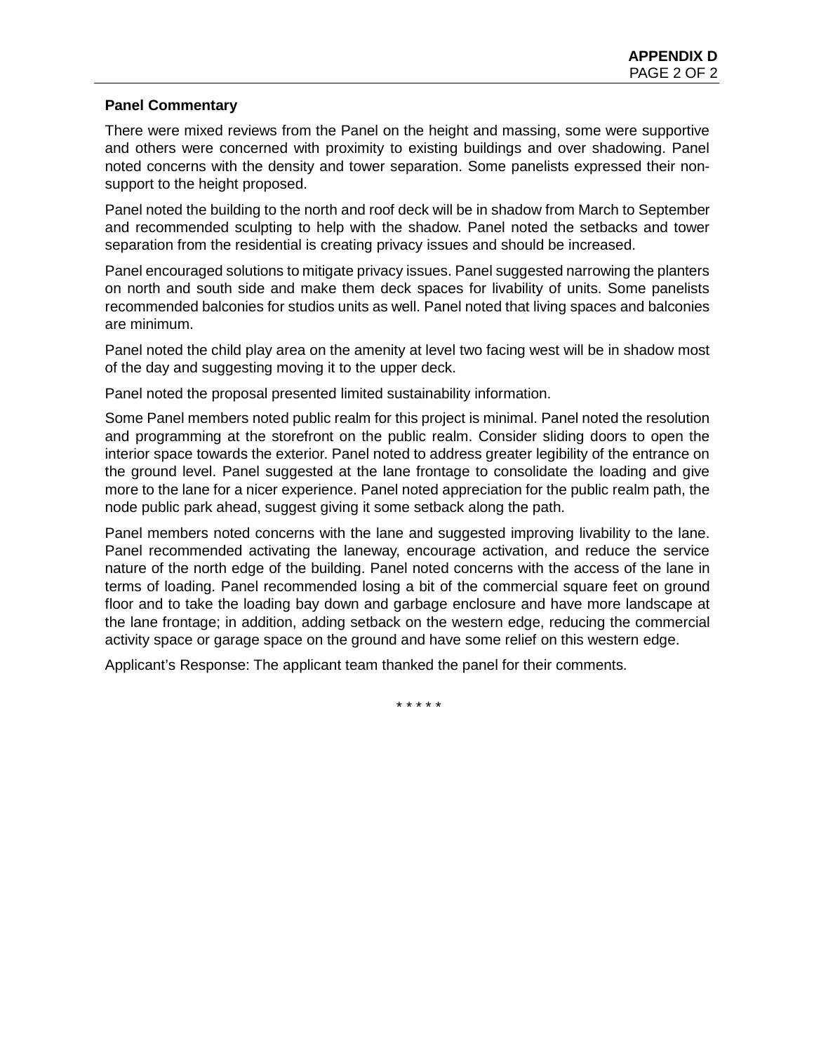**Panel Commentary**

There were mixed reviews from the Panel on the height and massing, some were supportive and others were concerned with proximity to existing buildings and over shadowing. Panel noted concerns with the density and tower separation. Some panelists expressed their non-support to the height proposed.

Panel noted the building to the north and roof deck will be in shadow from March to September and recommended sculpting to help with the shadow. Panel noted the setbacks and tower separation from the residential is creating privacy issues and should be increased.

Panel encouraged solutions to mitigate privacy issues. Panel suggested narrowing the planters on north and south side and make them deck spaces for livability of units. Some panelists recommended balconies for studios units as well. Panel noted that living spaces and balconies are minimum.

Panel noted the child play area on the amenity at level two facing west will be in shadow most of the day and suggesting moving it to the upper deck.

Panel noted the proposal presented limited sustainability information.

Some Panel members noted public realm for this project is minimal. Panel noted the resolution and programming at the storefront on the public realm. Consider sliding doors to open the interior space towards the exterior. Panel noted to address greater legibility of the entrance on the ground level. Panel suggested at the lane frontage to consolidate the loading and give more to the lane for a nicer experience. Panel noted appreciation for the public realm path, the node public park ahead, suggest giving it some setback along the path.

Panel members noted concerns with the lane and suggested improving livability to the lane. Panel recommended activating the laneway, encourage activation, and reduce the service nature of the north edge of the building. Panel noted concerns with the access of the lane in terms of loading. Panel recommended losing a bit of the commercial square feet on ground floor and to take the loading bay down and garbage enclosure and have more landscape at the lane frontage; in addition, adding setback on the western edge, reducing the commercial activity space or garage space on the ground and have some relief on this western edge.

Applicant's Response: The applicant team thanked the panel for their comments.

* * * * *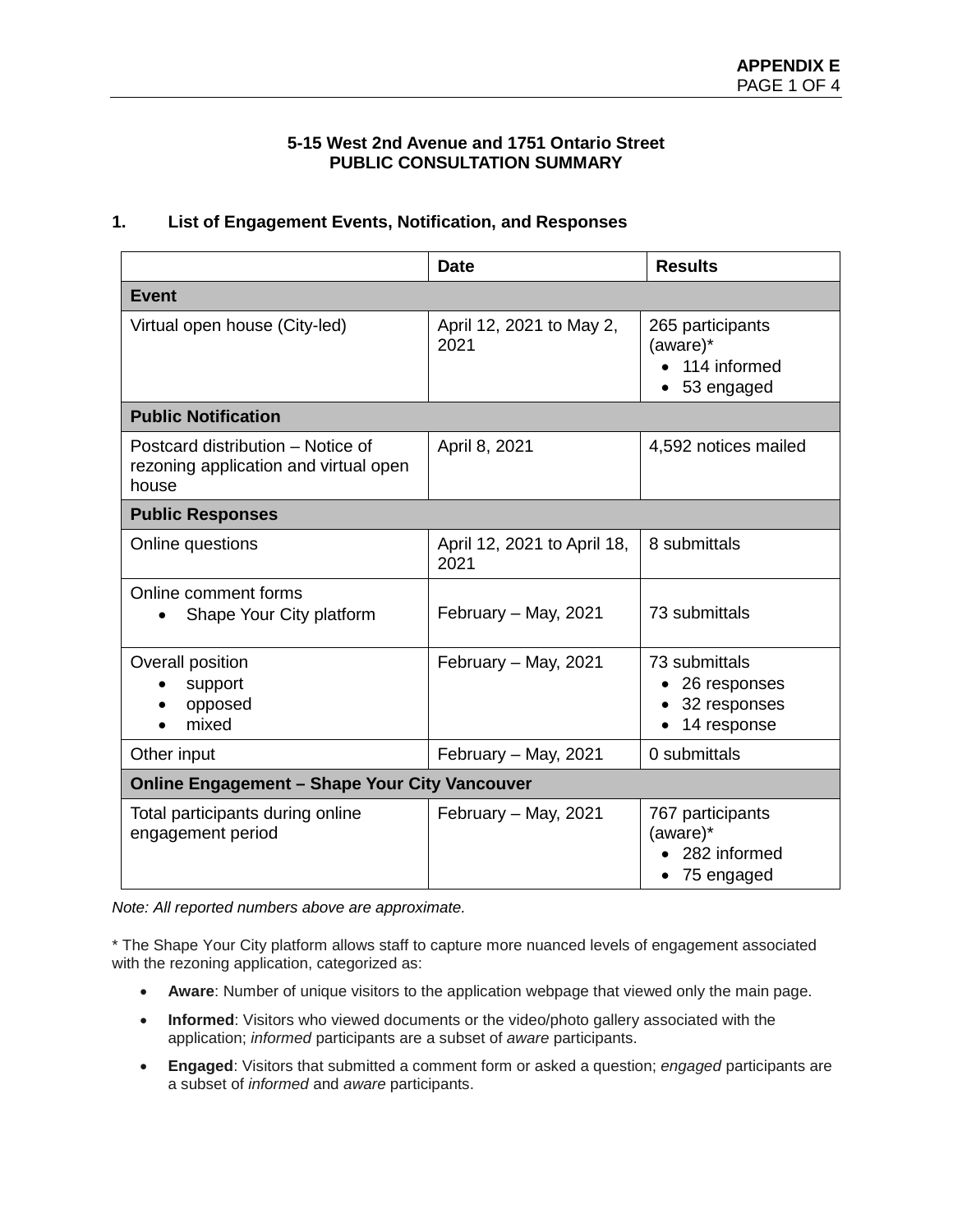**APPENDIX E**

## 5-15 West 2nd Avenue and 1751 Ontario Street
## PUBLIC CONSULTATION SUMMARY

### 1. List of Engagement Events, Notification, and Responses

| | Date | Results |
|---|---|---|
| **Event** | | |
| Virtual open house (City-led) | April 12, 2021 to May 2, 2021 | 265 participants (aware)*<br>• 114 informed<br>• 53 engaged |
| **Public Notification** | | |
| Postcard distribution – Notice of rezoning application and virtual open house | April 8, 2021 | 4,592 notices mailed |
| **Public Responses** | | |
| Online questions | April 12, 2021 to April 18, 2021 | 8 submittals |
| Online comment forms<br>• Shape Your City platform | February – May, 2021 | 73 submittals |
| Overall position<br>• support<br>• opposed<br>• mixed | February – May, 2021 | 73 submittals<br>• 26 responses<br>• 32 responses<br>• 14 response |
| Other input | February – May, 2021 | 0 submittals |
| **Online Engagement – Shape Your City Vancouver** | | |
| Total participants during online engagement period | February – May, 2021 | 767 participants (aware)*<br>• 282 informed<br>• 75 engaged |

*Note: All reported numbers above are approximate.*

* The Shape Your City platform allows staff to capture more nuanced levels of engagement associated with the rezoning application, categorized as:

- **Aware**: Number of unique visitors to the application webpage that viewed only the main page.
- **Informed**: Visitors who viewed documents or the video/photo gallery associated with the application; *informed* participants are a subset of *aware* participants.
- **Engaged**: Visitors that submitted a comment form or asked a question; *engaged* participants are a subset of *informed* and *aware* participants.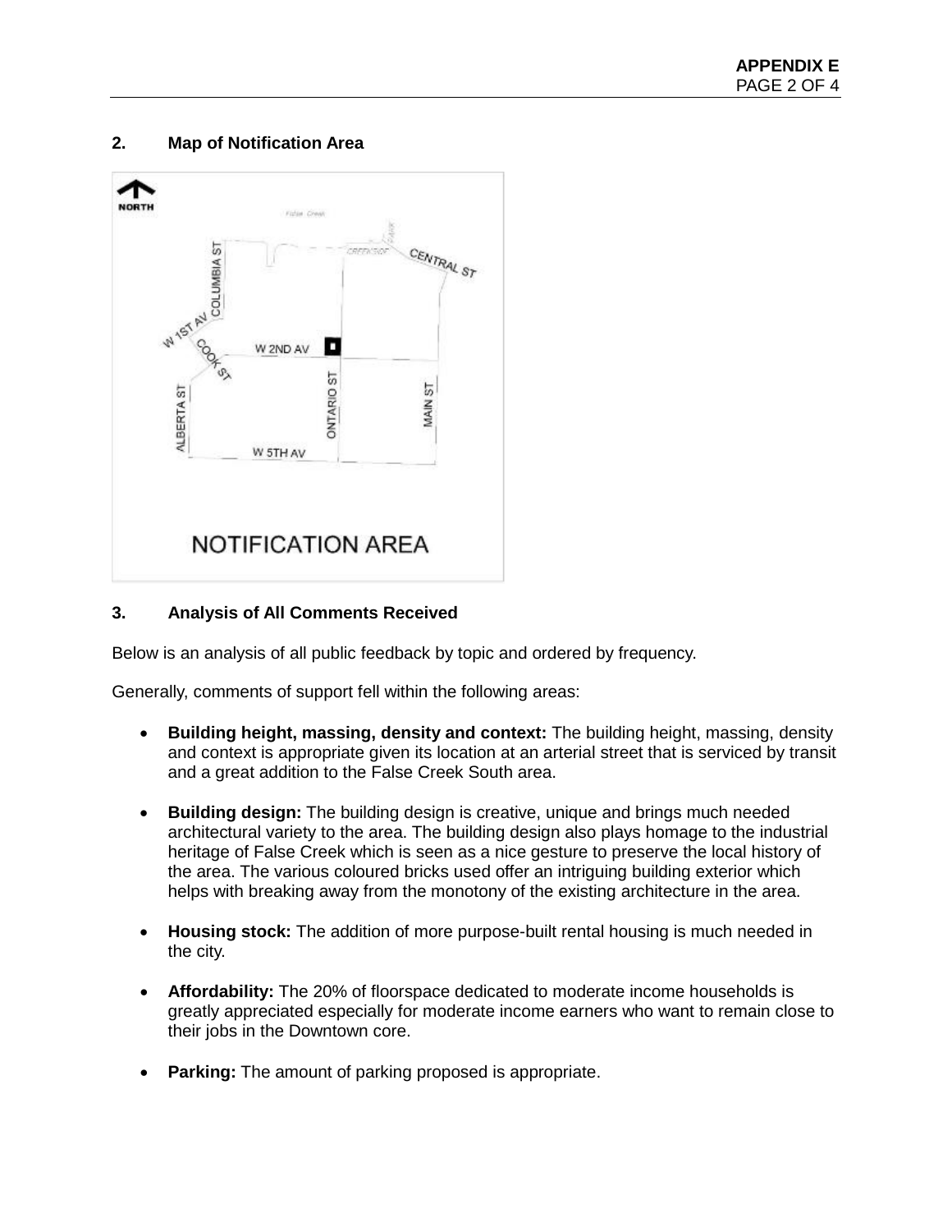## 2. Map of Notification Area

## 3. Analysis of All Comments Received

Below is an analysis of all public feedback by topic and ordered by frequency.

Generally, comments of support fell within the following areas:

- **Building height, massing, density and context:** The building height, massing, density and context is appropriate given its location at an arterial street that is serviced by transit and a great addition to the False Creek South area.
- **Building design:** The building design is creative, unique and brings much needed architectural variety to the area. The building design also plays homage to the industrial heritage of False Creek which is seen as a nice gesture to preserve the local history of the area. The various coloured bricks used offer an intriguing building exterior which helps with breaking away from the monotony of the existing architecture in the area.
- **Housing stock:** The addition of more purpose-built rental housing is much needed in the city.
- **Affordability:** The 20% of floorspace dedicated to moderate income households is greatly appreciated especially for moderate income earners who want to remain close to their jobs in the Downtown core.
- **Parking:** The amount of parking proposed is appropriate.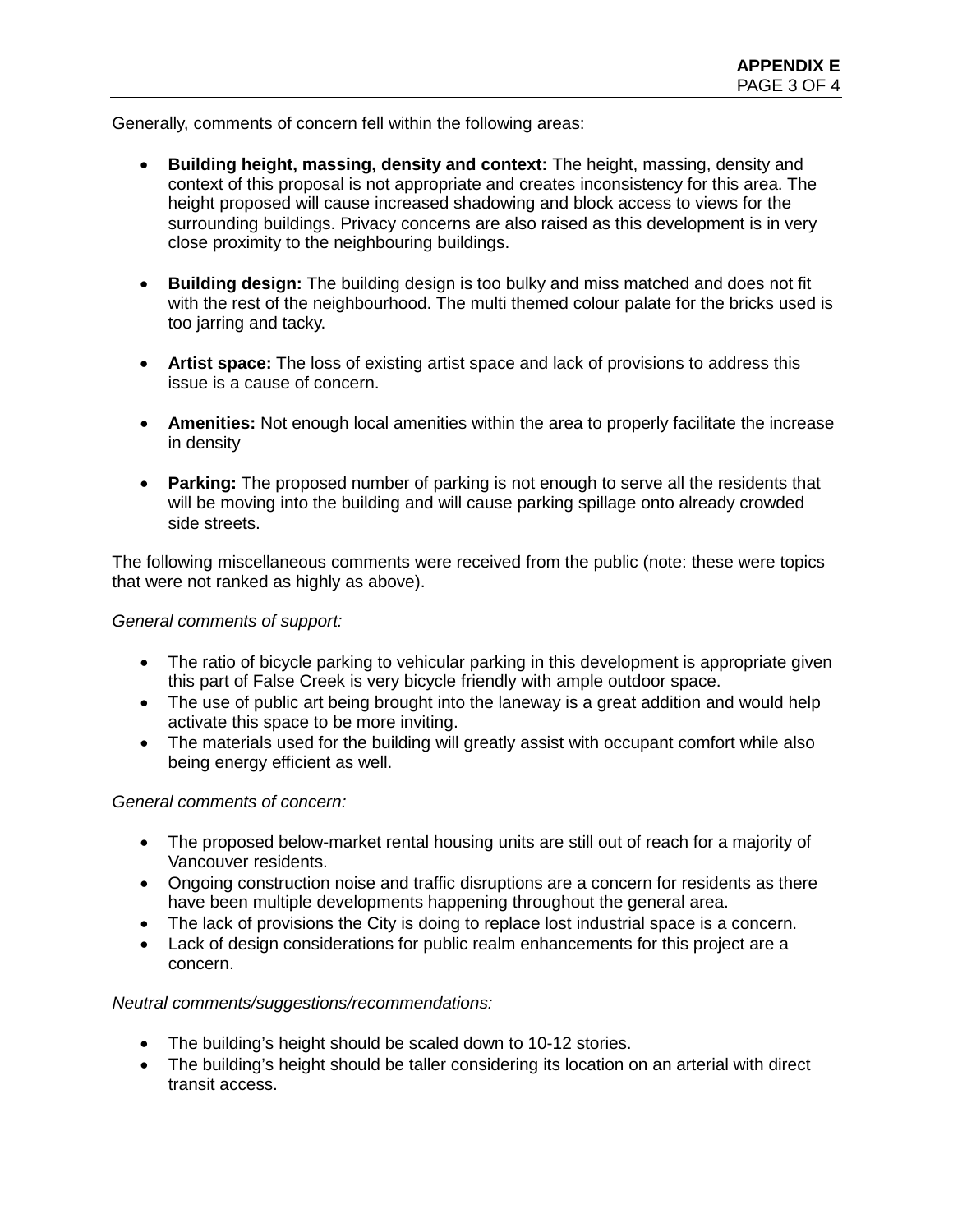Generally, comments of concern fell within the following areas:

- **Building height, massing, density and context:** The height, massing, density and context of this proposal is not appropriate and creates inconsistency for this area. The height proposed will cause increased shadowing and block access to views for the surrounding buildings. Privacy concerns are also raised as this development is in very close proximity to the neighbouring buildings.

- **Building design:** The building design is too bulky and miss matched and does not fit with the rest of the neighbourhood. The multi themed colour palate for the bricks used is too jarring and tacky.

- **Artist space:** The loss of existing artist space and lack of provisions to address this issue is a cause of concern.

- **Amenities:** Not enough local amenities within the area to properly facilitate the increase in density

- **Parking:** The proposed number of parking is not enough to serve all the residents that will be moving into the building and will cause parking spillage onto already crowded side streets.

The following miscellaneous comments were received from the public (note: these were topics that were not ranked as highly as above).

*General comments of support:*

- The ratio of bicycle parking to vehicular parking in this development is appropriate given this part of False Creek is very bicycle friendly with ample outdoor space.
- The use of public art being brought into the laneway is a great addition and would help activate this space to be more inviting.
- The materials used for the building will greatly assist with occupant comfort while also being energy efficient as well.

*General comments of concern:*

- The proposed below-market rental housing units are still out of reach for a majority of Vancouver residents.
- Ongoing construction noise and traffic disruptions are a concern for residents as there have been multiple developments happening throughout the general area.
- The lack of provisions the City is doing to replace lost industrial space is a concern.
- Lack of design considerations for public realm enhancements for this project are a concern.

*Neutral comments/suggestions/recommendations:*

- The building's height should be scaled down to 10-12 stories.
- The building's height should be taller considering its location on an arterial with direct transit access.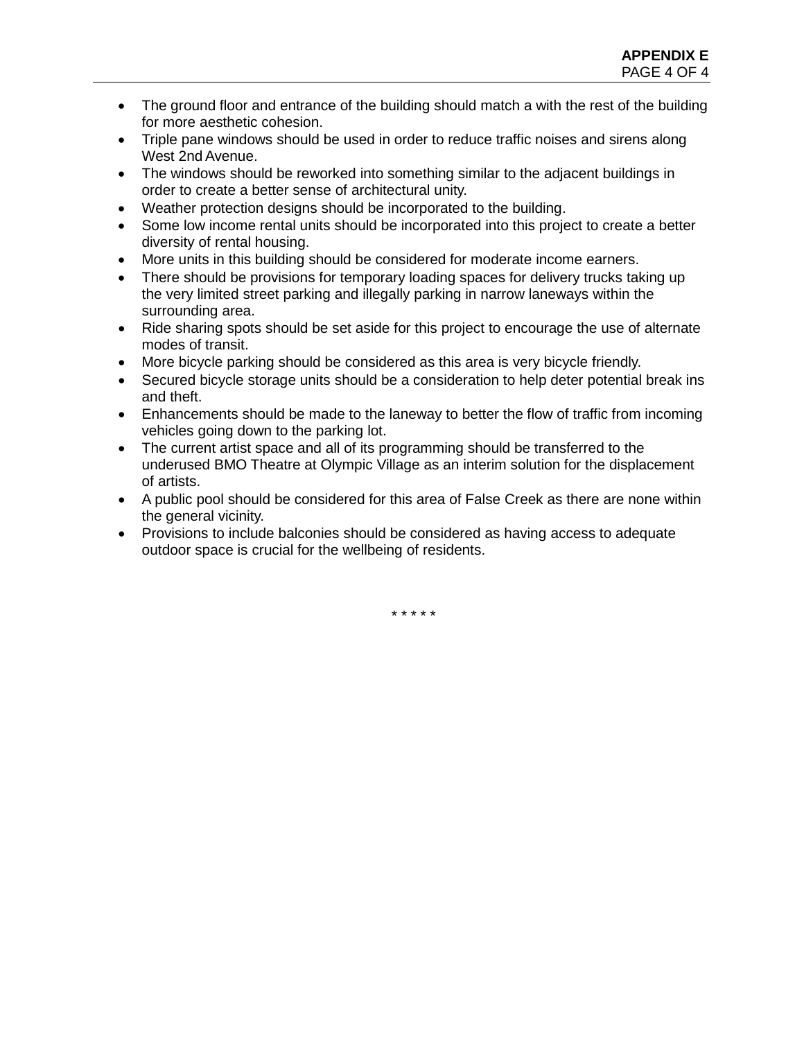- The ground floor and entrance of the building should match a with the rest of the building for more aesthetic cohesion.
- Triple pane windows should be used in order to reduce traffic noises and sirens along West 2nd Avenue.
- The windows should be reworked into something similar to the adjacent buildings in order to create a better sense of architectural unity.
- Weather protection designs should be incorporated to the building.
- Some low income rental units should be incorporated into this project to create a better diversity of rental housing.
- More units in this building should be considered for moderate income earners.
- There should be provisions for temporary loading spaces for delivery trucks taking up the very limited street parking and illegally parking in narrow laneways within the surrounding area.
- Ride sharing spots should be set aside for this project to encourage the use of alternate modes of transit.
- More bicycle parking should be considered as this area is very bicycle friendly.
- Secured bicycle storage units should be a consideration to help deter potential break ins and theft.
- Enhancements should be made to the laneway to better the flow of traffic from incoming vehicles going down to the parking lot.
- The current artist space and all of its programming should be transferred to the underused BMO Theatre at Olympic Village as an interim solution for the displacement of artists.
- A public pool should be considered for this area of False Creek as there are none within the general vicinity.
- Provisions to include balconies should be considered as having access to adequate outdoor space is crucial for the wellbeing of residents.

* * * * *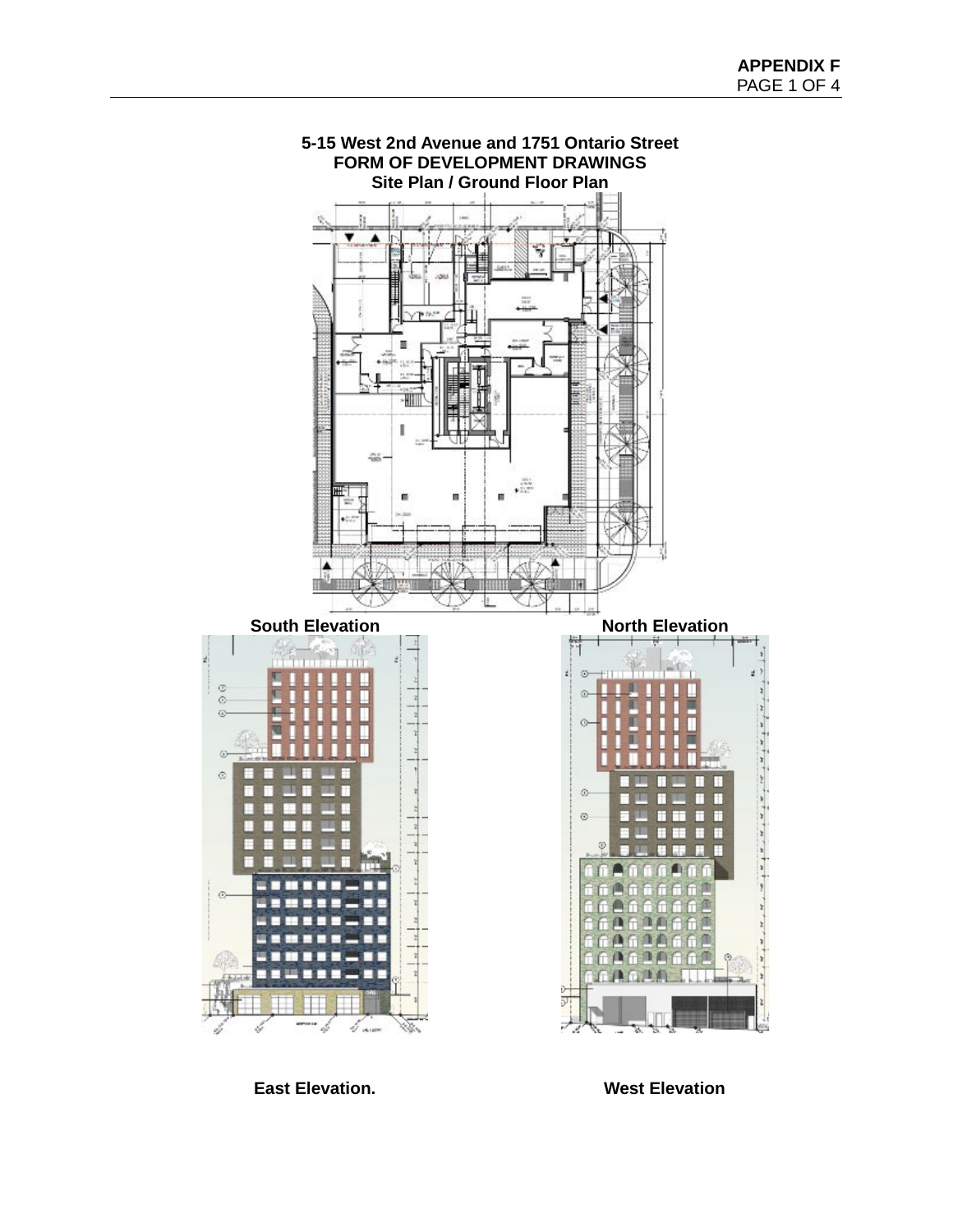**APPENDIX F**

# 5-15 West 2nd Avenue and 1751 Ontario Street
## FORM OF DEVELOPMENT DRAWINGS
### Site Plan / Ground Floor Plan

**South Elevation** **North Elevation**

**East Elevation.** **West Elevation**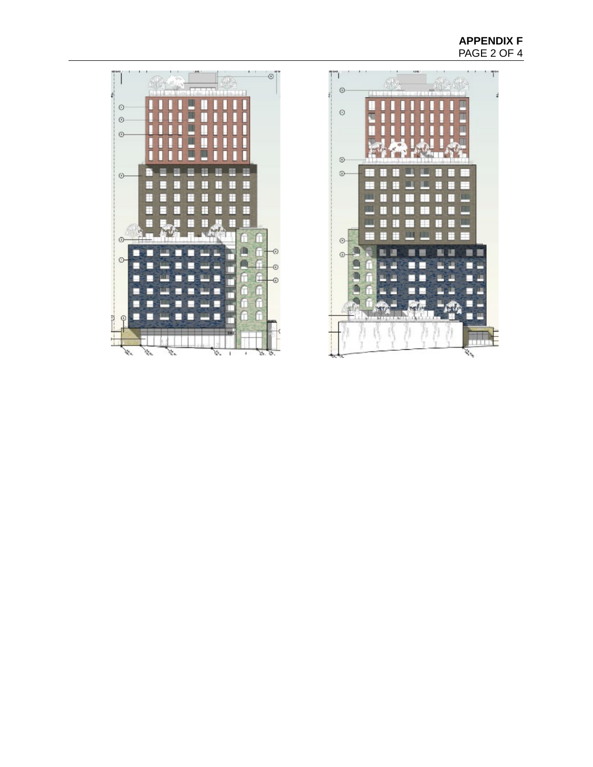**APPENDIX F**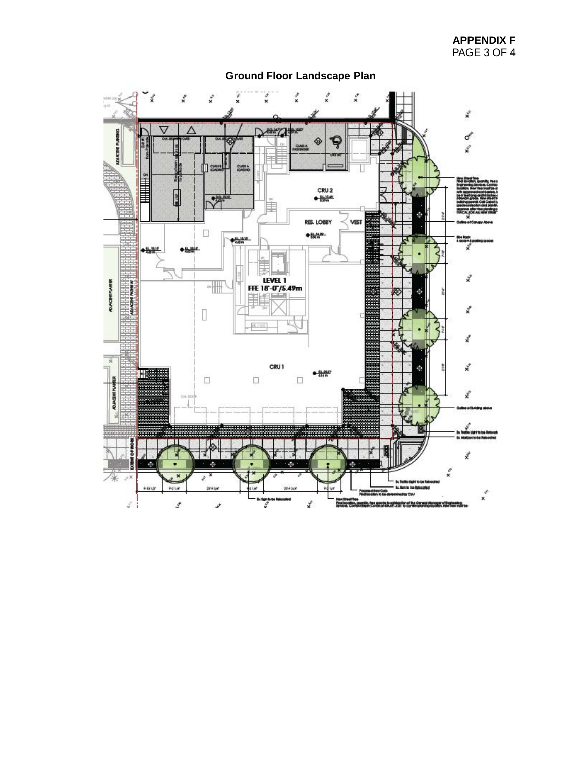## Ground Floor Landscape Plan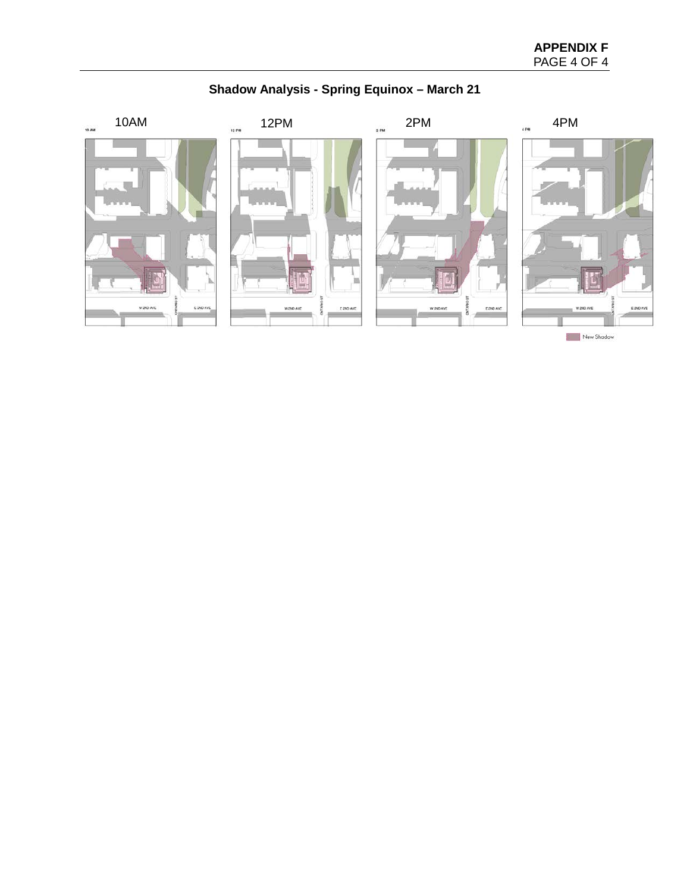## Shadow Analysis - Spring Equinox – March 21

10AM

12PM

2PM

4PM

New Shadow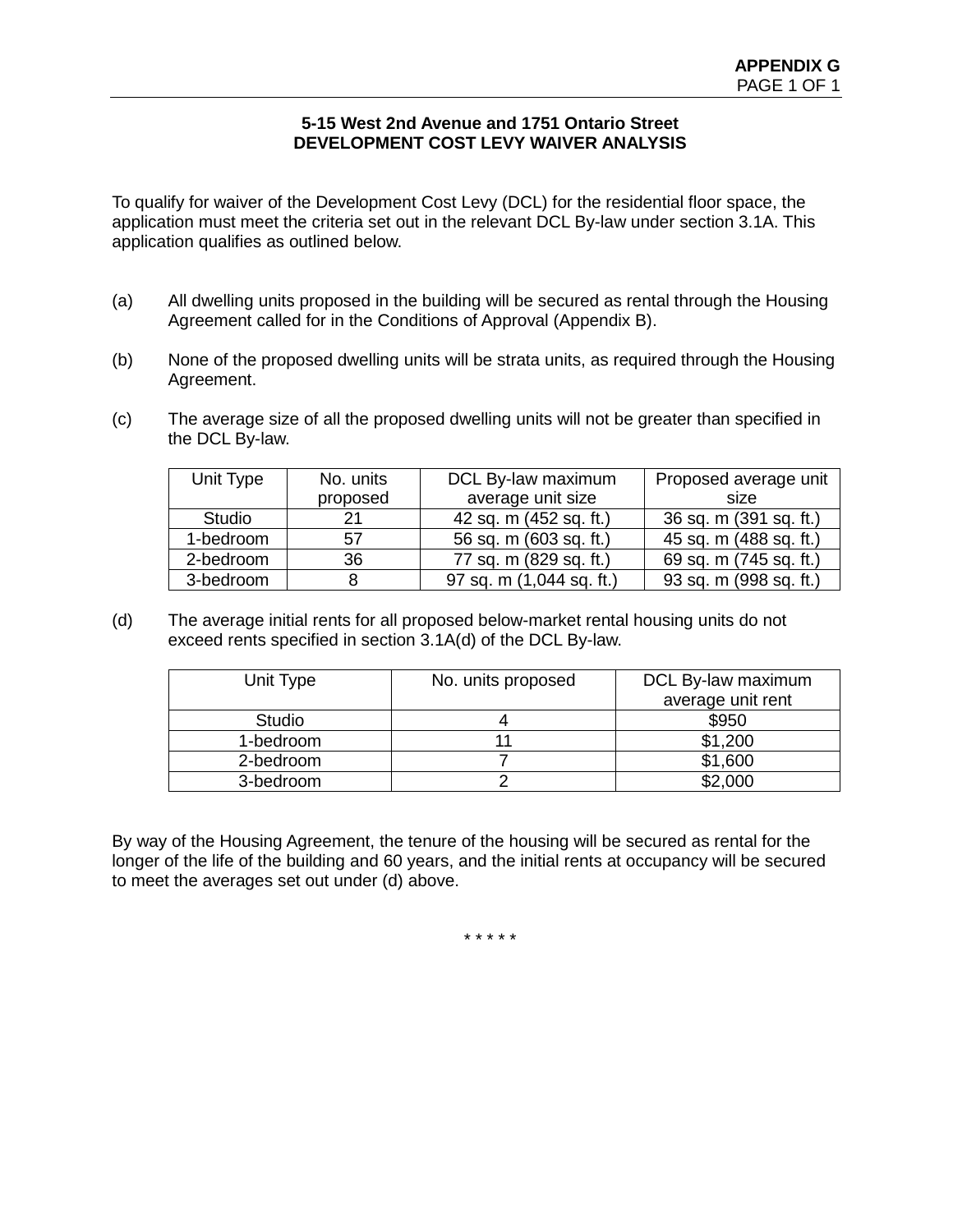**APPENDIX G**

## 5-15 West 2nd Avenue and 1751 Ontario Street
## DEVELOPMENT COST LEVY WAIVER ANALYSIS

To qualify for waiver of the Development Cost Levy (DCL) for the residential floor space, the application must meet the criteria set out in the relevant DCL By-law under section 3.1A. This application qualifies as outlined below.

(a) All dwelling units proposed in the building will be secured as rental through the Housing Agreement called for in the Conditions of Approval (Appendix B).

(b) None of the proposed dwelling units will be strata units, as required through the Housing Agreement.

(c) The average size of all the proposed dwelling units will not be greater than specified in the DCL By-law.

| Unit Type | No. units proposed | DCL By-law maximum average unit size | Proposed average unit size |
|---|---|---|---|
| Studio | 21 | 42 sq. m (452 sq. ft.) | 36 sq. m (391 sq. ft.) |
| 1-bedroom | 57 | 56 sq. m (603 sq. ft.) | 45 sq. m (488 sq. ft.) |
| 2-bedroom | 36 | 77 sq. m (829 sq. ft.) | 69 sq. m (745 sq. ft.) |
| 3-bedroom | 8 | 97 sq. m (1,044 sq. ft.) | 93 sq. m (998 sq. ft.) |

(d) The average initial rents for all proposed below-market rental housing units do not exceed rents specified in section 3.1A(d) of the DCL By-law.

| Unit Type | No. units proposed | DCL By-law maximum average unit rent |
|---|---|---|
| Studio | 4 | $950 |
| 1-bedroom | 11 | $1,200 |
| 2-bedroom | 7 | $1,600 |
| 3-bedroom | 2 | $2,000 |

By way of the Housing Agreement, the tenure of the housing will be secured as rental for the longer of the life of the building and 60 years, and the initial rents at occupancy will be secured to meet the averages set out under (d) above.

\* \* \* \* \*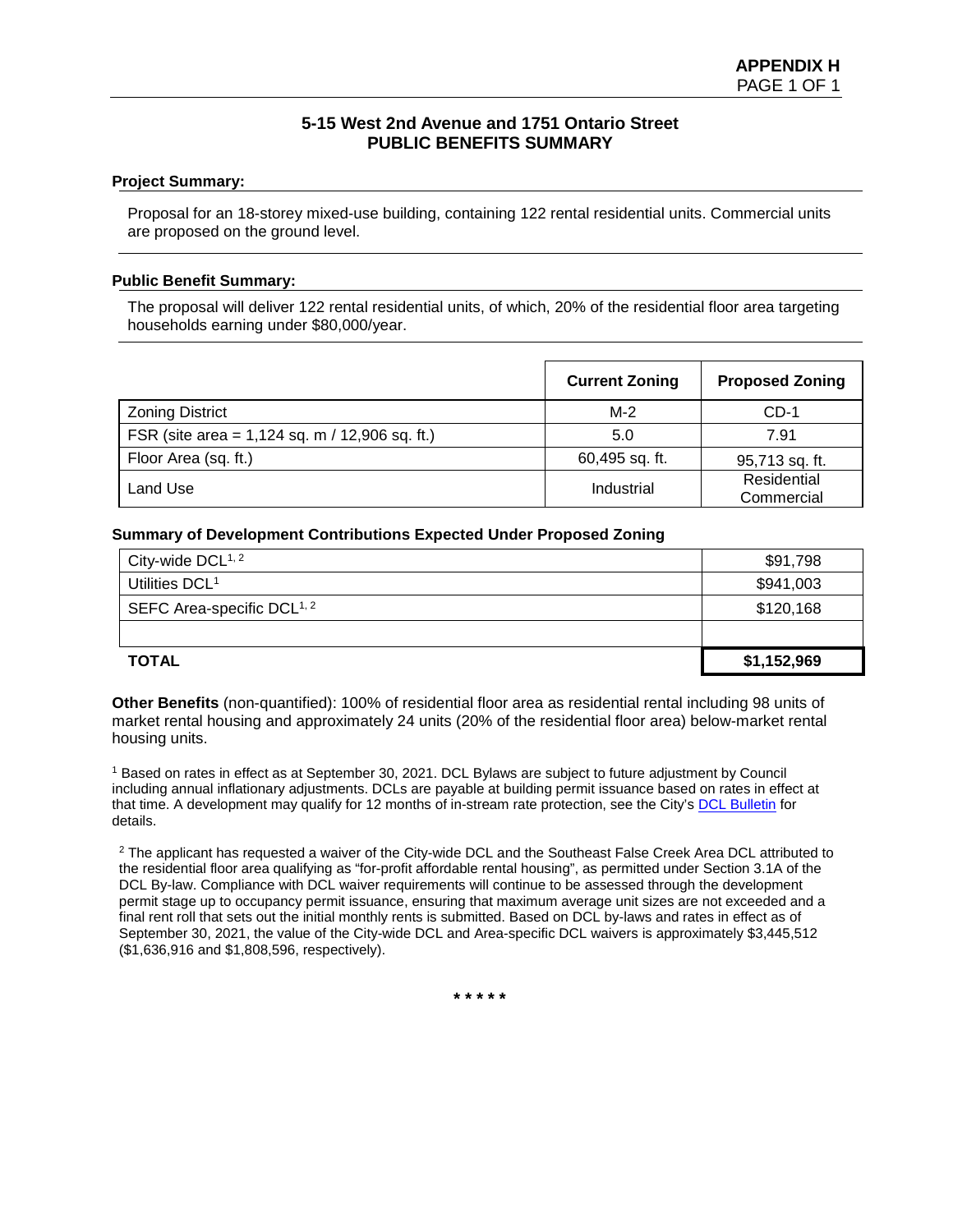**APPENDIX H**

# 5-15 West 2nd Avenue and 1751 Ontario Street PUBLIC BENEFITS SUMMARY

## Project Summary:

Proposal for an 18-storey mixed-use building, containing 122 rental residential units. Commercial units are proposed on the ground level.

## Public Benefit Summary:

The proposal will deliver 122 rental residential units, of which, 20% of the residential floor area targeting households earning under $80,000/year.

| | Current Zoning | Proposed Zoning |
|---|---|---|
| Zoning District | M-2 | CD-1 |
| FSR (site area = 1,124 sq. m / 12,906 sq. ft.) | 5.0 | 7.91 |
| Floor Area (sq. ft.) | 60,495 sq. ft. | 95,713 sq. ft. |
| Land Use | Industrial | Residential Commercial |

### Summary of Development Contributions Expected Under Proposed Zoning

| | |
|---|---|
| City-wide DCL[1, 2] | $91,798 |
| Utilities DCL[1] | $941,003 |
| SEFC Area-specific DCL[1, 2] | $120,168 |
| | |
| **TOTAL** | **$1,152,969** |

**Other Benefits** (non-quantified): 100% of residential floor area as residential rental including 98 units of market rental housing and approximately 24 units (20% of the residential floor area) below-market rental housing units.

[1] Based on rates in effect as at September 30, 2021. DCL Bylaws are subject to future adjustment by Council including annual inflationary adjustments. DCLs are payable at building permit issuance based on rates in effect at that time. A development may qualify for 12 months of in-stream rate protection, see the City's DCL Bulletin for details.

[2] The applicant has requested a waiver of the City-wide DCL and the Southeast False Creek Area DCL attributed to the residential floor area qualifying as "for-profit affordable rental housing", as permitted under Section 3.1A of the DCL By-law. Compliance with DCL waiver requirements will continue to be assessed through the development permit stage up to occupancy permit issuance, ensuring that maximum average unit sizes are not exceeded and a final rent roll that sets out the initial monthly rents is submitted. Based on DCL by-laws and rates in effect as of September 30, 2021, the value of the City-wide DCL and Area-specific DCL waivers is approximately $3,445,512 ($1,636,916 and $1,808,596, respectively).

* * * * *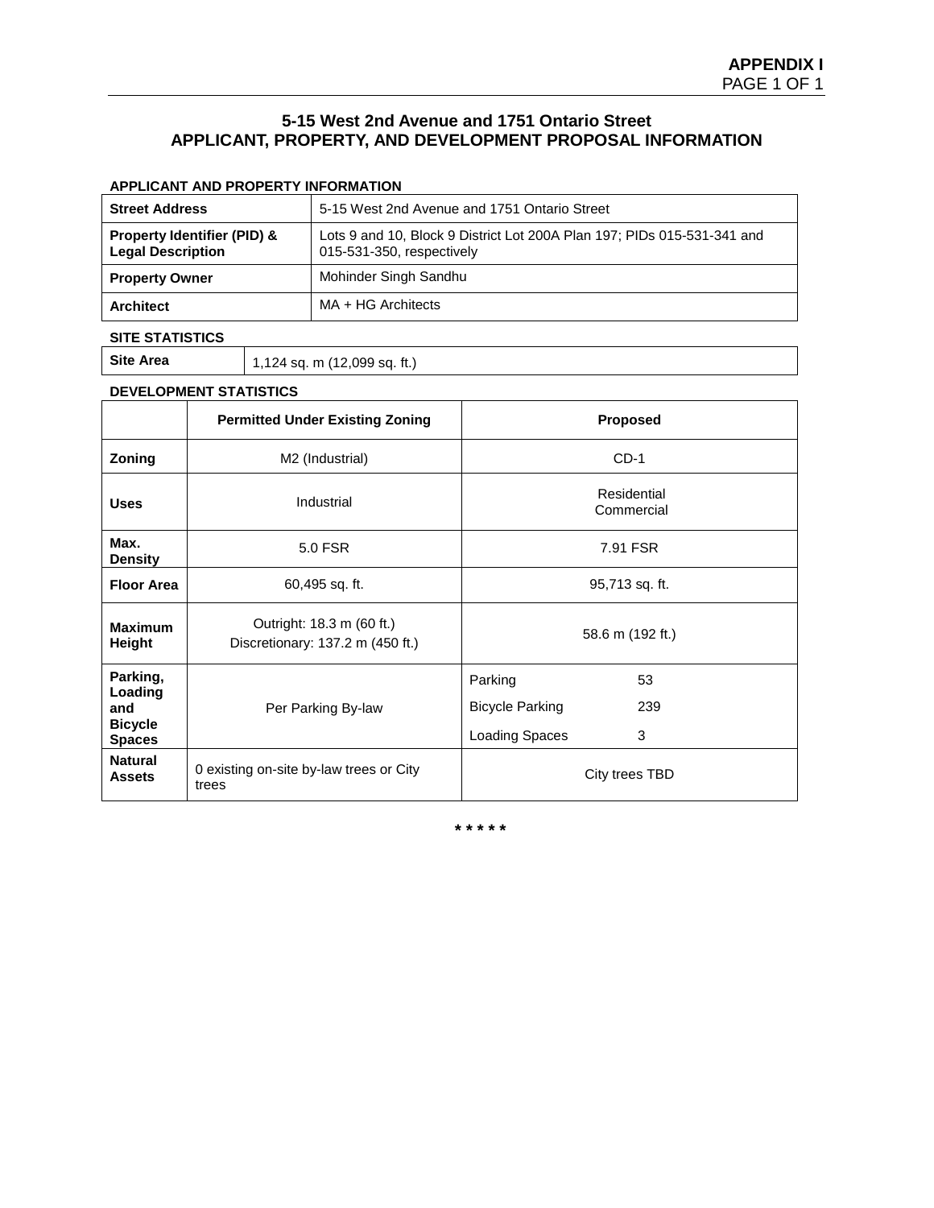**APPENDIX I**
PAGE 1 OF 1

## 5-15 West 2nd Avenue and 1751 Ontario Street
## APPLICANT, PROPERTY, AND DEVELOPMENT PROPOSAL INFORMATION

**APPLICANT AND PROPERTY INFORMATION**

| | |
|---|---|
| **Street Address** | 5-15 West 2nd Avenue and 1751 Ontario Street |
| **Property Identifier (PID) & Legal Description** | Lots 9 and 10, Block 9 District Lot 200A Plan 197; PIDs 015-531-341 and 015-531-350, respectively |
| **Property Owner** | Mohinder Singh Sandhu |
| **Architect** | MA + HG Architects |

**SITE STATISTICS**

| | |
|---|---|
| **Site Area** | 1,124 sq. m (12,099 sq. ft.) |

**DEVELOPMENT STATISTICS**

| | Permitted Under Existing Zoning | Proposed |
|---|---|---|
| **Zoning** | M2 (Industrial) | CD-1 |
| **Uses** | Industrial | Residential<br>Commercial |
| **Max. Density** | 5.0 FSR | 7.91 FSR |
| **Floor Area** | 60,495 sq. ft. | 95,713 sq. ft. |
| **Maximum Height** | Outright: 18.3 m (60 ft.)<br>Discretionary: 137.2 m (450 ft.) | 58.6 m (192 ft.) |
| **Parking, Loading and Bicycle Spaces** | Per Parking By-law | Parking 53<br>Bicycle Parking 239<br>Loading Spaces 3 |
| **Natural Assets** | 0 existing on-site by-law trees or City trees | City trees TBD |

\* \* \* \* \*